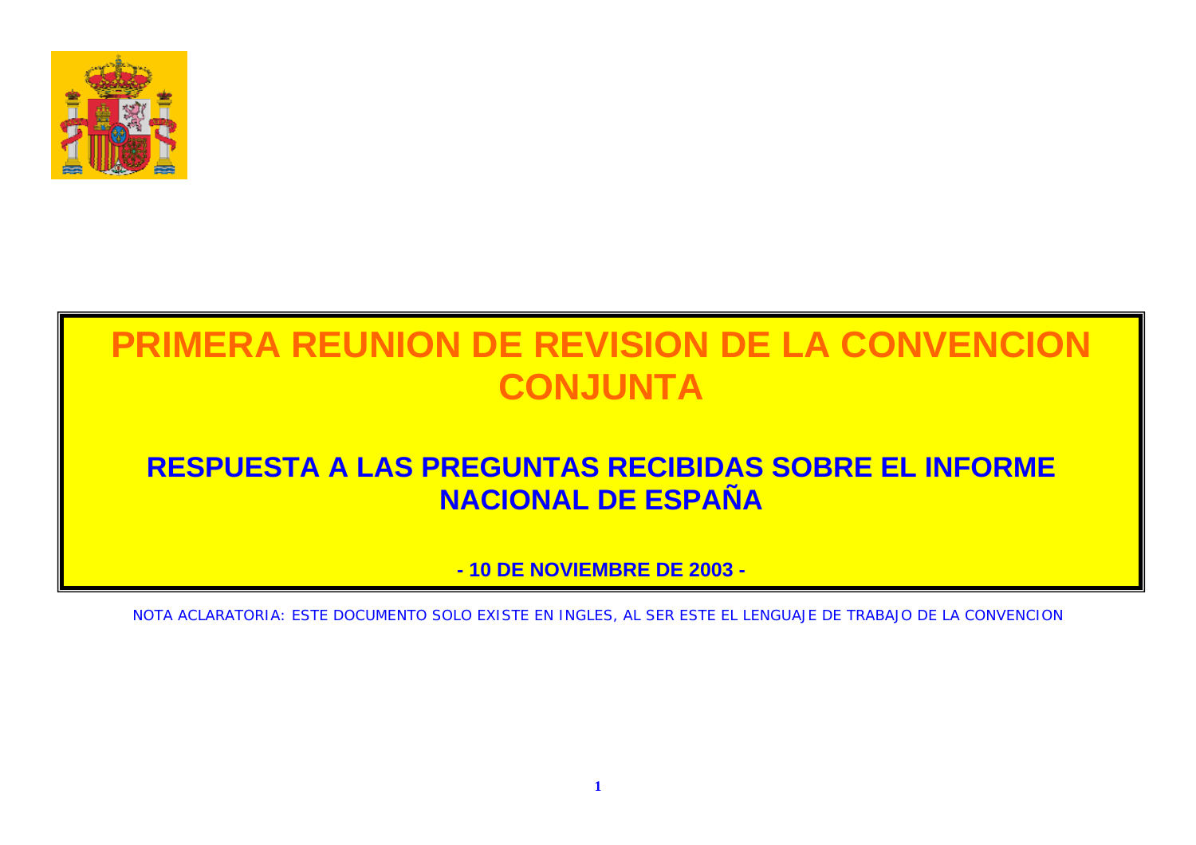# PRIMERA REUNION DE REVISION DE LA CONVENCION CONJUNTA

## RESPUESTA A LAS PREGUNTAS RECIBIDAS SOBRE EL INFORME NACIONAL DE ESPAÑA

**- 10 DE NOVIEMBRE DE 2003 -**

NOTA ACLARATORIA: ESTE DOCUMENTO SOLO EXISTE EN INGLES, AL SER ESTE EL LENGUAJE DE TRABAJO DE LA CONVENCION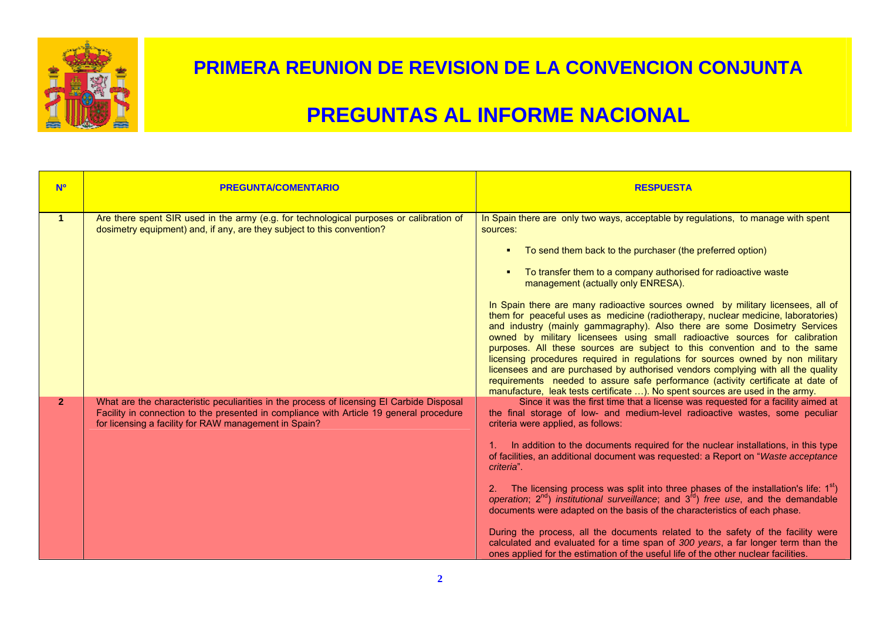# PRIMERA REUNION DE REVISION DE LA CONVENCION CONJUNTA

# PREGUNTAS AL INFORME NACIONAL

| Nº | PREGUNTA/COMENTARIO | RESPUESTA |
|---|---|---|
| 1 | Are there spent SIR used in the army (e.g. for technological purposes or calibration of dosimetry equipment) and, if any, are they subject to this convention? | In Spain there are only two ways, acceptable by regulations, to manage with spent sources:<br><br>▪ To send them back to the purchaser (the preferred option)<br><br>▪ To transfer them to a company authorised for radioactive waste management (actually only ENRESA).<br><br>In Spain there are many radioactive sources owned by military licensees, all of them for peaceful uses as medicine (radiotherapy, nuclear medicine, laboratories) and industry (mainly gammagraphy). Also there are some Dosimetry Services owned by military licensees using small radioactive sources for calibration purposes. All these sources are subject to this convention and to the same licensing procedures required in regulations for sources owned by non military licensees and are purchased by authorised vendors complying with all the quality requirements needed to assure safe performance (activity certificate at date of manufacture, leak tests certificate …). No spent sources are used in the army. |
| 2 | What are the characteristic peculiarities in the process of licensing El Carbide Disposal Facility in connection to the presented in compliance with Article 19 general procedure for licensing a facility for RAW management in Spain? | Since it was the first time that a license was requested for a facility aimed at the final storage of low- and medium-level radioactive wastes, some peculiar criteria were applied, as follows:<br><br>1. In addition to the documents required for the nuclear installations, in this type of facilities, an additional document was requested: a Report on "*Waste acceptance criteria*".<br><br>2. The licensing process was split into three phases of the installation's life: 1st) *operation*; 2nd) *institutional surveillance*; and 3rd) *free use*, and the demandable documents were adapted on the basis of the characteristics of each phase.<br><br>During the process, all the documents related to the safety of the facility were calculated and evaluated for a time span of *300 years*, a far longer term than the ones applied for the estimation of the useful life of the other nuclear facilities. |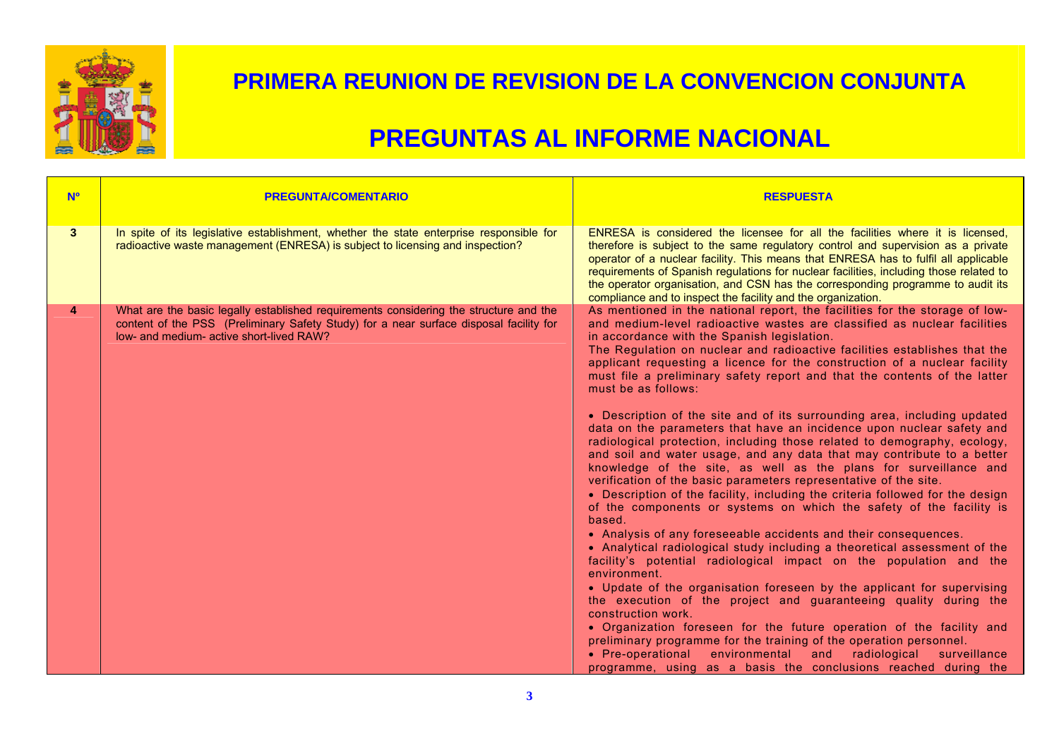# PRIMERA REUNION DE REVISION DE LA CONVENCION CONJUNTA

# PREGUNTAS AL INFORME NACIONAL

| Nº | PREGUNTA/COMENTARIO | RESPUESTA |
|---|---|---|
| 3 | In spite of its legislative establishment, whether the state enterprise responsible for radioactive waste management (ENRESA) is subject to licensing and inspection? | ENRESA is considered the licensee for all the facilities where it is licensed, therefore is subject to the same regulatory control and supervision as a private operator of a nuclear facility. This means that ENRESA has to fulfil all applicable requirements of Spanish regulations for nuclear facilities, including those related to the operator organisation, and CSN has the corresponding programme to audit its compliance and to inspect the facility and the organization. |
| 4 | What are the basic legally established requirements considering the structure and the content of the PSS (Preliminary Safety Study) for a near surface disposal facility for low- and medium- active short-lived RAW? | As mentioned in the national report, the facilities for the storage of low- and medium-level radioactive wastes are classified as nuclear facilities in accordance with the Spanish legislation.<br>The Regulation on nuclear and radioactive facilities establishes that the applicant requesting a licence for the construction of a nuclear facility must file a preliminary safety report and that the contents of the latter must be as follows:<br><br>• Description of the site and of its surrounding area, including updated data on the parameters that have an incidence upon nuclear safety and radiological protection, including those related to demography, ecology, and soil and water usage, and any data that may contribute to a better knowledge of the site, as well as the plans for surveillance and verification of the basic parameters representative of the site.<br>• Description of the facility, including the criteria followed for the design of the components or systems on which the safety of the facility is based.<br>• Analysis of any foreseeable accidents and their consequences.<br>• Analytical radiological study including a theoretical assessment of the facility's potential radiological impact on the population and the environment.<br>• Update of the organisation foreseen by the applicant for supervising the execution of the project and guaranteeing quality during the construction work.<br>• Organization foreseen for the future operation of the facility and preliminary programme for the training of the operation personnel.<br>• Pre-operational environmental and radiological surveillance programme, using as a basis the conclusions reached during the |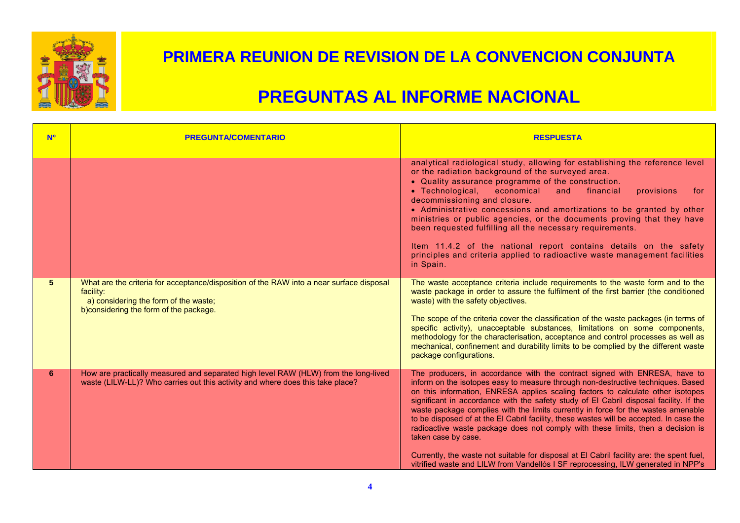# PRIMERA REUNION DE REVISION DE LA CONVENCION CONJUNTA

# PREGUNTAS AL INFORME NACIONAL

| Nº | PREGUNTA/COMENTARIO | RESPUESTA |
|---|---|---|
| | | analytical radiological study, allowing for establishing the reference level or the radiation background of the surveyed area.<br>• Quality assurance programme of the construction.<br>• Technological, economical and financial provisions for decommissioning and closure.<br>• Administrative concessions and amortizations to be granted by other ministries or public agencies, or the documents proving that they have been requested fulfilling all the necessary requirements.<br><br>Item 11.4.2 of the national report contains details on the safety principles and criteria applied to radioactive waste management facilities in Spain. |
| 5 | What are the criteria for acceptance/disposition of the RAW into a near surface disposal facility:<br>a) considering the form of the waste;<br>b)considering the form of the package. | The waste acceptance criteria include requirements to the waste form and to the waste package in order to assure the fulfilment of the first barrier (the conditioned waste) with the safety objectives.<br><br>The scope of the criteria cover the classification of the waste packages (in terms of specific activity), unacceptable substances, limitations on some components, methodology for the characterisation, acceptance and control processes as well as mechanical, confinement and durability limits to be complied by the different waste package configurations. |
| 6 | How are practically measured and separated high level RAW (HLW) from the long-lived waste (LILW-LL)? Who carries out this activity and where does this take place? | The producers, in accordance with the contract signed with ENRESA, have to inform on the isotopes easy to measure through non-destructive techniques. Based on this information, ENRESA applies scaling factors to calculate other isotopes significant in accordance with the safety study of El Cabril disposal facility. If the waste package complies with the limits currently in force for the wastes amenable to be disposed of at the El Cabril facility, these wastes will be accepted. In case the radioactive waste package does not comply with these limits, then a decision is taken case by case.<br><br>Currently, the waste not suitable for disposal at El Cabril facility are: the spent fuel, vitrified waste and LILW from Vandellós I SF reprocessing, ILW generated in NPP's |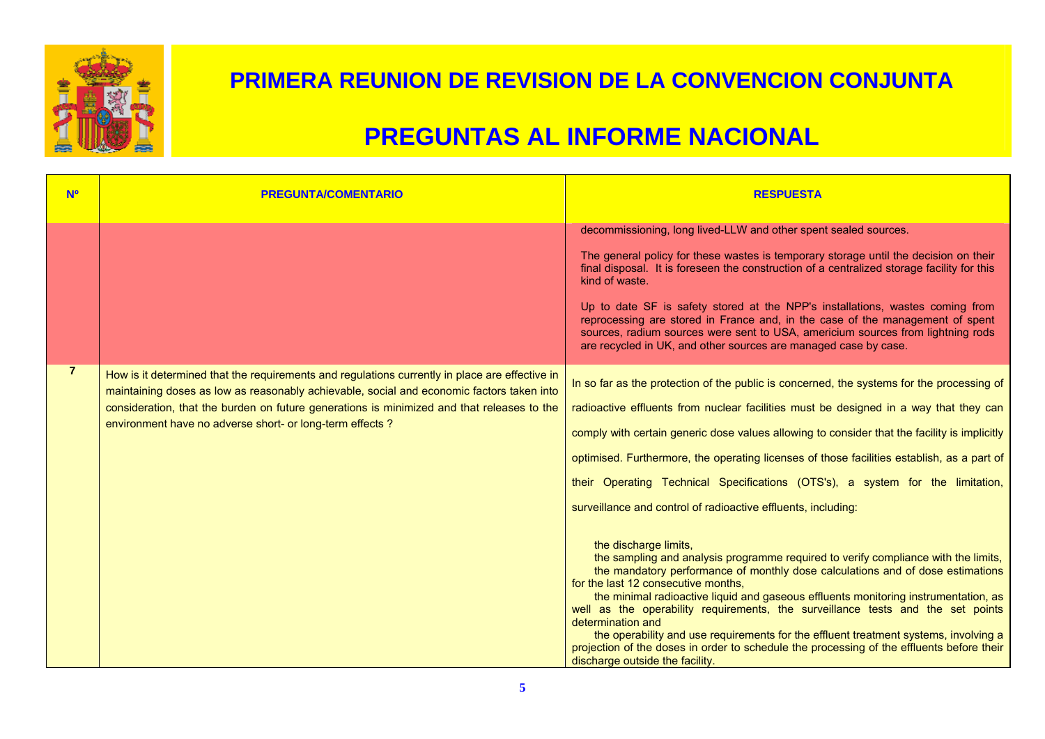# PRIMERA REUNION DE REVISION DE LA CONVENCION CONJUNTA

# PREGUNTAS AL INFORME NACIONAL

| Nº | PREGUNTA/COMENTARIO | RESPUESTA |
|---|---|---|
| | | decommissioning, long lived-LLW and other spent sealed sources.<br><br>The general policy for these wastes is temporary storage until the decision on their final disposal. It is foreseen the construction of a centralized storage facility for this kind of waste.<br><br>Up to date SF is safety stored at the NPP's installations, wastes coming from reprocessing are stored in France and, in the case of the management of spent sources, radium sources were sent to USA, americium sources from lightning rods are recycled in UK, and other sources are managed case by case. |
| 7 | How is it determined that the requirements and regulations currently in place are effective in maintaining doses as low as reasonably achievable, social and economic factors taken into consideration, that the burden on future generations is minimized and that releases to the environment have no adverse short- or long-term effects ? | In so far as the protection of the public is concerned, the systems for the processing of radioactive effluents from nuclear facilities must be designed in a way that they can comply with certain generic dose values allowing to consider that the facility is implicitly optimised. Furthermore, the operating licenses of those facilities establish, as a part of their Operating Technical Specifications (OTS's), a system for the limitation, surveillance and control of radioactive effluents, including:<br><br>the discharge limits,<br>the sampling and analysis programme required to verify compliance with the limits,<br>the mandatory performance of monthly dose calculations and of dose estimations for the last 12 consecutive months,<br>the minimal radioactive liquid and gaseous effluents monitoring instrumentation, as well as the operability requirements, the surveillance tests and the set points determination and<br>the operability and use requirements for the effluent treatment systems, involving a projection of the doses in order to schedule the processing of the effluents before their discharge outside the facility. |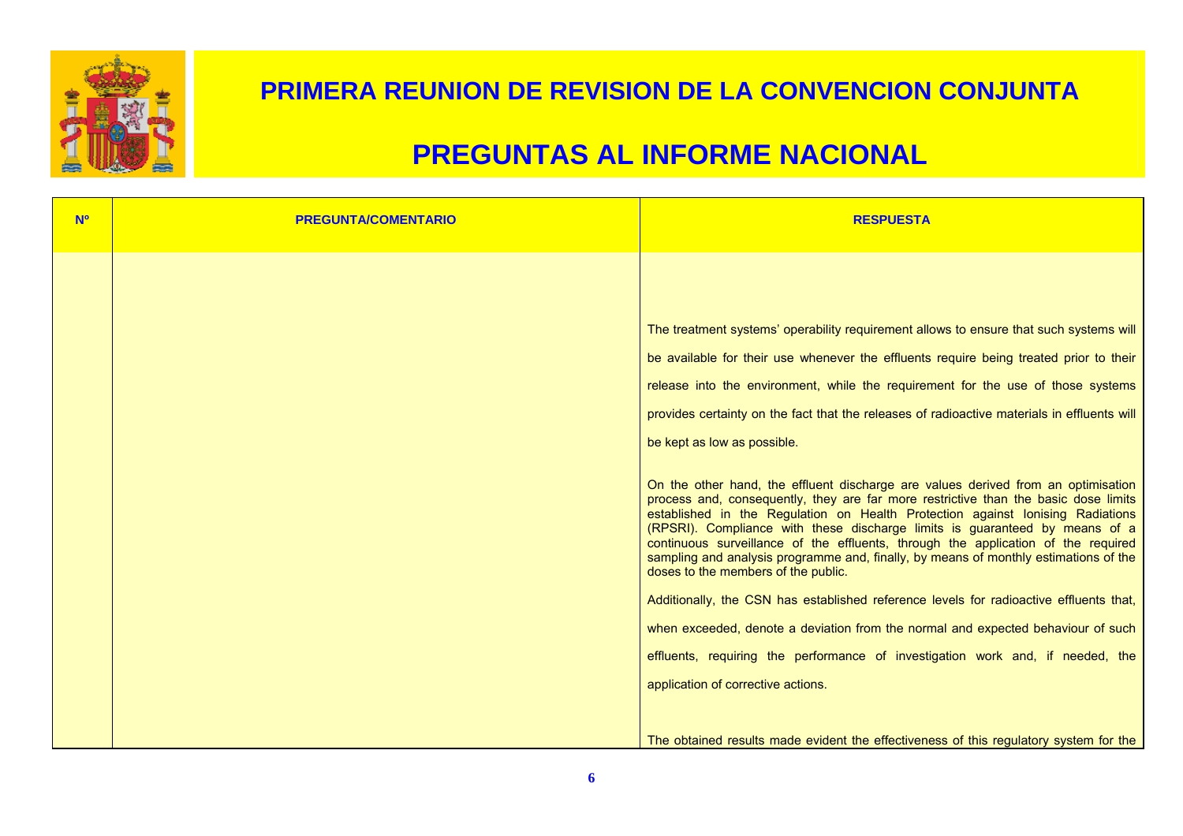# PRIMERA REUNION DE REVISION DE LA CONVENCION CONJUNTA

# PREGUNTAS AL INFORME NACIONAL

| Nº | PREGUNTA/COMENTARIO | RESPUESTA |
|---|---|---|
| | | The treatment systems' operability requirement allows to ensure that such systems will be available for their use whenever the effluents require being treated prior to their release into the environment, while the requirement for the use of those systems provides certainty on the fact that the releases of radioactive materials in effluents will be kept as low as possible.<br><br>On the other hand, the effluent discharge are values derived from an optimisation process and, consequently, they are far more restrictive than the basic dose limits established in the Regulation on Health Protection against Ionising Radiations (RPSRI). Compliance with these discharge limits is guaranteed by means of a continuous surveillance of the effluents, through the application of the required sampling and analysis programme and, finally, by means of monthly estimations of the doses to the members of the public.<br><br>Additionally, the CSN has established reference levels for radioactive effluents that, when exceeded, denote a deviation from the normal and expected behaviour of such effluents, requiring the performance of investigation work and, if needed, the application of corrective actions.<br><br>The obtained results made evident the effectiveness of this regulatory system for the |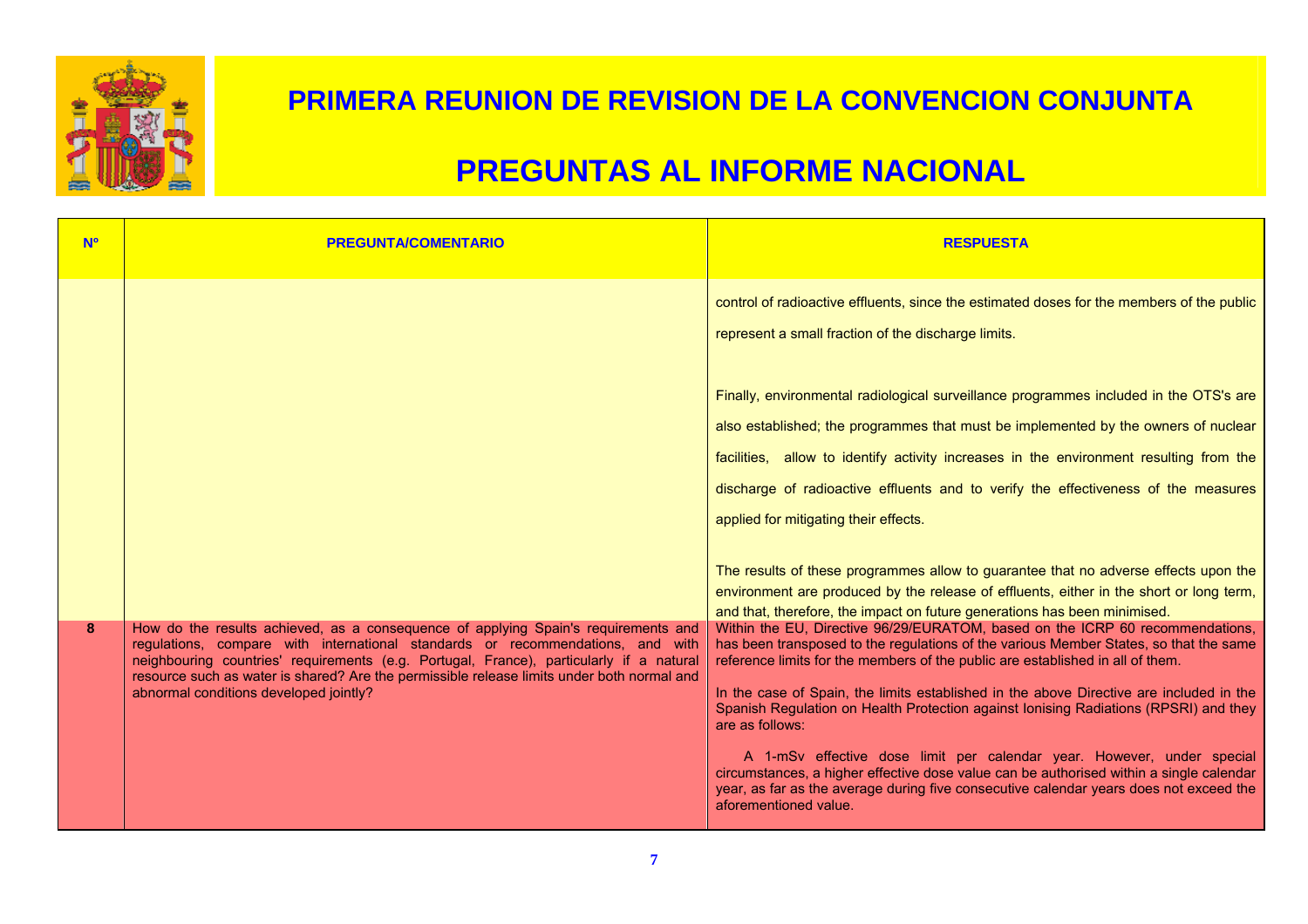# PRIMERA REUNION DE REVISION DE LA CONVENCION CONJUNTA

# PREGUNTAS AL INFORME NACIONAL

| Nº | PREGUNTA/COMENTARIO | RESPUESTA |
|---|---|---|
| | | control of radioactive effluents, since the estimated doses for the members of the public represent a small fraction of the discharge limits.<br><br>Finally, environmental radiological surveillance programmes included in the OTS's are also established; the programmes that must be implemented by the owners of nuclear facilities, allow to identify activity increases in the environment resulting from the discharge of radioactive effluents and to verify the effectiveness of the measures applied for mitigating their effects.<br><br>The results of these programmes allow to guarantee that no adverse effects upon the environment are produced by the release of effluents, either in the short or long term, and that, therefore, the impact on future generations has been minimised. |
| 8 | How do the results achieved, as a consequence of applying Spain's requirements and regulations, compare with international standards or recommendations, and with neighbouring countries' requirements (e.g. Portugal, France), particularly if a natural resource such as water is shared? Are the permissible release limits under both normal and abnormal conditions developed jointly? | Within the EU, Directive 96/29/EURATOM, based on the ICRP 60 recommendations, has been transposed to the regulations of the various Member States, so that the same reference limits for the members of the public are established in all of them.<br><br>In the case of Spain, the limits established in the above Directive are included in the Spanish Regulation on Health Protection against Ionising Radiations (RPSRI) and they are as follows:<br><br>A 1-mSv effective dose limit per calendar year. However, under special circumstances, a higher effective dose value can be authorised within a single calendar year, as far as the average during five consecutive calendar years does not exceed the aforementioned value. |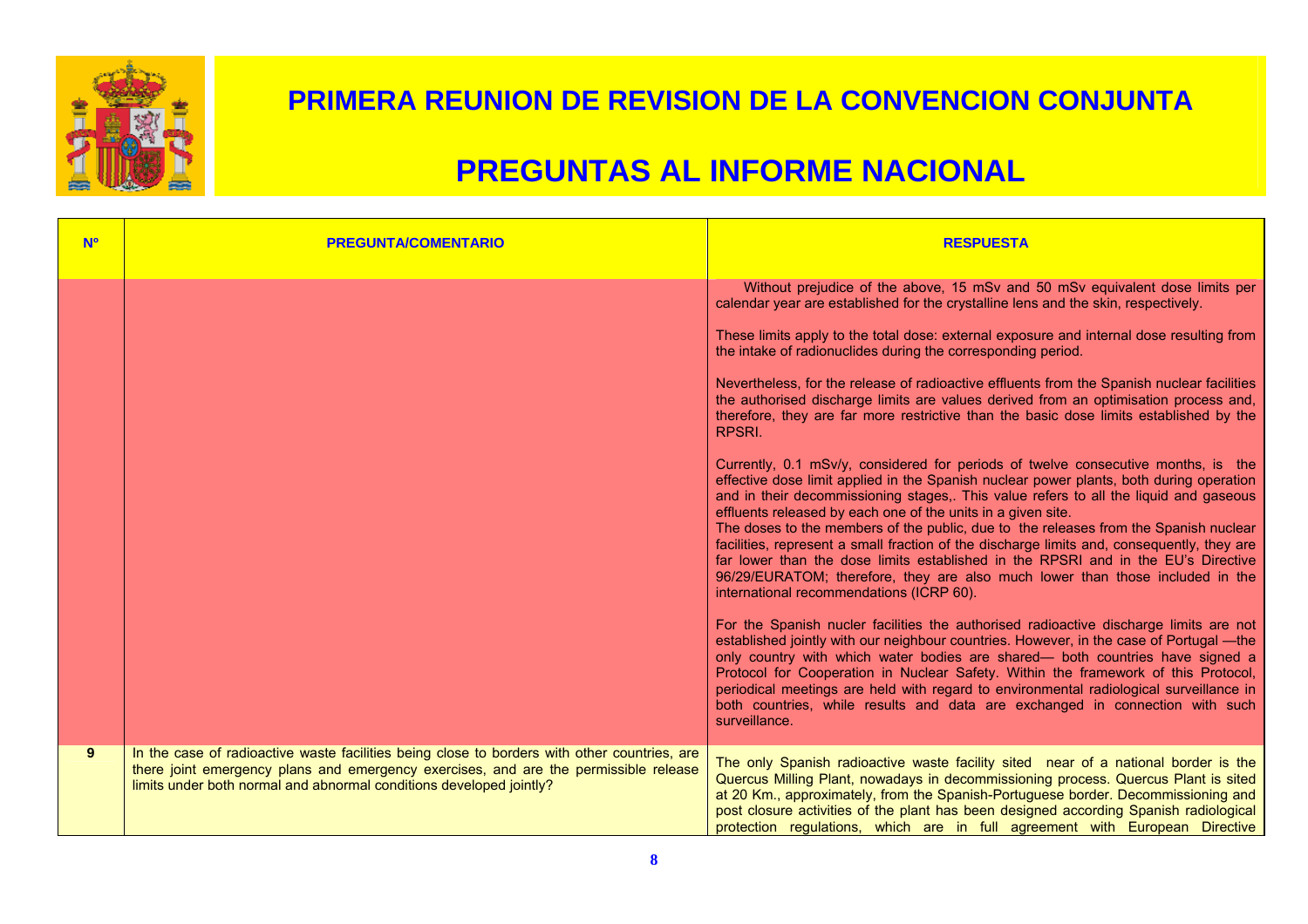# PRIMERA REUNION DE REVISION DE LA CONVENCION CONJUNTA

# PREGUNTAS AL INFORME NACIONAL

| Nº | PREGUNTA/COMENTARIO | RESPUESTA |
|---|---|---|
| | | Without prejudice of the above, 15 mSv and 50 mSv equivalent dose limits per calendar year are established for the crystalline lens and the skin, respectively.<br><br>These limits apply to the total dose: external exposure and internal dose resulting from the intake of radionuclides during the corresponding period.<br><br>Nevertheless, for the release of radioactive effluents from the Spanish nuclear facilities the authorised discharge limits are values derived from an optimisation process and, therefore, they are far more restrictive than the basic dose limits established by the RPSRI.<br><br>Currently, 0.1 mSv/y, considered for periods of twelve consecutive months, is the effective dose limit applied in the Spanish nuclear power plants, both during operation and in their decommissioning stages,. This value refers to all the liquid and gaseous effluents released by each one of the units in a given site.<br>The doses to the members of the public, due to the releases from the Spanish nuclear facilities, represent a small fraction of the discharge limits and, consequently, they are far lower than the dose limits established in the RPSRI and in the EU's Directive 96/29/EURATOM; therefore, they are also much lower than those included in the international recommendations (ICRP 60).<br><br>For the Spanish nucler facilities the authorised radioactive discharge limits are not established jointly with our neighbour countries. However, in the case of Portugal —the only country with which water bodies are shared— both countries have signed a Protocol for Cooperation in Nuclear Safety. Within the framework of this Protocol, periodical meetings are held with regard to environmental radiological surveillance in both countries, while results and data are exchanged in connection with such surveillance. |
| 9 | In the case of radioactive waste facilities being close to borders with other countries, are there joint emergency plans and emergency exercises, and are the permissible release limits under both normal and abnormal conditions developed jointly? | The only Spanish radioactive waste facility sited near of a national border is the Quercus Milling Plant, nowadays in decommissioning process. Quercus Plant is sited at 20 Km., approximately, from the Spanish-Portuguese border. Decommissioning and post closure activities of the plant has been designed according Spanish radiological protection regulations, which are in full agreement with European Directive |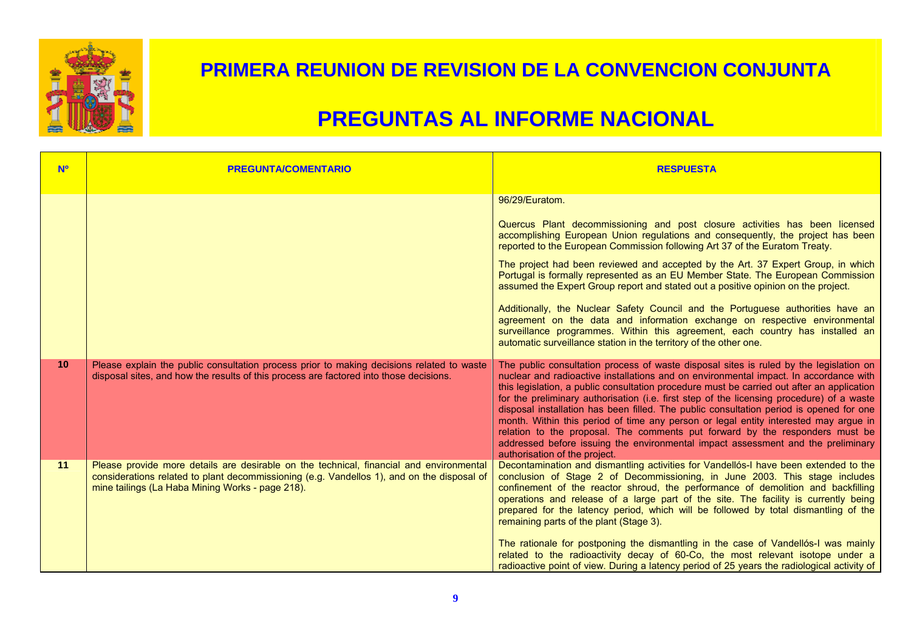# PRIMERA REUNION DE REVISION DE LA CONVENCION CONJUNTA

# PREGUNTAS AL INFORME NACIONAL

| Nº | PREGUNTA/COMENTARIO | RESPUESTA |
|---|---|---|
| | | 96/29/Euratom.<br><br>Quercus Plant decommissioning and post closure activities has been licensed accomplishing European Union regulations and consequently, the project has been reported to the European Commission following Art 37 of the Euratom Treaty.<br><br>The project had been reviewed and accepted by the Art. 37 Expert Group, in which Portugal is formally represented as an EU Member State. The European Commission assumed the Expert Group report and stated out a positive opinion on the project.<br><br>Additionally, the Nuclear Safety Council and the Portuguese authorities have an agreement on the data and information exchange on respective environmental surveillance programmes. Within this agreement, each country has installed an automatic surveillance station in the territory of the other one. |
| 10 | Please explain the public consultation process prior to making decisions related to waste disposal sites, and how the results of this process are factored into those decisions. | The public consultation process of waste disposal sites is ruled by the legislation on nuclear and radioactive installations and on environmental impact. In accordance with this legislation, a public consultation procedure must be carried out after an application for the preliminary authorisation (i.e. first step of the licensing procedure) of a waste disposal installation has been filled. The public consultation period is opened for one month. Within this period of time any person or legal entity interested may argue in relation to the proposal. The comments put forward by the responders must be addressed before issuing the environmental impact assessment and the preliminary authorisation of the project. |
| 11 | Please provide more details are desirable on the technical, financial and environmental considerations related to plant decommissioning (e.g. Vandellos 1), and on the disposal of mine tailings (La Haba Mining Works - page 218). | Decontamination and dismantling activities for Vandellós-I have been extended to the conclusion of Stage 2 of Decommissioning, in June 2003. This stage includes confinement of the reactor shroud, the performance of demolition and backfilling operations and release of a large part of the site. The facility is currently being prepared for the latency period, which will be followed by total dismantling of the remaining parts of the plant (Stage 3).<br><br>The rationale for postponing the dismantling in the case of Vandellós-I was mainly related to the radioactivity decay of 60-Co, the most relevant isotope under a radioactive point of view. During a latency period of 25 years the radiological activity of |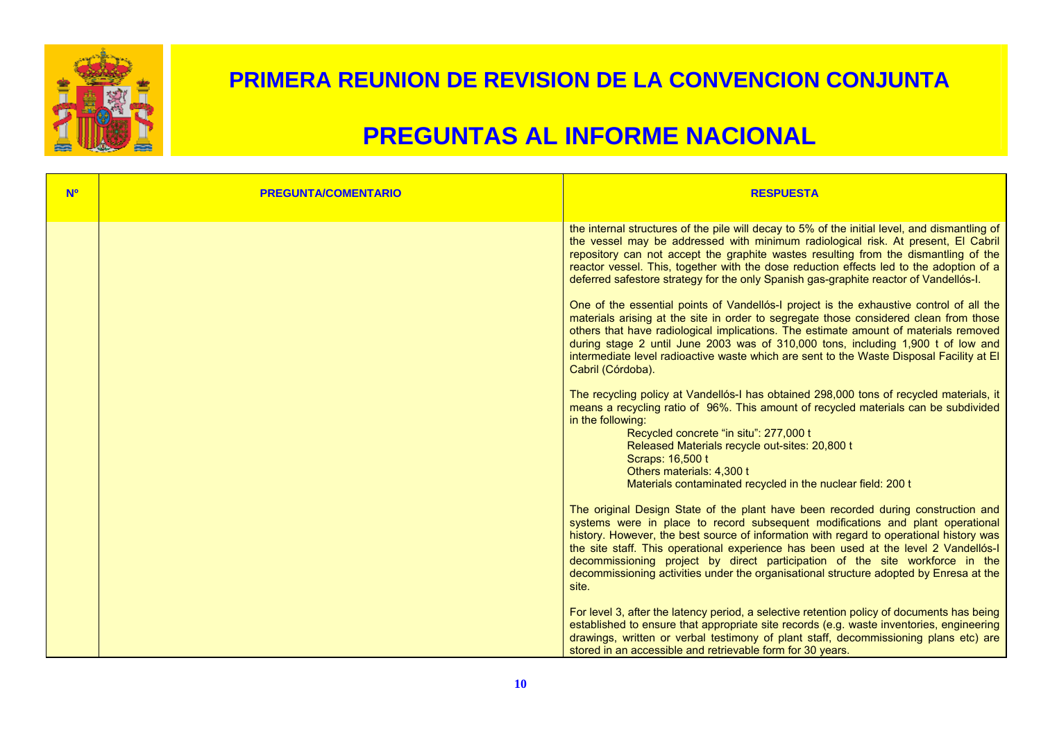# PRIMERA REUNION DE REVISION DE LA CONVENCION CONJUNTA

# PREGUNTAS AL INFORME NACIONAL

| Nº | PREGUNTA/COMENTARIO | RESPUESTA |
|---|---|---|
| | | the internal structures of the pile will decay to 5% of the initial level, and dismantling of the vessel may be addressed with minimum radiological risk. At present, El Cabril repository can not accept the graphite wastes resulting from the dismantling of the reactor vessel. This, together with the dose reduction effects led to the adoption of a deferred safestore strategy for the only Spanish gas-graphite reactor of Vandellós-I.<br><br>One of the essential points of Vandellós-I project is the exhaustive control of all the materials arising at the site in order to segregate those considered clean from those others that have radiological implications. The estimate amount of materials removed during stage 2 until June 2003 was of 310,000 tons, including 1,900 t of low and intermediate level radioactive waste which are sent to the Waste Disposal Facility at El Cabril (Córdoba).<br><br>The recycling policy at Vandellós-I has obtained 298,000 tons of recycled materials, it means a recycling ratio of 96%. This amount of recycled materials can be subdivided in the following:<br>Recycled concrete "in situ": 277,000 t<br>Released Materials recycle out-sites: 20,800 t<br>Scraps: 16,500 t<br>Others materials: 4,300 t<br>Materials contaminated recycled in the nuclear field: 200 t<br><br>The original Design State of the plant have been recorded during construction and systems were in place to record subsequent modifications and plant operational history. However, the best source of information with regard to operational history was the site staff. This operational experience has been used at the level 2 Vandellós-I decommissioning project by direct participation of the site workforce in the decommissioning activities under the organisational structure adopted by Enresa at the site.<br><br>For level 3, after the latency period, a selective retention policy of documents has being established to ensure that appropriate site records (e.g. waste inventories, engineering drawings, written or verbal testimony of plant staff, decommissioning plans etc) are stored in an accessible and retrievable form for 30 years. |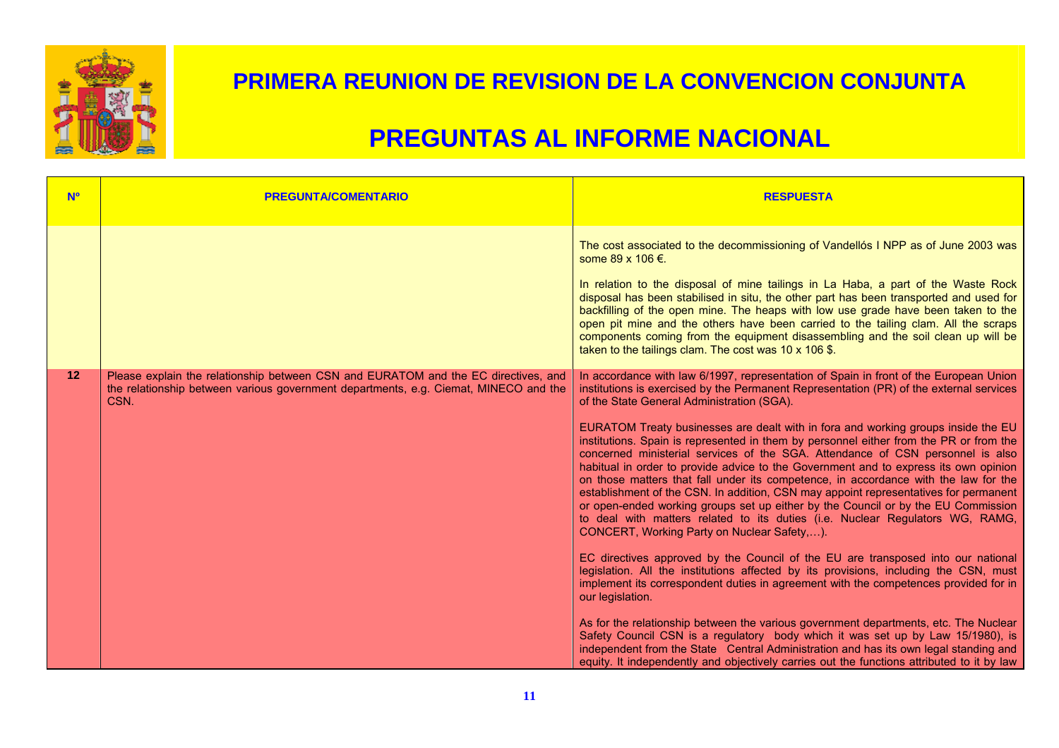# PRIMERA REUNION DE REVISION DE LA CONVENCION CONJUNTA

# PREGUNTAS AL INFORME NACIONAL

| Nº | PREGUNTA/COMENTARIO | RESPUESTA |
|---|---|---|
| | | The cost associated to the decommissioning of Vandellós I NPP as of June 2003 was some 89 x 106 €.<br><br>In relation to the disposal of mine tailings in La Haba, a part of the Waste Rock disposal has been stabilised in situ, the other part has been transported and used for backfilling of the open mine. The heaps with low use grade have been taken to the open pit mine and the others have been carried to the tailing clam. All the scraps components coming from the equipment disassembling and the soil clean up will be taken to the tailings clam. The cost was 10 x 106 $. |
| 12 | Please explain the relationship between CSN and EURATOM and the EC directives, and the relationship between various government departments, e.g. Ciemat, MINECO and the CSN. | In accordance with law 6/1997, representation of Spain in front of the European Union institutions is exercised by the Permanent Representation (PR) of the external services of the State General Administration (SGA).<br><br>EURATOM Treaty businesses are dealt with in fora and working groups inside the EU institutions. Spain is represented in them by personnel either from the PR or from the concerned ministerial services of the SGA. Attendance of CSN personnel is also habitual in order to provide advice to the Government and to express its own opinion on those matters that fall under its competence, in accordance with the law for the establishment of the CSN. In addition, CSN may appoint representatives for permanent or open-ended working groups set up either by the Council or by the EU Commission to deal with matters related to its duties (i.e. Nuclear Regulators WG, RAMG, CONCERT, Working Party on Nuclear Safety,…).<br><br>EC directives approved by the Council of the EU are transposed into our national legislation. All the institutions affected by its provisions, including the CSN, must implement its correspondent duties in agreement with the competences provided for in our legislation.<br><br>As for the relationship between the various government departments, etc. The Nuclear Safety Council CSN is a regulatory body which it was set up by Law 15/1980), is independent from the State Central Administration and has its own legal standing and equity. It independently and objectively carries out the functions attributed to it by law |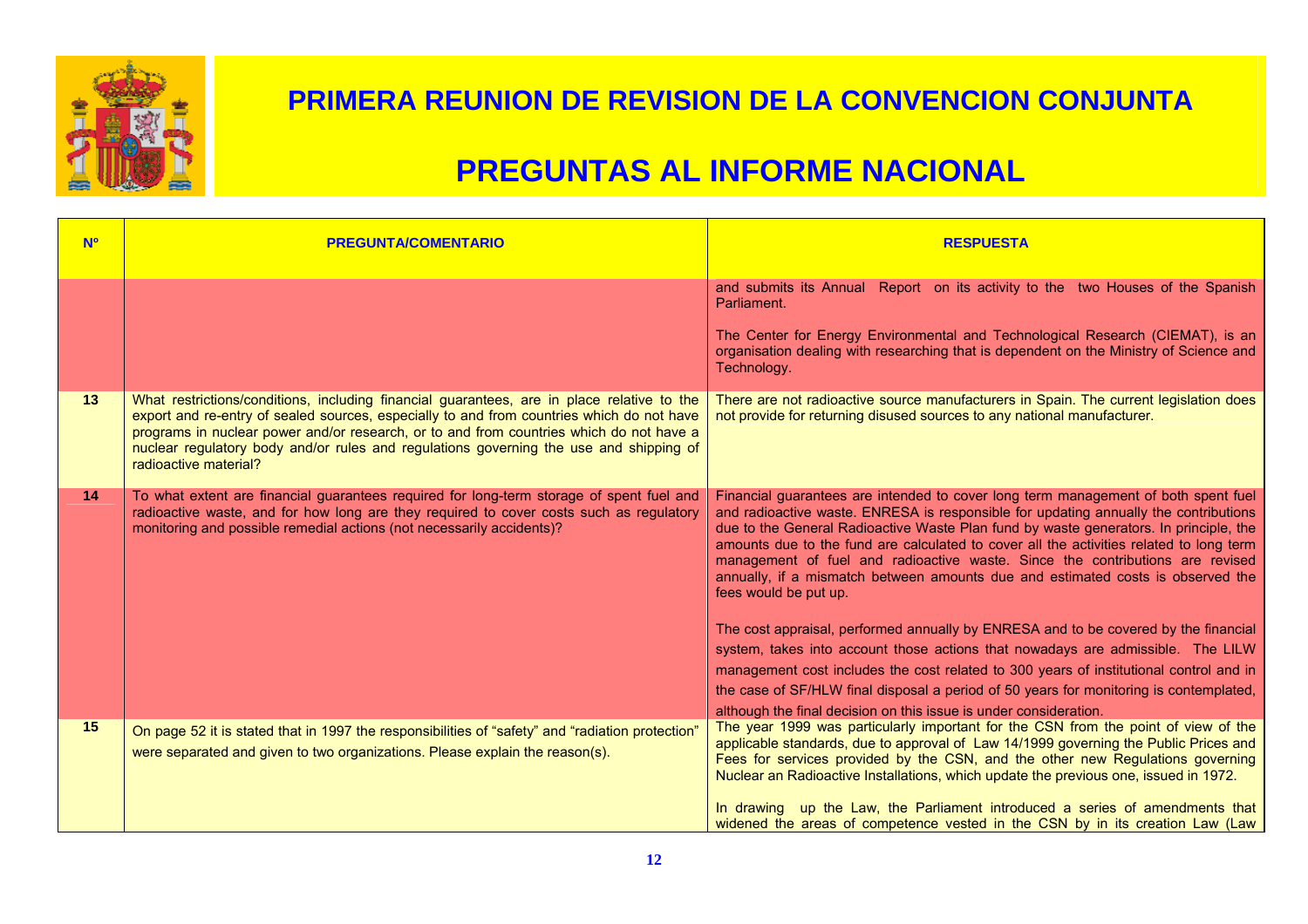# PRIMERA REUNION DE REVISION DE LA CONVENCION CONJUNTA

# PREGUNTAS AL INFORME NACIONAL

| Nº | PREGUNTA/COMENTARIO | RESPUESTA |
|---|---|---|
| | | and submits its Annual Report on its activity to the two Houses of the Spanish Parliament.<br><br>The Center for Energy Environmental and Technological Research (CIEMAT), is an organisation dealing with researching that is dependent on the Ministry of Science and Technology. |
| 13 | What restrictions/conditions, including financial guarantees, are in place relative to the export and re-entry of sealed sources, especially to and from countries which do not have programs in nuclear power and/or research, or to and from countries which do not have a nuclear regulatory body and/or rules and regulations governing the use and shipping of radioactive material? | There are not radioactive source manufacturers in Spain. The current legislation does not provide for returning disused sources to any national manufacturer. |
| 14 | To what extent are financial guarantees required for long-term storage of spent fuel and radioactive waste, and for how long are they required to cover costs such as regulatory monitoring and possible remedial actions (not necessarily accidents)? | Financial guarantees are intended to cover long term management of both spent fuel and radioactive waste. ENRESA is responsible for updating annually the contributions due to the General Radioactive Waste Plan fund by waste generators. In principle, the amounts due to the fund are calculated to cover all the activities related to long term management of fuel and radioactive waste. Since the contributions are revised annually, if a mismatch between amounts due and estimated costs is observed the fees would be put up.<br><br>The cost appraisal, performed annually by ENRESA and to be covered by the financial system, takes into account those actions that nowadays are admissible. The LILW management cost includes the cost related to 300 years of institutional control and in the case of SF/HLW final disposal a period of 50 years for monitoring is contemplated, although the final decision on this issue is under consideration. |
| 15 | On page 52 it is stated that in 1997 the responsibilities of "safety" and "radiation protection" were separated and given to two organizations. Please explain the reason(s). | The year 1999 was particularly important for the CSN from the point of view of the applicable standards, due to approval of Law 14/1999 governing the Public Prices and Fees for services provided by the CSN, and the other new Regulations governing Nuclear an Radioactive Installations, which update the previous one, issued in 1972.<br><br>In drawing up the Law, the Parliament introduced a series of amendments that widened the areas of competence vested in the CSN by in its creation Law (Law |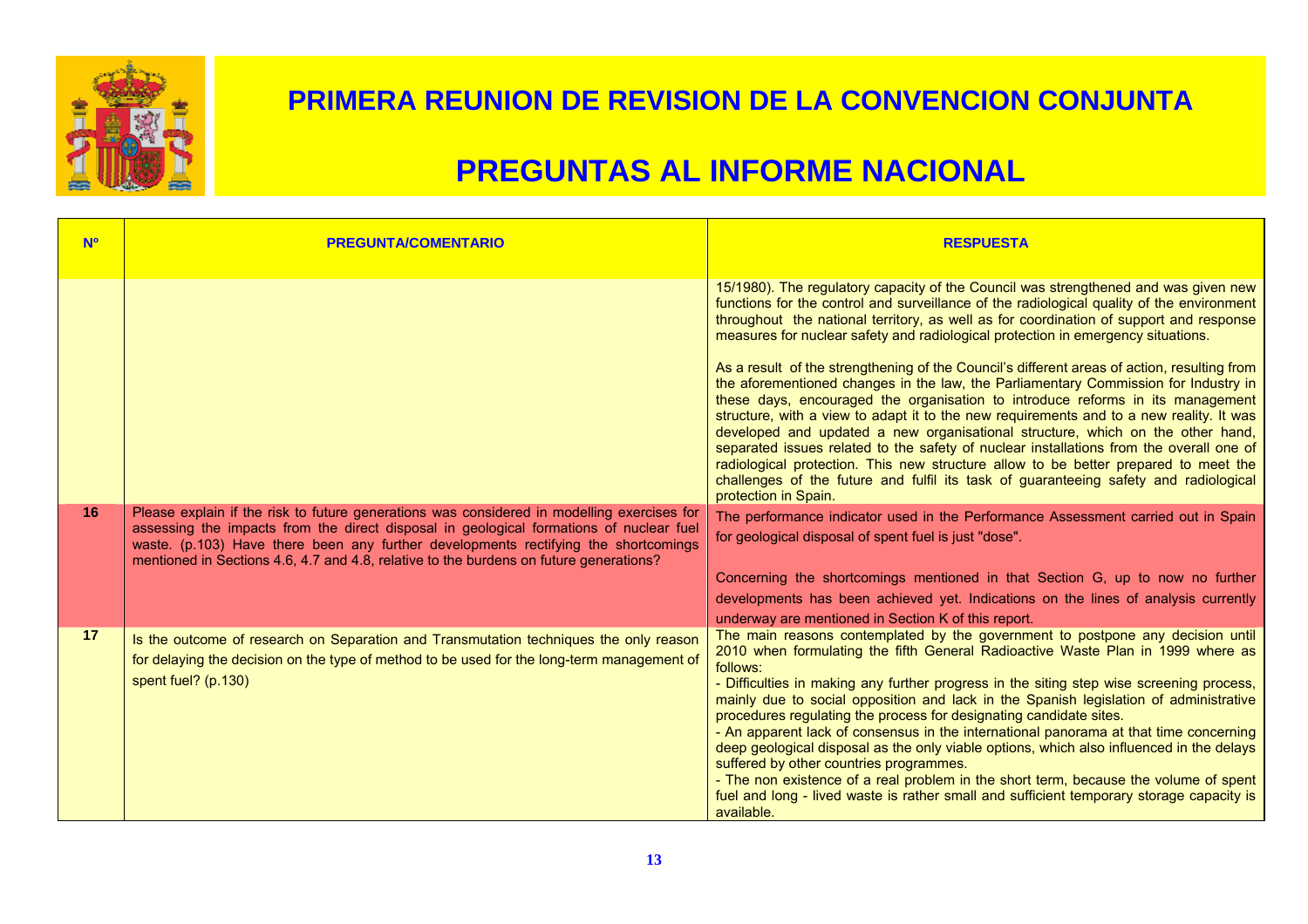# PRIMERA REUNION DE REVISION DE LA CONVENCION CONJUNTA

# PREGUNTAS AL INFORME NACIONAL

| Nº | PREGUNTA/COMENTARIO | RESPUESTA |
|---|---|---|
| | | 15/1980). The regulatory capacity of the Council was strengthened and was given new functions for the control and surveillance of the radiological quality of the environment throughout the national territory, as well as for coordination of support and response measures for nuclear safety and radiological protection in emergency situations.<br><br>As a result of the strengthening of the Council's different areas of action, resulting from the aforementioned changes in the law, the Parliamentary Commission for Industry in these days, encouraged the organisation to introduce reforms in its management structure, with a view to adapt it to the new requirements and to a new reality. It was developed and updated a new organisational structure, which on the other hand, separated issues related to the safety of nuclear installations from the overall one of radiological protection. This new structure allow to be better prepared to meet the challenges of the future and fulfil its task of guaranteeing safety and radiological protection in Spain. |
| 16 | Please explain if the risk to future generations was considered in modelling exercises for assessing the impacts from the direct disposal in geological formations of nuclear fuel waste. (p.103) Have there been any further developments rectifying the shortcomings mentioned in Sections 4.6, 4.7 and 4.8, relative to the burdens on future generations? | The performance indicator used in the Performance Assessment carried out in Spain for geological disposal of spent fuel is just "dose".<br><br>Concerning the shortcomings mentioned in that Section G, up to now no further developments has been achieved yet. Indications on the lines of analysis currently underway are mentioned in Section K of this report. |
| 17 | Is the outcome of research on Separation and Transmutation techniques the only reason for delaying the decision on the type of method to be used for the long-term management of spent fuel? (p.130) | The main reasons contemplated by the government to postpone any decision until 2010 when formulating the fifth General Radioactive Waste Plan in 1999 where as follows:<br>- Difficulties in making any further progress in the siting step wise screening process, mainly due to social opposition and lack in the Spanish legislation of administrative procedures regulating the process for designating candidate sites.<br>- An apparent lack of consensus in the international panorama at that time concerning deep geological disposal as the only viable options, which also influenced in the delays suffered by other countries programmes.<br>- The non existence of a real problem in the short term, because the volume of spent fuel and long - lived waste is rather small and sufficient temporary storage capacity is available. |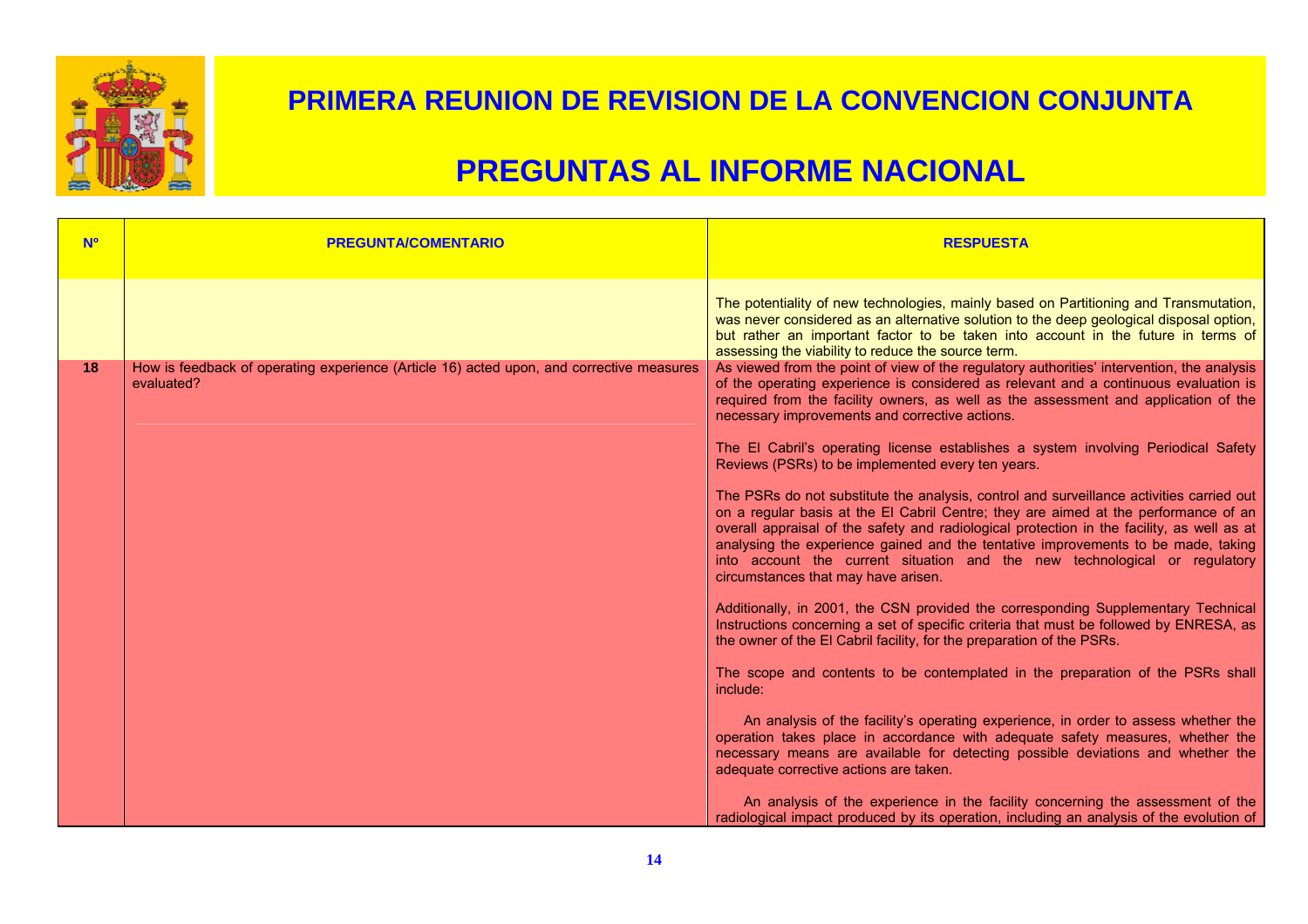# PRIMERA REUNION DE REVISION DE LA CONVENCION CONJUNTA

# PREGUNTAS AL INFORME NACIONAL

| Nº | PREGUNTA/COMENTARIO | RESPUESTA |
|---|---|---|
| | | The potentiality of new technologies, mainly based on Partitioning and Transmutation, was never considered as an alternative solution to the deep geological disposal option, but rather an important factor to be taken into account in the future in terms of assessing the viability to reduce the source term. |
| 18 | How is feedback of operating experience (Article 16) acted upon, and corrective measures evaluated? | As viewed from the point of view of the regulatory authorities' intervention, the analysis of the operating experience is considered as relevant and a continuous evaluation is required from the facility owners, as well as the assessment and application of the necessary improvements and corrective actions.<br><br>The El Cabril's operating license establishes a system involving Periodical Safety Reviews (PSRs) to be implemented every ten years.<br><br>The PSRs do not substitute the analysis, control and surveillance activities carried out on a regular basis at the El Cabril Centre; they are aimed at the performance of an overall appraisal of the safety and radiological protection in the facility, as well as at analysing the experience gained and the tentative improvements to be made, taking into account the current situation and the new technological or regulatory circumstances that may have arisen.<br><br>Additionally, in 2001, the CSN provided the corresponding Supplementary Technical Instructions concerning a set of specific criteria that must be followed by ENRESA, as the owner of the El Cabril facility, for the preparation of the PSRs.<br><br>The scope and contents to be contemplated in the preparation of the PSRs shall include:<br><br>An analysis of the facility's operating experience, in order to assess whether the operation takes place in accordance with adequate safety measures, whether the necessary means are available for detecting possible deviations and whether the adequate corrective actions are taken.<br><br>An analysis of the experience in the facility concerning the assessment of the radiological impact produced by its operation, including an analysis of the evolution of |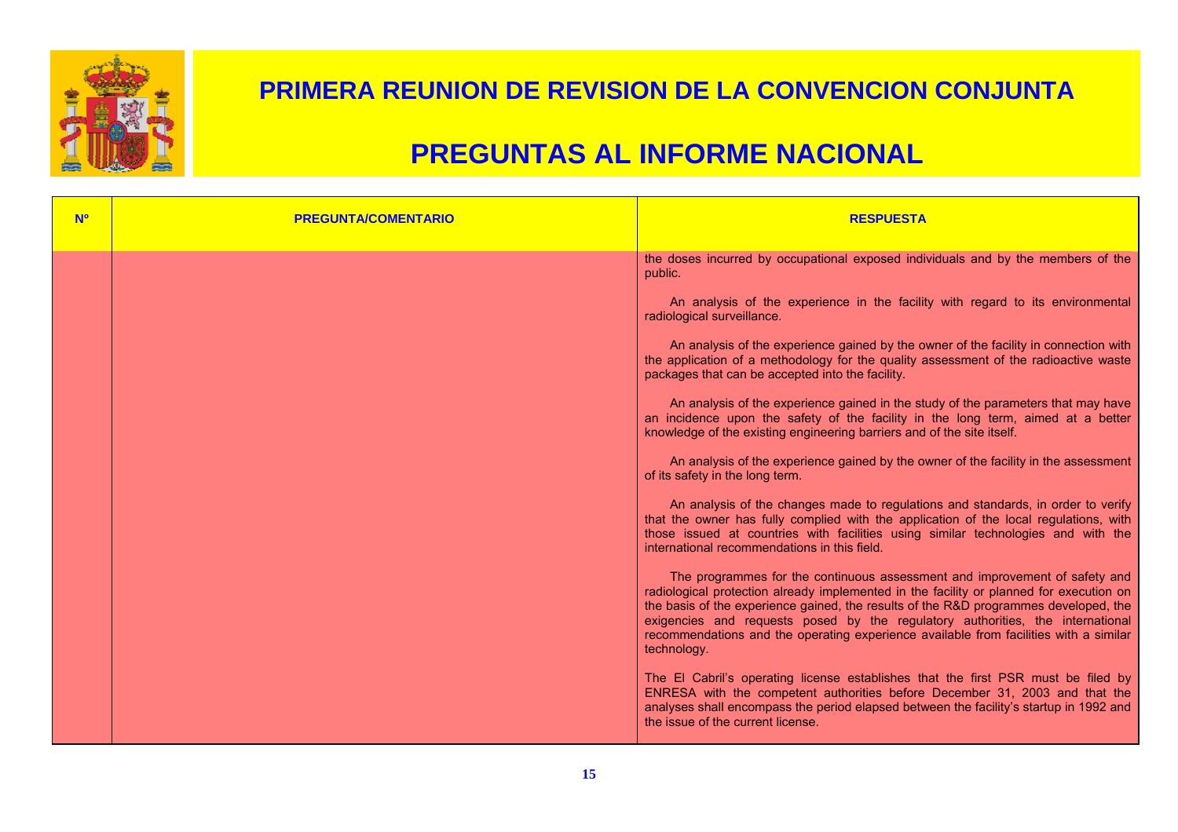# PRIMERA REUNION DE REVISION DE LA CONVENCION CONJUNTA

# PREGUNTAS AL INFORME NACIONAL

| Nº | PREGUNTA/COMENTARIO | RESPUESTA |
|---|---|---|
| | | the doses incurred by occupational exposed individuals and by the members of the public.<br><br>An analysis of the experience in the facility with regard to its environmental radiological surveillance.<br><br>An analysis of the experience gained by the owner of the facility in connection with the application of a methodology for the quality assessment of the radioactive waste packages that can be accepted into the facility.<br><br>An analysis of the experience gained in the study of the parameters that may have an incidence upon the safety of the facility in the long term, aimed at a better knowledge of the existing engineering barriers and of the site itself.<br><br>An analysis of the experience gained by the owner of the facility in the assessment of its safety in the long term.<br><br>An analysis of the changes made to regulations and standards, in order to verify that the owner has fully complied with the application of the local regulations, with those issued at countries with facilities using similar technologies and with the international recommendations in this field.<br><br>The programmes for the continuous assessment and improvement of safety and radiological protection already implemented in the facility or planned for execution on the basis of the experience gained, the results of the R&D programmes developed, the exigencies and requests posed by the regulatory authorities, the international recommendations and the operating experience available from facilities with a similar technology.<br><br>The El Cabril's operating license establishes that the first PSR must be filed by ENRESA with the competent authorities before December 31, 2003 and that the analyses shall encompass the period elapsed between the facility's startup in 1992 and the issue of the current license. |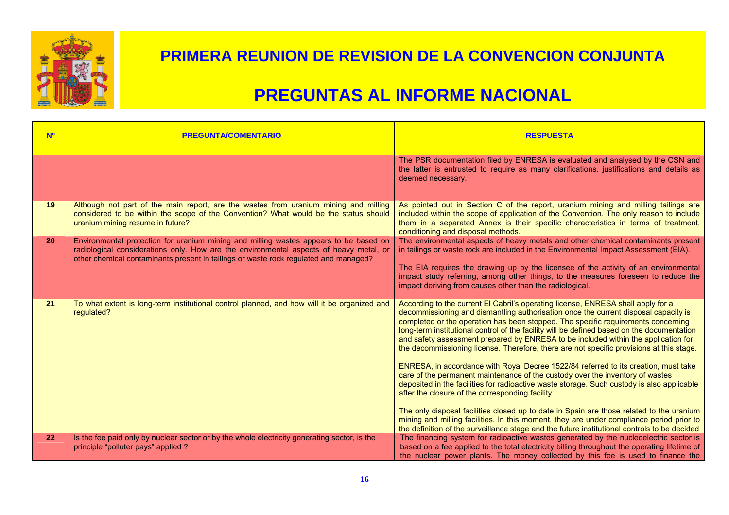# PRIMERA REUNION DE REVISION DE LA CONVENCION CONJUNTA

# PREGUNTAS AL INFORME NACIONAL

| Nº | PREGUNTA/COMENTARIO | RESPUESTA |
|---|---|---|
| | | The PSR documentation filed by ENRESA is evaluated and analysed by the CSN and the latter is entrusted to require as many clarifications, justifications and details as deemed necessary. |
| 19 | Although not part of the main report, are the wastes from uranium mining and milling considered to be within the scope of the Convention? What would be the status should uranium mining resume in future? | As pointed out in Section C of the report, uranium mining and milling tailings are included within the scope of application of the Convention. The only reason to include them in a separated Annex is their specific characteristics in terms of treatment, conditioning and disposal methods. |
| 20 | Environmental protection for uranium mining and milling wastes appears to be based on radiological considerations only. How are the environmental aspects of heavy metal, or other chemical contaminants present in tailings or waste rock regulated and managed? | The environmental aspects of heavy metals and other chemical contaminants present in tailings or waste rock are included in the Environmental Impact Assessment (EIA).<br><br>The EIA requires the drawing up by the licensee of the activity of an environmental impact study referring, among other things, to the measures foreseen to reduce the impact deriving from causes other than the radiological. |
| 21 | To what extent is long-term institutional control planned, and how will it be organized and regulated? | According to the current El Cabril's operating license, ENRESA shall apply for a decommissioning and dismantling authorisation once the current disposal capacity is completed or the operation has been stopped. The specific requirements concerning long-term institutional control of the facility will be defined based on the documentation and safety assessment prepared by ENRESA to be included within the application for the decommissioning license. Therefore, there are not specific provisions at this stage.<br><br>ENRESA, in accordance with Royal Decree 1522/84 referred to its creation, must take care of the permanent maintenance of the custody over the inventory of wastes deposited in the facilities for radioactive waste storage. Such custody is also applicable after the closure of the corresponding facility.<br><br>The only disposal facilities closed up to date in Spain are those related to the uranium mining and milling facilities. In this moment, they are under compliance period prior to the definition of the surveillance stage and the future institutional controls to be decided |
| 22 | Is the fee paid only by nuclear sector or by the whole electricity generating sector, is the principle "polluter pays" applied ? | The financing system for radioactive wastes generated by the nucleoelectric sector is based on a fee applied to the total electricity billing throughout the operating lifetime of the nuclear power plants. The money collected by this fee is used to finance the |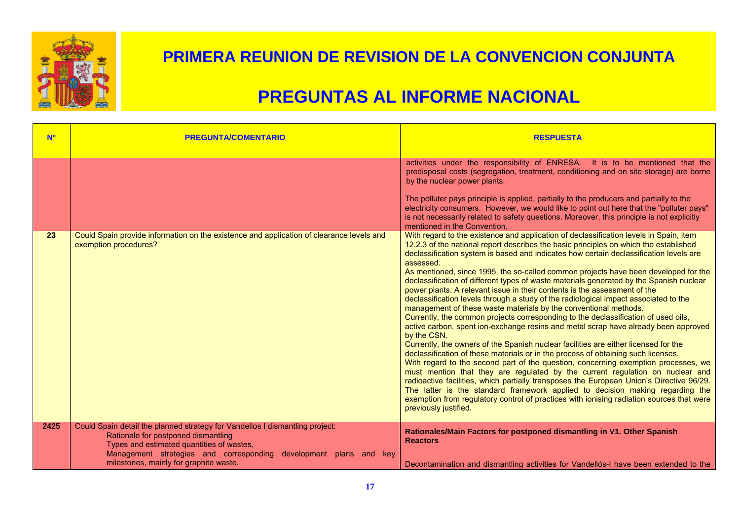# PRIMERA REUNION DE REVISION DE LA CONVENCION CONJUNTA

# PREGUNTAS AL INFORME NACIONAL

| Nº | PREGUNTA/COMENTARIO | RESPUESTA |
|---|---|---|
| | | activities under the responsibility of ENRESA. It is to be mentioned that the predisposal costs (segregation, treatment, conditioning and on site storage) are borne by the nuclear power plants.<br><br>The polluter pays principle is applied, partially to the producers and partially to the electricity consumers. However, we would like to point out here that the "polluter pays" is not necessarily related to safety questions. Moreover, this principle is not explicitly mentioned in the Convention. |
| 23 | Could Spain provide information on the existence and application of clearance levels and exemption procedures? | With regard to the existence and application of declassification levels in Spain, item 12.2.3 of the national report describes the basic principles on which the established declassification system is based and indicates how certain declassification levels are assessed.<br>As mentioned, since 1995, the so-called common projects have been developed for the declassification of different types of waste materials generated by the Spanish nuclear power plants. A relevant issue in their contents is the assessment of the declassification levels through a study of the radiological impact associated to the management of these waste materials by the conventional methods.<br>Currently, the common projects corresponding to the declassification of used oils, active carbon, spent ion-exchange resins and metal scrap have already been approved by the CSN.<br>Currently, the owners of the Spanish nuclear facilities are either licensed for the declassification of these materials or in the process of obtaining such licenses.<br>With regard to the second part of the question, concerning exemption processes, we must mention that they are regulated by the current regulation on nuclear and radioactive facilities, which partially transposes the European Union's Directive 96/29. The latter is the standard framework applied to decision making regarding the exemption from regulatory control of practices with ionising radiation sources that were previously justified. |
| 2425 | Could Spain detail the planned strategy for Vandellos I dismantling project:<br>Rationale for postponed dismantling<br>Types and estimated quantities of wastes,<br>Management strategies and corresponding development plans and key milestones, mainly for graphite waste. | **Rationales/Main Factors for postponed dismantling in V1. Other Spanish Reactors**<br><br>Decontamination and dismantling activities for Vandellós-I have been extended to the |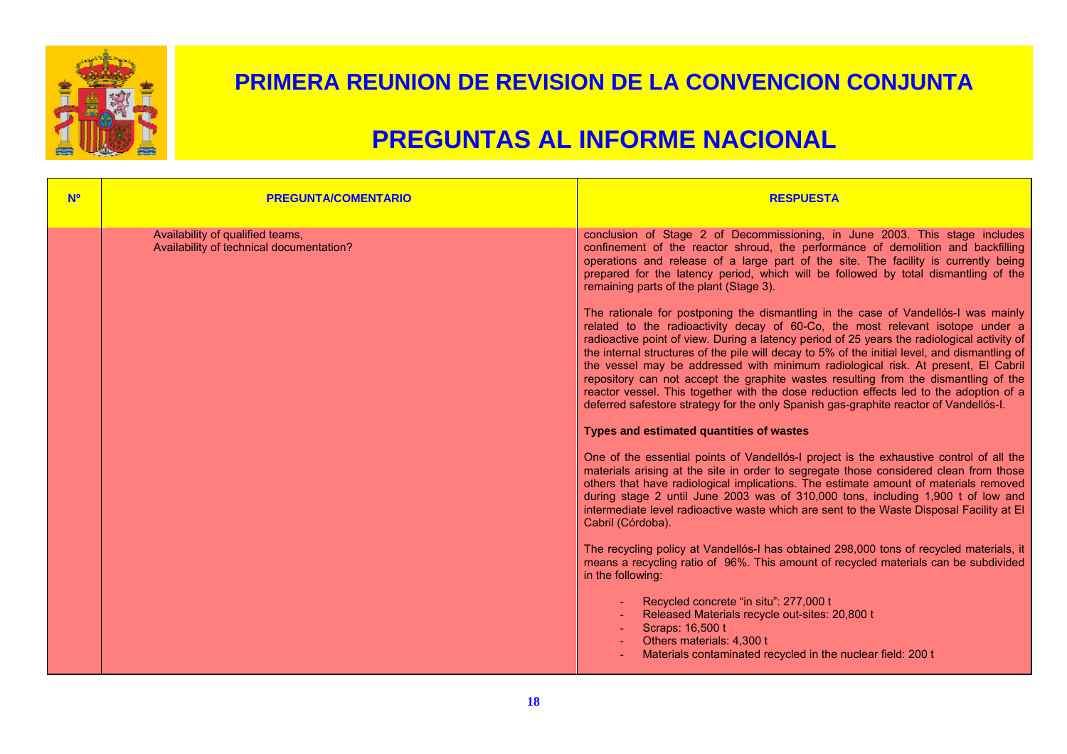# PRIMERA REUNION DE REVISION DE LA CONVENCION CONJUNTA

# PREGUNTAS AL INFORME NACIONAL

| Nº | PREGUNTA/COMENTARIO | RESPUESTA |
|---|---|---|
| | Availability of qualified teams,<br>Availability of technical documentation? | conclusion of Stage 2 of Decommissioning, in June 2003. This stage includes confinement of the reactor shroud, the performance of demolition and backfilling operations and release of a large part of the site. The facility is currently being prepared for the latency period, which will be followed by total dismantling of the remaining parts of the plant (Stage 3).<br><br>The rationale for postponing the dismantling in the case of Vandellós-I was mainly related to the radioactivity decay of 60-Co, the most relevant isotope under a radioactive point of view. During a latency period of 25 years the radiological activity of the internal structures of the pile will decay to 5% of the initial level, and dismantling of the vessel may be addressed with minimum radiological risk. At present, El Cabril repository can not accept the graphite wastes resulting from the dismantling of the reactor vessel. This together with the dose reduction effects led to the adoption of a deferred safestore strategy for the only Spanish gas-graphite reactor of Vandellós-I.<br><br>**Types and estimated quantities of wastes**<br><br>One of the essential points of Vandellós-I project is the exhaustive control of all the materials arising at the site in order to segregate those considered clean from those others that have radiological implications. The estimate amount of materials removed during stage 2 until June 2003 was of 310,000 tons, including 1,900 t of low and intermediate level radioactive waste which are sent to the Waste Disposal Facility at El Cabril (Córdoba).<br><br>The recycling policy at Vandellós-I has obtained 298,000 tons of recycled materials, it means a recycling ratio of 96%. This amount of recycled materials can be subdivided in the following:<br><br>- Recycled concrete "in situ": 277,000 t<br>- Released Materials recycle out-sites: 20,800 t<br>- Scraps: 16,500 t<br>- Others materials: 4,300 t<br>- Materials contaminated recycled in the nuclear field: 200 t |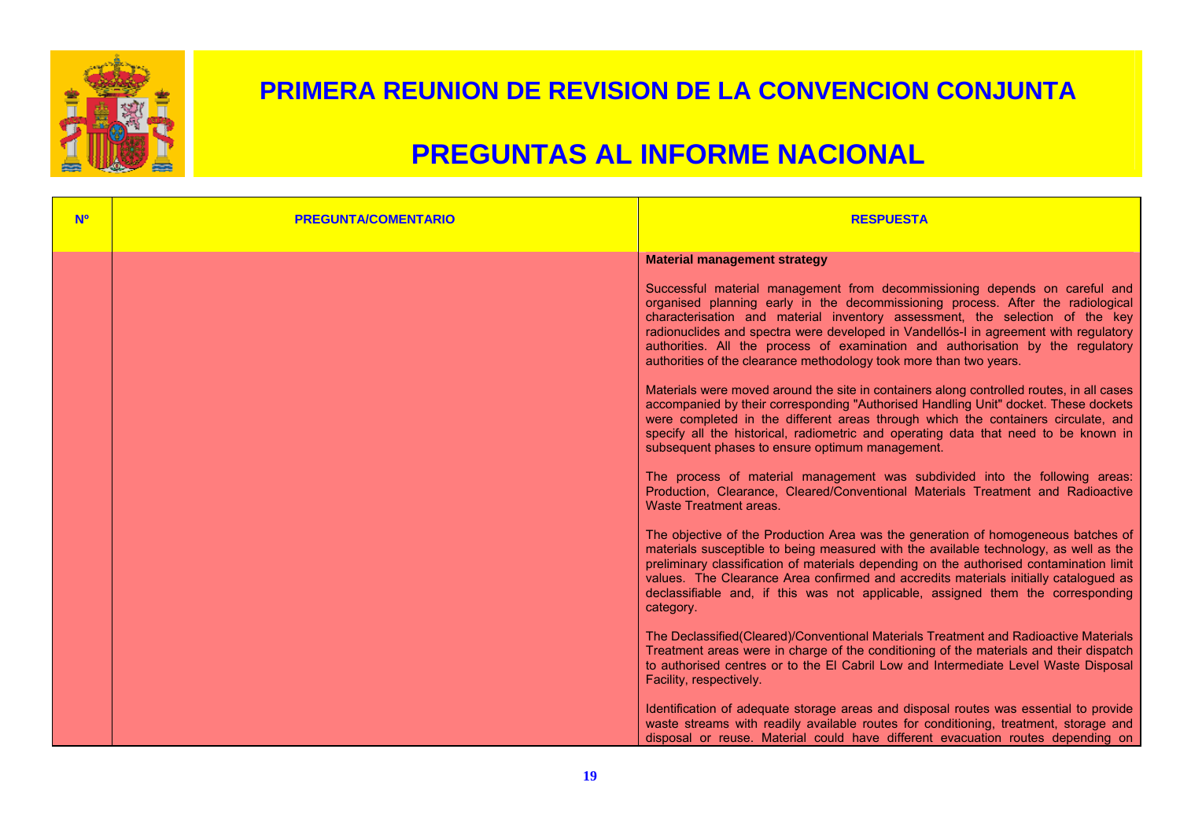# PRIMERA REUNION DE REVISION DE LA CONVENCION CONJUNTA

# PREGUNTAS AL INFORME NACIONAL

| Nº | PREGUNTA/COMENTARIO | RESPUESTA |
| --- | --- | --- |
| | | **Material management strategy**<br><br>Successful material management from decommissioning depends on careful and organised planning early in the decommissioning process. After the radiological characterisation and material inventory assessment, the selection of the key radionuclides and spectra were developed in Vandellós-I in agreement with regulatory authorities. All the process of examination and authorisation by the regulatory authorities of the clearance methodology took more than two years.<br><br>Materials were moved around the site in containers along controlled routes, in all cases accompanied by their corresponding "Authorised Handling Unit" docket. These dockets were completed in the different areas through which the containers circulate, and specify all the historical, radiometric and operating data that need to be known in subsequent phases to ensure optimum management.<br><br>The process of material management was subdivided into the following areas: Production, Clearance, Cleared/Conventional Materials Treatment and Radioactive Waste Treatment areas.<br><br>The objective of the Production Area was the generation of homogeneous batches of materials susceptible to being measured with the available technology, as well as the preliminary classification of materials depending on the authorised contamination limit values. The Clearance Area confirmed and accredits materials initially catalogued as declassifiable and, if this was not applicable, assigned them the corresponding category.<br><br>The Declassified(Cleared)/Conventional Materials Treatment and Radioactive Materials Treatment areas were in charge of the conditioning of the materials and their dispatch to authorised centres or to the El Cabril Low and Intermediate Level Waste Disposal Facility, respectively.<br><br>Identification of adequate storage areas and disposal routes was essential to provide waste streams with readily available routes for conditioning, treatment, storage and disposal or reuse. Material could have different evacuation routes depending on |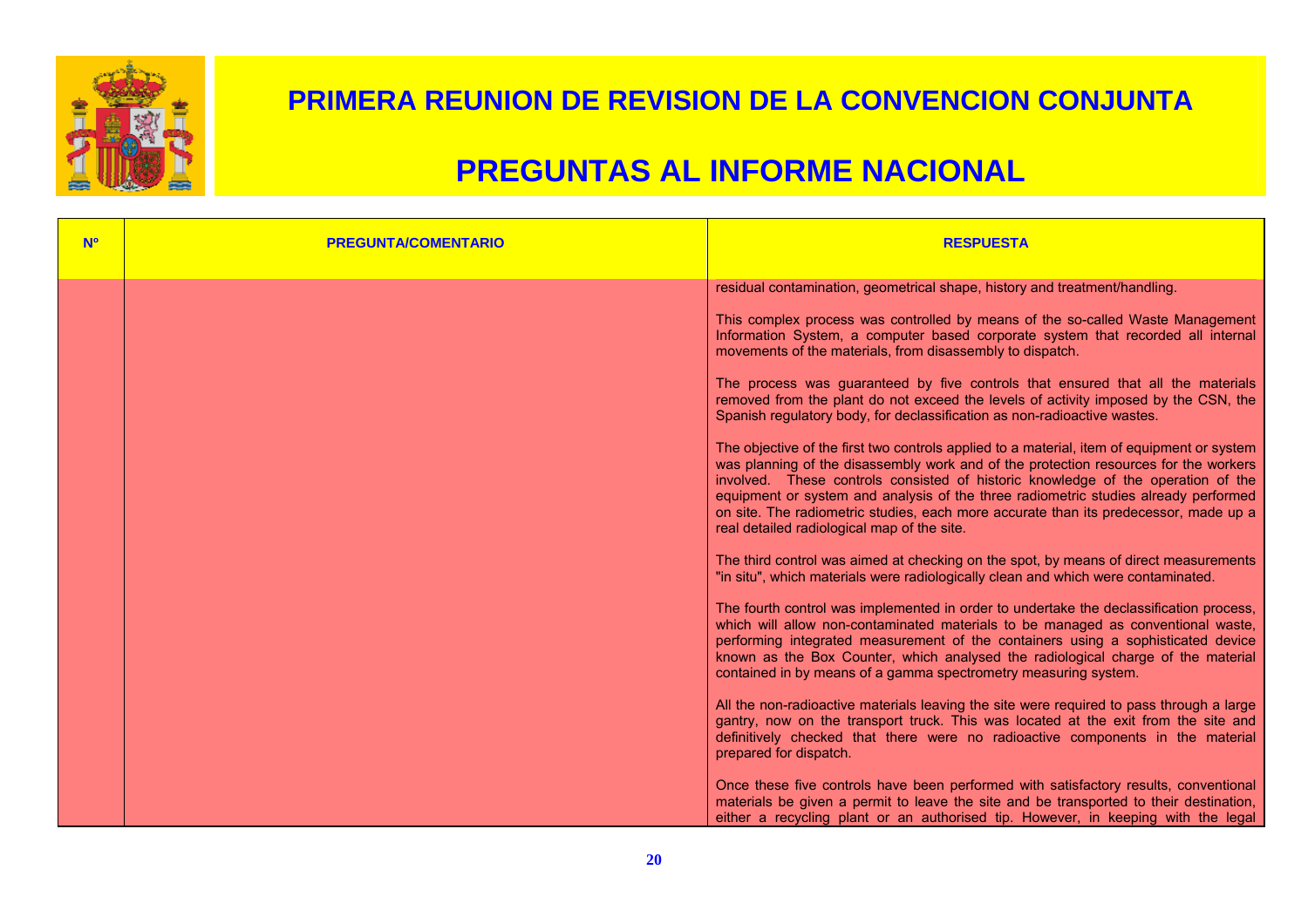# PRIMERA REUNION DE REVISION DE LA CONVENCION CONJUNTA

# PREGUNTAS AL INFORME NACIONAL

| Nº | PREGUNTA/COMENTARIO | RESPUESTA |
|---|---|---|
| | | residual contamination, geometrical shape, history and treatment/handling.<br><br>This complex process was controlled by means of the so-called Waste Management Information System, a computer based corporate system that recorded all internal movements of the materials, from disassembly to dispatch.<br><br>The process was guaranteed by five controls that ensured that all the materials removed from the plant do not exceed the levels of activity imposed by the CSN, the Spanish regulatory body, for declassification as non-radioactive wastes.<br><br>The objective of the first two controls applied to a material, item of equipment or system was planning of the disassembly work and of the protection resources for the workers involved. These controls consisted of historic knowledge of the operation of the equipment or system and analysis of the three radiometric studies already performed on site. The radiometric studies, each more accurate than its predecessor, made up a real detailed radiological map of the site.<br><br>The third control was aimed at checking on the spot, by means of direct measurements "in situ", which materials were radiologically clean and which were contaminated.<br><br>The fourth control was implemented in order to undertake the declassification process, which will allow non-contaminated materials to be managed as conventional waste, performing integrated measurement of the containers using a sophisticated device known as the Box Counter, which analysed the radiological charge of the material contained in by means of a gamma spectrometry measuring system.<br><br>All the non-radioactive materials leaving the site were required to pass through a large gantry, now on the transport truck. This was located at the exit from the site and definitively checked that there were no radioactive components in the material prepared for dispatch.<br><br>Once these five controls have been performed with satisfactory results, conventional materials be given a permit to leave the site and be transported to their destination, either a recycling plant or an authorised tip. However, in keeping with the legal |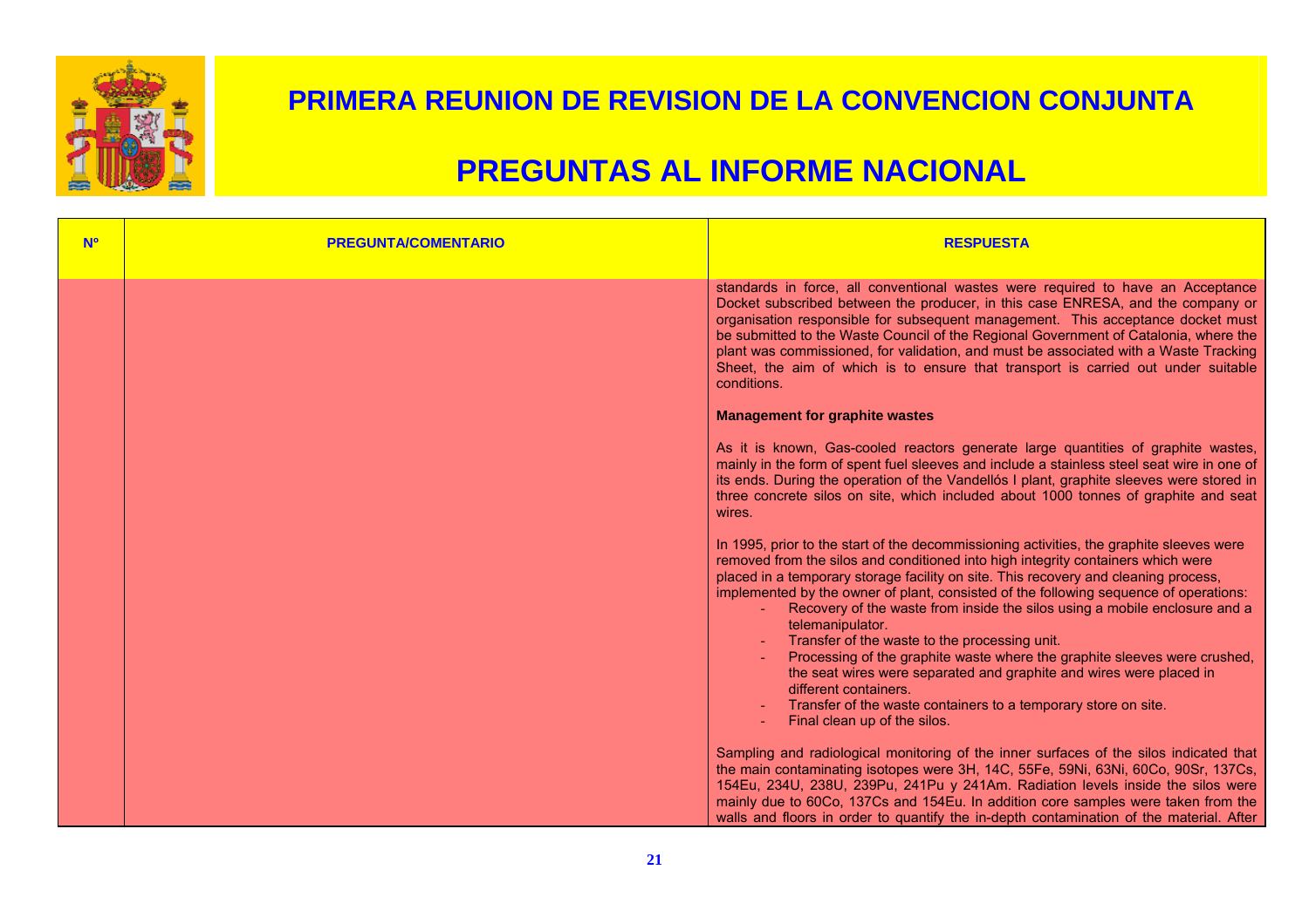| Nº | PREGUNTA/COMENTARIO | RESPUESTA |
|---|---|---|
| | | standards in force, all conventional wastes were required to have an Acceptance Docket subscribed between the producer, in this case ENRESA, and the company or organisation responsible for subsequent management. This acceptance docket must be submitted to the Waste Council of the Regional Government of Catalonia, where the plant was commissioned, for validation, and must be associated with a Waste Tracking Sheet, the aim of which is to ensure that transport is carried out under suitable conditions.<br><br>**Management for graphite wastes**<br><br>As it is known, Gas-cooled reactors generate large quantities of graphite wastes, mainly in the form of spent fuel sleeves and include a stainless steel seat wire in one of its ends. During the operation of the Vandellós I plant, graphite sleeves were stored in three concrete silos on site, which included about 1000 tonnes of graphite and seat wires.<br><br>In 1995, prior to the start of the decommissioning activities, the graphite sleeves were removed from the silos and conditioned into high integrity containers which were placed in a temporary storage facility on site. This recovery and cleaning process, implemented by the owner of plant, consisted of the following sequence of operations:<br>- Recovery of the waste from inside the silos using a mobile enclosure and a telemanipulator.<br>- Transfer of the waste to the processing unit.<br>- Processing of the graphite waste where the graphite sleeves were crushed, the seat wires were separated and graphite and wires were placed in different containers.<br>- Transfer of the waste containers to a temporary store on site.<br>- Final clean up of the silos.<br><br>Sampling and radiological monitoring of the inner surfaces of the silos indicated that the main contaminating isotopes were 3H, 14C, 55Fe, 59Ni, 63Ni, 60Co, 90Sr, 137Cs, 154Eu, 234U, 238U, 239Pu, 241Pu y 241Am. Radiation levels inside the silos were mainly due to 60Co, 137Cs and 154Eu. In addition core samples were taken from the walls and floors in order to quantify the in-depth contamination of the material. After |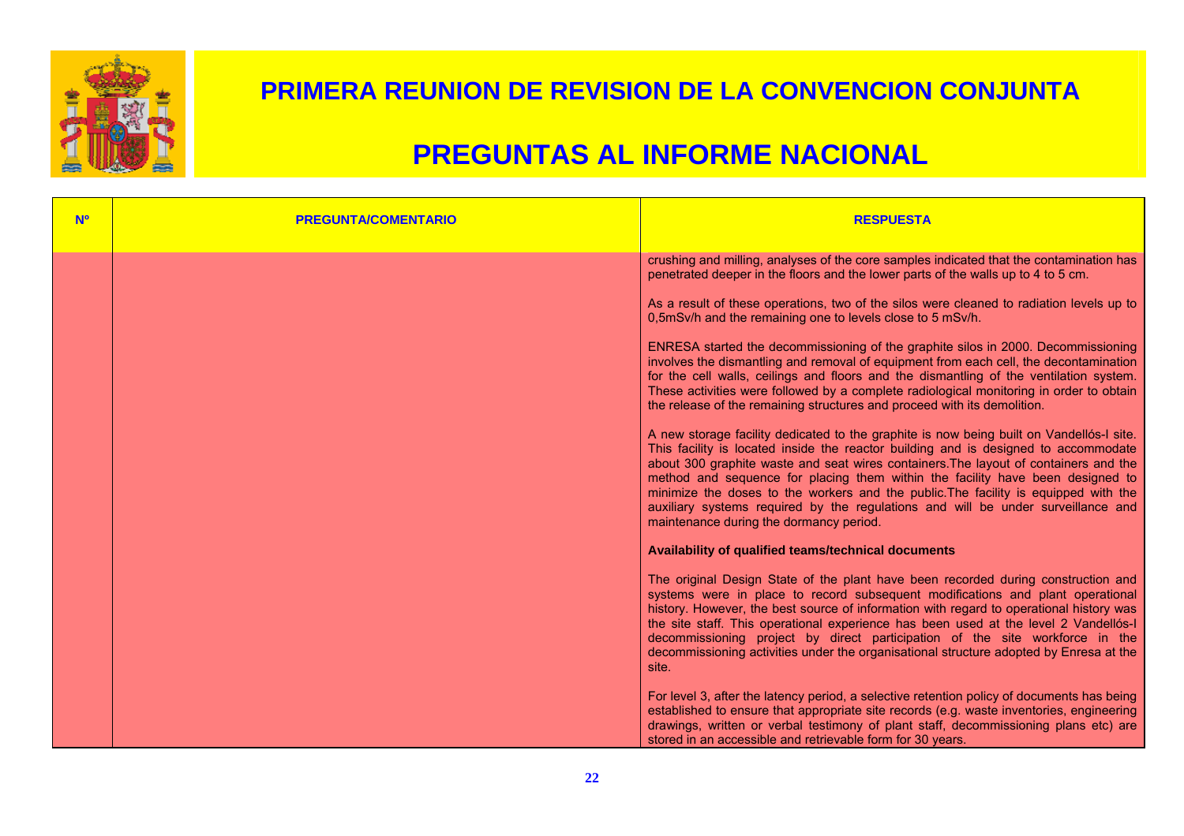# PRIMERA REUNION DE REVISION DE LA CONVENCION CONJUNTA

# PREGUNTAS AL INFORME NACIONAL

| Nº | PREGUNTA/COMENTARIO | RESPUESTA |
|---|---|---|
| | | crushing and milling, analyses of the core samples indicated that the contamination has penetrated deeper in the floors and the lower parts of the walls up to 4 to 5 cm.<br><br>As a result of these operations, two of the silos were cleaned to radiation levels up to 0,5mSv/h and the remaining one to levels close to 5 mSv/h.<br><br>ENRESA started the decommissioning of the graphite silos in 2000. Decommissioning involves the dismantling and removal of equipment from each cell, the decontamination for the cell walls, ceilings and floors and the dismantling of the ventilation system. These activities were followed by a complete radiological monitoring in order to obtain the release of the remaining structures and proceed with its demolition.<br><br>A new storage facility dedicated to the graphite is now being built on Vandellós-I site. This facility is located inside the reactor building and is designed to accommodate about 300 graphite waste and seat wires containers.The layout of containers and the method and sequence for placing them within the facility have been designed to minimize the doses to the workers and the public.The facility is equipped with the auxiliary systems required by the regulations and will be under surveillance and maintenance during the dormancy period.<br><br>**Availability of qualified teams/technical documents**<br><br>The original Design State of the plant have been recorded during construction and systems were in place to record subsequent modifications and plant operational history. However, the best source of information with regard to operational history was the site staff. This operational experience has been used at the level 2 Vandellós-I decommissioning project by direct participation of the site workforce in the decommissioning activities under the organisational structure adopted by Enresa at the site.<br><br>For level 3, after the latency period, a selective retention policy of documents has being established to ensure that appropriate site records (e.g. waste inventories, engineering drawings, written or verbal testimony of plant staff, decommissioning plans etc) are stored in an accessible and retrievable form for 30 years. |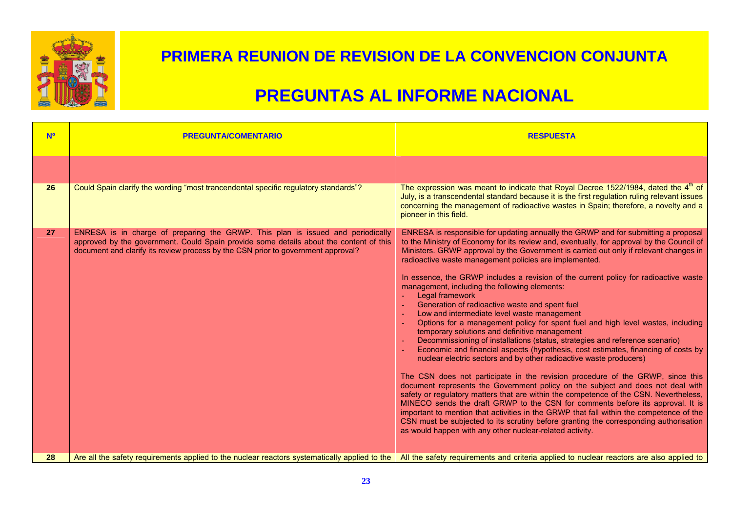# PRIMERA REUNION DE REVISION DE LA CONVENCION CONJUNTA

# PREGUNTAS AL INFORME NACIONAL

| Nº | PREGUNTA/COMENTARIO | RESPUESTA |
|---|---|---|
| | | |
| 26 | Could Spain clarify the wording "most trancendental specific regulatory standards"? | The expression was meant to indicate that Royal Decree 1522/1984, dated the 4th of July, is a transcendental standard because it is the first regulation ruling relevant issues concerning the management of radioactive wastes in Spain; therefore, a novelty and a pioneer in this field. |
| 27 | ENRESA is in charge of preparing the GRWP. This plan is issued and periodically approved by the government. Could Spain provide some details about the content of this document and clarify its review process by the CSN prior to government approval? | ENRESA is responsible for updating annually the GRWP and for submitting a proposal to the Ministry of Economy for its review and, eventually, for approval by the Council of Ministers. GRWP approval by the Government is carried out only if relevant changes in radioactive waste management policies are implemented.<br><br>In essence, the GRWP includes a revision of the current policy for radioactive waste management, including the following elements:<br>- Legal framework<br>- Generation of radioactive waste and spent fuel<br>- Low and intermediate level waste management<br>- Options for a management policy for spent fuel and high level wastes, including temporary solutions and definitive management<br>- Decommissioning of installations (status, strategies and reference scenario)<br>- Economic and financial aspects (hypothesis, cost estimates, financing of costs by nuclear electric sectors and by other radioactive waste producers)<br><br>The CSN does not participate in the revision procedure of the GRWP, since this document represents the Government policy on the subject and does not deal with safety or regulatory matters that are within the competence of the CSN. Nevertheless, MINECO sends the draft GRWP to the CSN for comments before its approval. It is important to mention that activities in the GRWP that fall within the competence of the CSN must be subjected to its scrutiny before granting the corresponding authorisation as would happen with any other nuclear-related activity. |
| 28 | Are all the safety requirements applied to the nuclear reactors systematically applied to the | All the safety requirements and criteria applied to nuclear reactors are also applied to |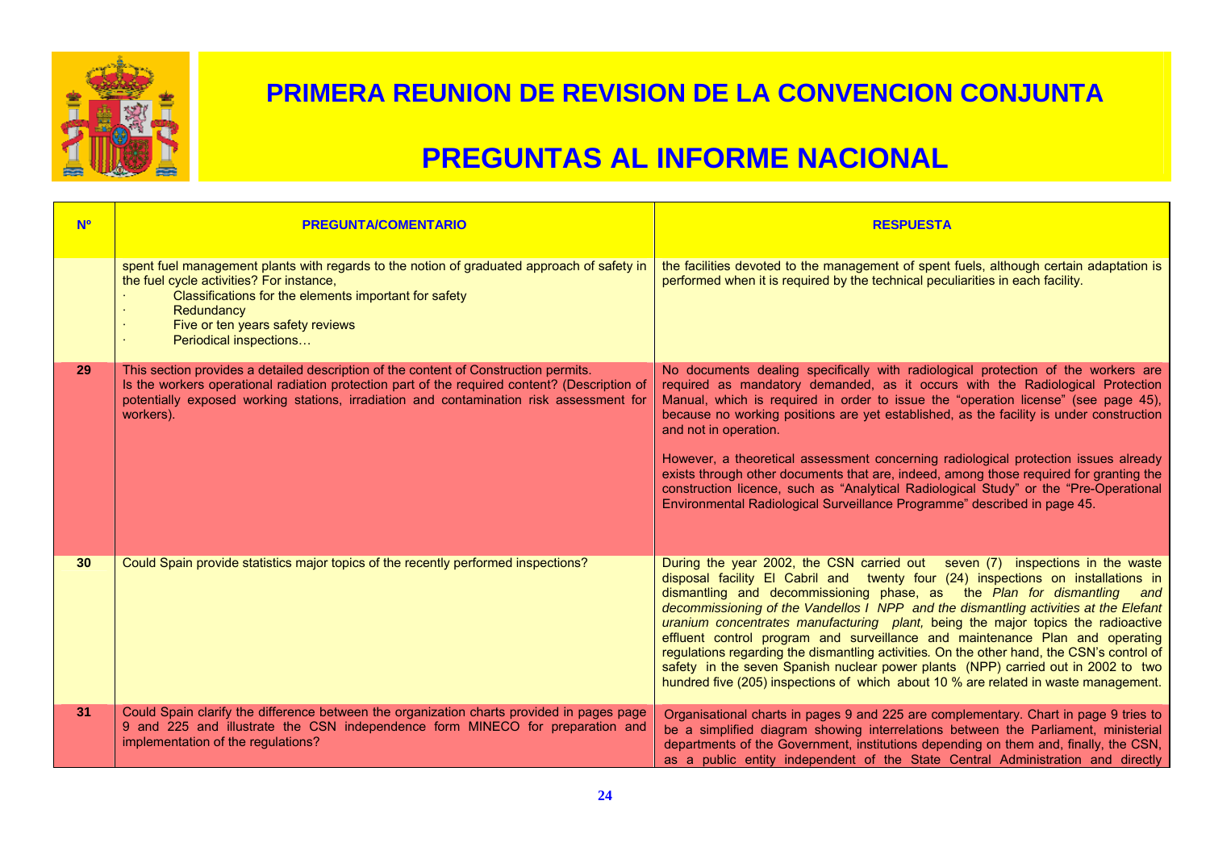# PRIMERA REUNION DE REVISION DE LA CONVENCION CONJUNTA

# PREGUNTAS AL INFORME NACIONAL

| Nº | PREGUNTA/COMENTARIO | RESPUESTA |
|---|---|---|
| | spent fuel management plants with regards to the notion of graduated approach of safety in the fuel cycle activities? For instance,<br>· Classifications for the elements important for safety<br>· Redundancy<br>· Five or ten years safety reviews<br>· Periodical inspections… | the facilities devoted to the management of spent fuels, although certain adaptation is performed when it is required by the technical peculiarities in each facility. |
| **29** | This section provides a detailed description of the content of Construction permits.<br>Is the workers operational radiation protection part of the required content? (Description of potentially exposed working stations, irradiation and contamination risk assessment for workers). | No documents dealing specifically with radiological protection of the workers are required as mandatory demanded, as it occurs with the Radiological Protection Manual, which is required in order to issue the "operation license" (see page 45), because no working positions are yet established, as the facility is under construction and not in operation.<br><br>However, a theoretical assessment concerning radiological protection issues already exists through other documents that are, indeed, among those required for granting the construction licence, such as "Analytical Radiological Study" or the "Pre-Operational Environmental Radiological Surveillance Programme" described in page 45. |
| **30** | Could Spain provide statistics major topics of the recently performed inspections? | During the year 2002, the CSN carried out seven (7) inspections in the waste disposal facility El Cabril and twenty four (24) inspections on installations in dismantling and decommissioning phase, as the *Plan for dismantling and decommissioning of the Vandellos I NPP and the dismantling activities at the Elefant uranium concentrates manufacturing plant,* being the major topics the radioactive effluent control program and surveillance and maintenance Plan and operating regulations regarding the dismantling activities. On the other hand, the CSN's control of safety in the seven Spanish nuclear power plants (NPP) carried out in 2002 to two hundred five (205) inspections of which about 10 % are related in waste management. |
| **31** | Could Spain clarify the difference between the organization charts provided in pages page 9 and 225 and illustrate the CSN independence form MINECO for preparation and implementation of the regulations? | Organisational charts in pages 9 and 225 are complementary. Chart in page 9 tries to be a simplified diagram showing interrelations between the Parliament, ministerial departments of the Government, institutions depending on them and, finally, the CSN, as a public entity independent of the State Central Administration and directly |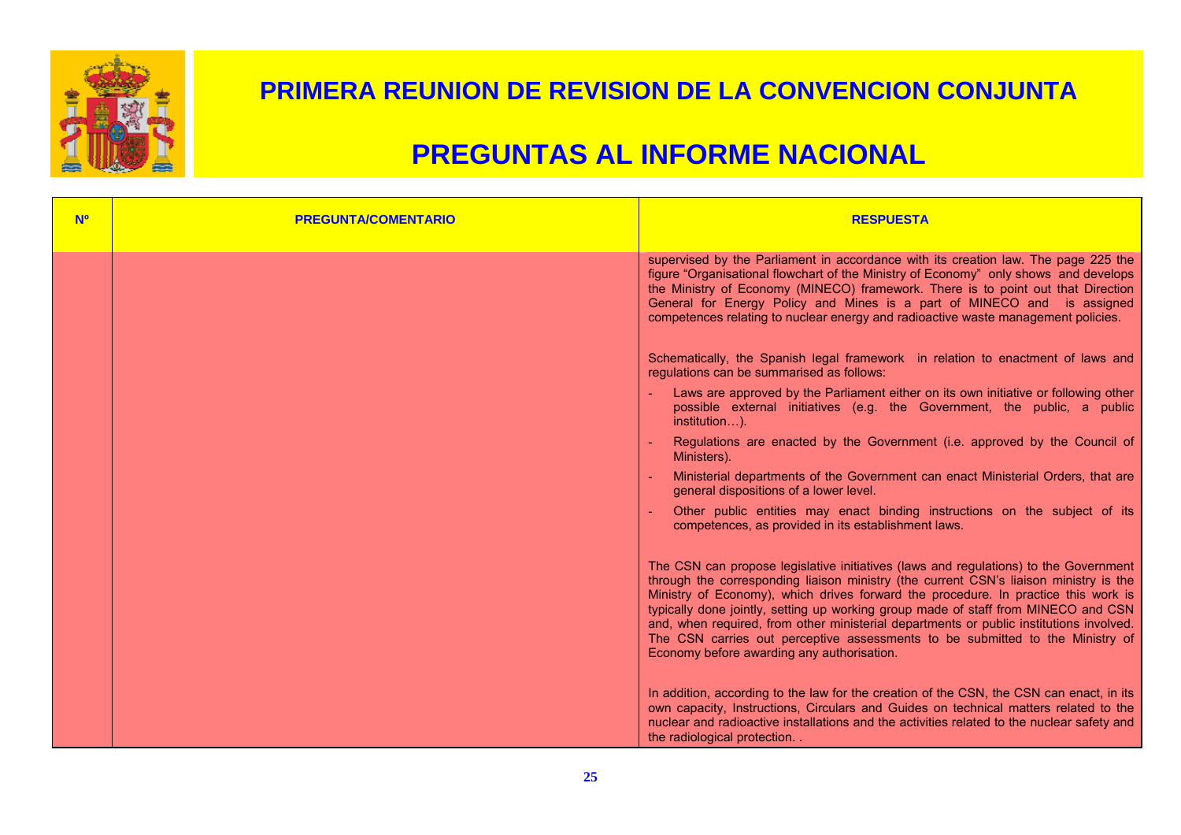# PRIMERA REUNION DE REVISION DE LA CONVENCION CONJUNTA

# PREGUNTAS AL INFORME NACIONAL

| Nº | PREGUNTA/COMENTARIO | RESPUESTA |
|---|---|---|
| | | supervised by the Parliament in accordance with its creation law. The page 225 the figure "Organisational flowchart of the Ministry of Economy" only shows and develops the Ministry of Economy (MINECO) framework. There is to point out that Direction General for Energy Policy and Mines is a part of MINECO and is assigned competences relating to nuclear energy and radioactive waste management policies.<br><br>Schematically, the Spanish legal framework in relation to enactment of laws and regulations can be summarised as follows:<br>- Laws are approved by the Parliament either on its own initiative or following other possible external initiatives (e.g. the Government, the public, a public institution…).<br>- Regulations are enacted by the Government (i.e. approved by the Council of Ministers).<br>- Ministerial departments of the Government can enact Ministerial Orders, that are general dispositions of a lower level.<br>- Other public entities may enact binding instructions on the subject of its competences, as provided in its establishment laws.<br><br>The CSN can propose legislative initiatives (laws and regulations) to the Government through the corresponding liaison ministry (the current CSN's liaison ministry is the Ministry of Economy), which drives forward the procedure. In practice this work is typically done jointly, setting up working group made of staff from MINECO and CSN and, when required, from other ministerial departments or public institutions involved. The CSN carries out perceptive assessments to be submitted to the Ministry of Economy before awarding any authorisation.<br><br>In addition, according to the law for the creation of the CSN, the CSN can enact, in its own capacity, Instructions, Circulars and Guides on technical matters related to the nuclear and radioactive installations and the activities related to the nuclear safety and the radiological protection. . |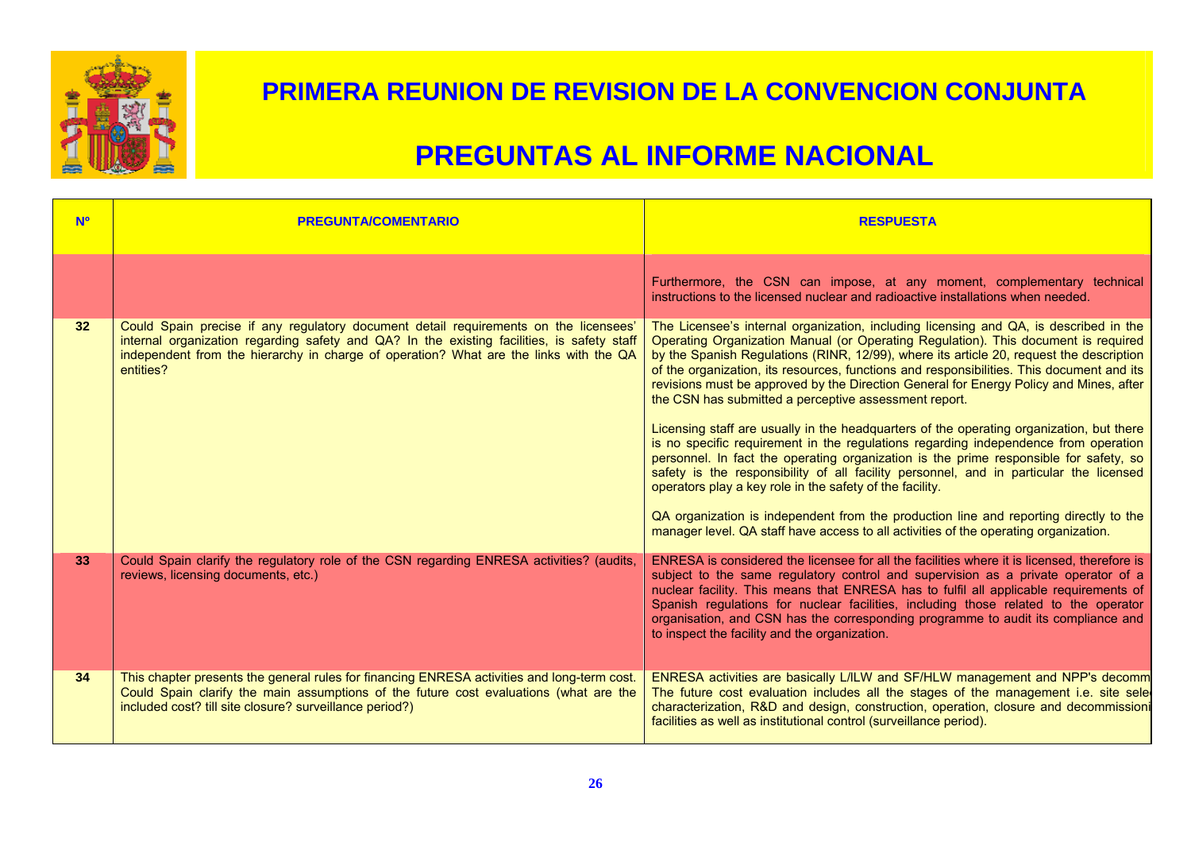# PRIMERA REUNION DE REVISION DE LA CONVENCION CONJUNTA

# PREGUNTAS AL INFORME NACIONAL

| Nº | PREGUNTA/COMENTARIO | RESPUESTA |
|---|---|---|
| | | Furthermore, the CSN can impose, at any moment, complementary technical instructions to the licensed nuclear and radioactive installations when needed. |
| 32 | Could Spain precise if any regulatory document detail requirements on the licensees' internal organization regarding safety and QA? In the existing facilities, is safety staff independent from the hierarchy in charge of operation? What are the links with the QA entities? | The Licensee's internal organization, including licensing and QA, is described in the Operating Organization Manual (or Operating Regulation). This document is required by the Spanish Regulations (RINR, 12/99), where its article 20, request the description of the organization, its resources, functions and responsibilities. This document and its revisions must be approved by the Direction General for Energy Policy and Mines, after the CSN has submitted a perceptive assessment report.<br><br>Licensing staff are usually in the headquarters of the operating organization, but there is no specific requirement in the regulations regarding independence from operation personnel. In fact the operating organization is the prime responsible for safety, so safety is the responsibility of all facility personnel, and in particular the licensed operators play a key role in the safety of the facility.<br><br>QA organization is independent from the production line and reporting directly to the manager level. QA staff have access to all activities of the operating organization. |
| 33 | Could Spain clarify the regulatory role of the CSN regarding ENRESA activities? (audits, reviews, licensing documents, etc.) | ENRESA is considered the licensee for all the facilities where it is licensed, therefore is subject to the same regulatory control and supervision as a private operator of a nuclear facility. This means that ENRESA has to fulfil all applicable requirements of Spanish regulations for nuclear facilities, including those related to the operator organisation, and CSN has the corresponding programme to audit its compliance and to inspect the facility and the organization. |
| 34 | This chapter presents the general rules for financing ENRESA activities and long-term cost. Could Spain clarify the main assumptions of the future cost evaluations (what are the included cost? till site closure? surveillance period?) | ENRESA activities are basically L/ILW and SF/HLW management and NPP's decomm<br>The future cost evaluation includes all the stages of the management i.e. site sele<br>characterization, R&D and design, construction, operation, closure and decommissioni<br>facilities as well as institutional control (surveillance period). |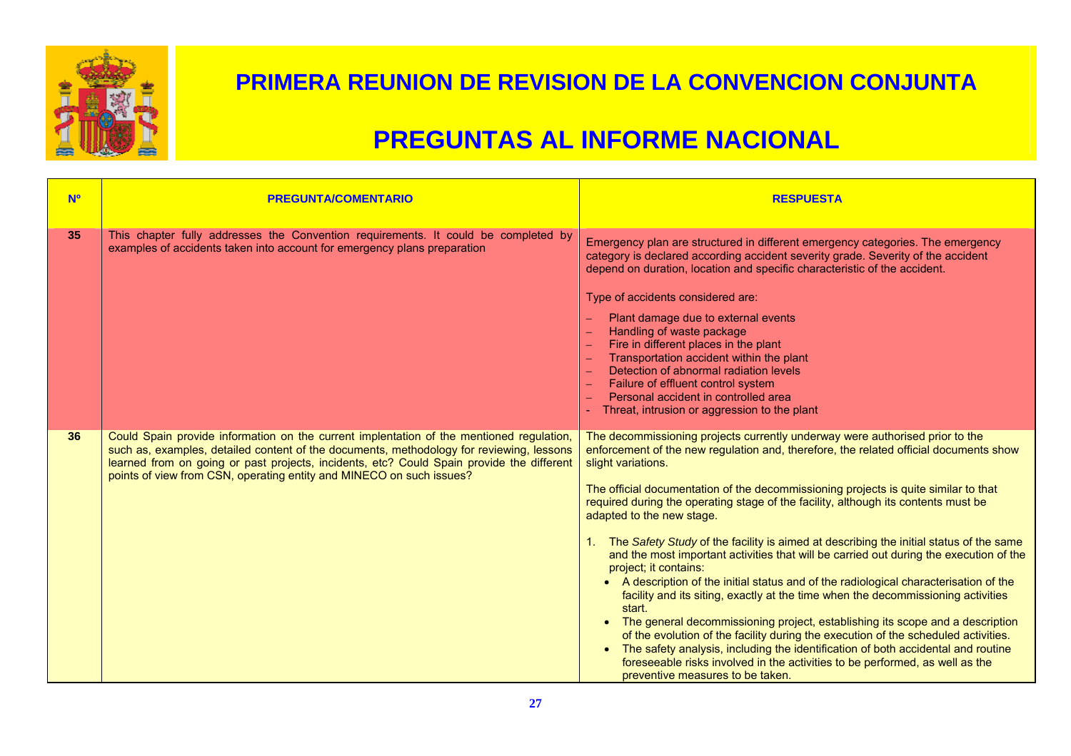# PRIMERA REUNION DE REVISION DE LA CONVENCION CONJUNTA

# PREGUNTAS AL INFORME NACIONAL

| Nº | PREGUNTA/COMENTARIO | RESPUESTA |
|---|---|---|
| **35** | This chapter fully addresses the Convention requirements. It could be completed by examples of accidents taken into account for emergency plans preparation | Emergency plan are structured in different emergency categories. The emergency category is declared according accident severity grade. Severity of the accident depend on duration, location and specific characteristic of the accident.<br><br>Type of accidents considered are:<br><br>– Plant damage due to external events<br>– Handling of waste package<br>– Fire in different places in the plant<br>– Transportation accident within the plant<br>– Detection of abnormal radiation levels<br>– Failure of effluent control system<br>– Personal accident in controlled area<br>- Threat, intrusion or aggression to the plant |
| **36** | Could Spain provide information on the current implentation of the mentioned regulation, such as, examples, detailed content of the documents, methodology for reviewing, lessons learned from on going or past projects, incidents, etc? Could Spain provide the different points of view from CSN, operating entity and MINECO on such issues? | The decommissioning projects currently underway were authorised prior to the enforcement of the new regulation and, therefore, the related official documents show slight variations.<br><br>The official documentation of the decommissioning projects is quite similar to that required during the operating stage of the facility, although its contents must be adapted to the new stage.<br><br>1. The *Safety Study* of the facility is aimed at describing the initial status of the same and the most important activities that will be carried out during the execution of the project; it contains:<br>• A description of the initial status and of the radiological characterisation of the facility and its siting, exactly at the time when the decommissioning activities start.<br>• The general decommissioning project, establishing its scope and a description of the evolution of the facility during the execution of the scheduled activities.<br>• The safety analysis, including the identification of both accidental and routine foreseeable risks involved in the activities to be performed, as well as the preventive measures to be taken. |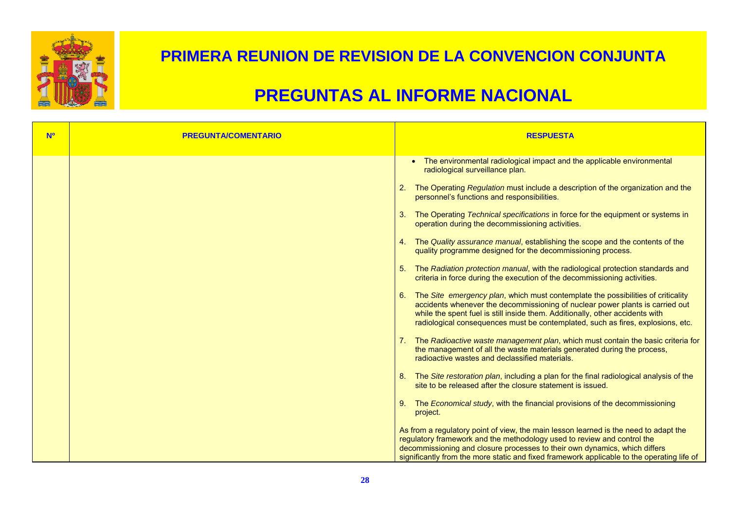# PRIMERA REUNION DE REVISION DE LA CONVENCION CONJUNTA

# PREGUNTAS AL INFORME NACIONAL

| Nº | PREGUNTA/COMENTARIO | RESPUESTA |
|---|---|---|
| | | • The environmental radiological impact and the applicable environmental radiological surveillance plan.<br><br>2. The Operating *Regulation* must include a description of the organization and the personnel's functions and responsibilities.<br><br>3. The Operating *Technical specifications* in force for the equipment or systems in operation during the decommissioning activities.<br><br>4. The *Quality assurance manual*, establishing the scope and the contents of the quality programme designed for the decommissioning process.<br><br>5. The *Radiation protection manual*, with the radiological protection standards and criteria in force during the execution of the decommissioning activities.<br><br>6. The *Site emergency plan*, which must contemplate the possibilities of criticality accidents whenever the decommissioning of nuclear power plants is carried out while the spent fuel is still inside them. Additionally, other accidents with radiological consequences must be contemplated, such as fires, explosions, etc.<br><br>7. The *Radioactive waste management plan*, which must contain the basic criteria for the management of all the waste materials generated during the process, radioactive wastes and declassified materials.<br><br>8. The *Site restoration plan*, including a plan for the final radiological analysis of the site to be released after the closure statement is issued.<br><br>9. The *Economical study*, with the financial provisions of the decommissioning project.<br><br>As from a regulatory point of view, the main lesson learned is the need to adapt the regulatory framework and the methodology used to review and control the decommissioning and closure processes to their own dynamics, which differs significantly from the more static and fixed framework applicable to the operating life of |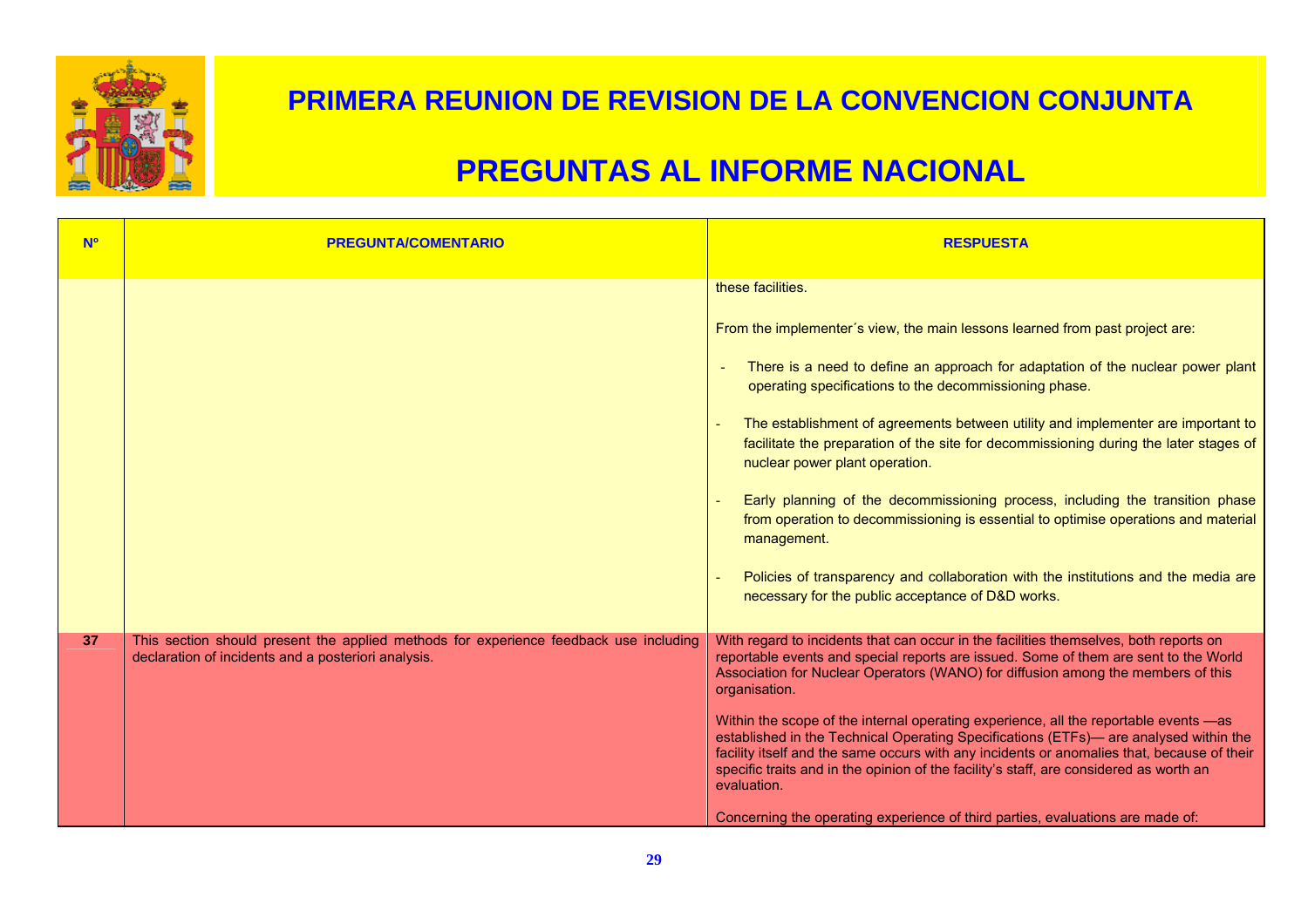# PRIMERA REUNION DE REVISION DE LA CONVENCION CONJUNTA

# PREGUNTAS AL INFORME NACIONAL

| Nº | PREGUNTA/COMENTARIO | RESPUESTA |
| --- | --- | --- |
| | | these facilities.<br><br>From the implementer´s view, the main lessons learned from past project are:<br><br>- There is a need to define an approach for adaptation of the nuclear power plant operating specifications to the decommissioning phase.<br><br>- The establishment of agreements between utility and implementer are important to facilitate the preparation of the site for decommissioning during the later stages of nuclear power plant operation.<br><br>- Early planning of the decommissioning process, including the transition phase from operation to decommissioning is essential to optimise operations and material management.<br><br>- Policies of transparency and collaboration with the institutions and the media are necessary for the public acceptance of D&D works. |
| 37 | This section should present the applied methods for experience feedback use including declaration of incidents and a posteriori analysis. | With regard to incidents that can occur in the facilities themselves, both reports on reportable events and special reports are issued. Some of them are sent to the World Association for Nuclear Operators (WANO) for diffusion among the members of this organisation.<br><br>Within the scope of the internal operating experience, all the reportable events —as established in the Technical Operating Specifications (ETFs)— are analysed within the facility itself and the same occurs with any incidents or anomalies that, because of their specific traits and in the opinion of the facility's staff, are considered as worth an evaluation.<br><br>Concerning the operating experience of third parties, evaluations are made of: |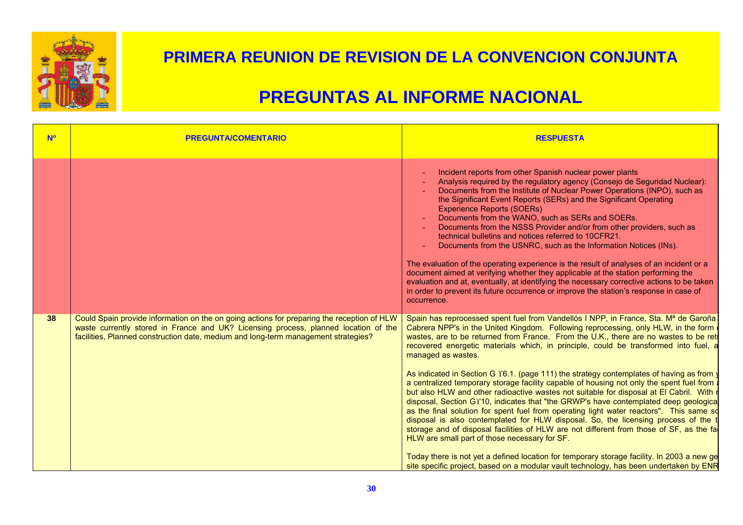# PRIMERA REUNION DE REVISION DE LA CONVENCION CONJUNTA

# PREGUNTAS AL INFORME NACIONAL

| Nº | PREGUNTA/COMENTARIO | RESPUESTA |
|---|---|---|
| | | - Incident reports from other Spanish nuclear power plants<br>- Analysis required by the regulatory agency (Consejo de Seguridad Nuclear):<br>- Documents from the Institute of Nuclear Power Operations (INPO), such as the Significant Event Reports (SERs) and the Significant Operating Experience Reports (SOERs)<br>- Documents from the WANO, such as SERs and SOERs.<br>- Documents from the NSSS Provider and/or from other providers, such as technical bulletins and notices referred to 10CFR21.<br>- Documents from the USNRC, such as the Information Notices (INs).<br><br>The evaluation of the operating experience is the result of analyses of an incident or a document aimed at verifying whether they applicable at the station performing the evaluation and at, eventually, at identifying the necessary corrective actions to be taken in order to prevent its future occurrence or improve the station's response in case of occurrence. |
| 38 | Could Spain provide information on the on going actions for preparing the reception of HLW waste currently stored in France and UK? Licensing process, planned location of the facilities, Planned construction date, medium and long-term management strategies? | Spain has reprocessed spent fuel from Vandellós I NPP, in France, Sta. Mª de Garoña Cabrera NPP's in the United Kingdom. Following reprocessing, only HLW, in the form wastes, are to be returned from France. From the U.K., there are no wastes to be ret recovered energetic materials which, in principle, could be transformed into fuel, a managed as wastes.<br><br>As indicated in Section G ϒ6.1. (page 111) the strategy contemplates of having as from a centralized temporary storage facility capable of housing not only the spent fuel from but also HLW and other radioactive wastes not suitable for disposal at El Cabril. With disposal, Section Gϒ10, indicates that "the GRWP's have contemplated deep geologica as the final solution for spent fuel from operating light water reactors". This same so disposal is also contemplated for HLW disposal. So, the licensing process of the storage and of disposal facilities of HLW are not different from those of SF, as the fa HLW are small part of those necessary for SF.<br><br>Today there is not yet a defined location for temporary storage facility. In 2003 a new ge site specific project, based on a modular vault technology, has been undertaken by ENR |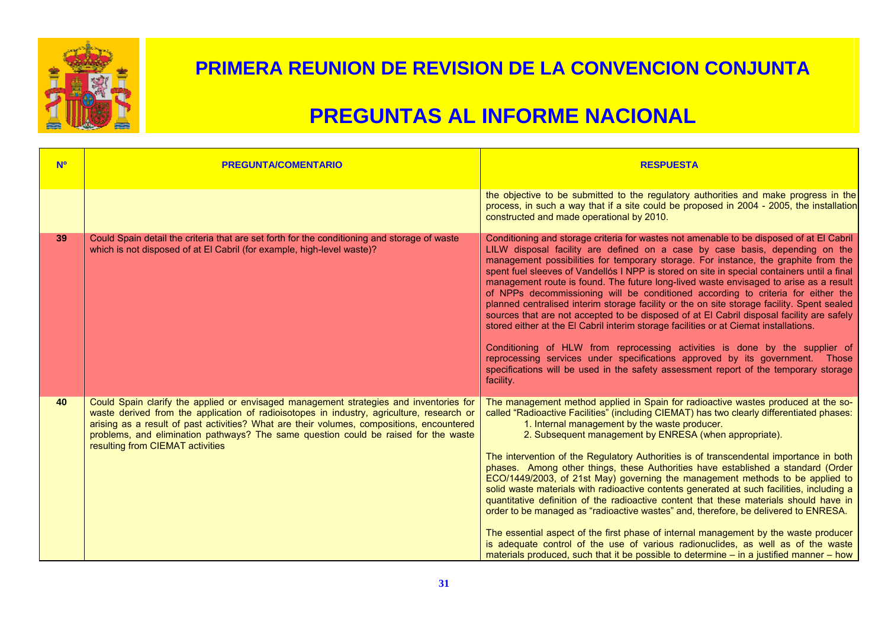# PRIMERA REUNION DE REVISION DE LA CONVENCION CONJUNTA

# PREGUNTAS AL INFORME NACIONAL

| Nº | PREGUNTA/COMENTARIO | RESPUESTA |
|---|---|---|
| | | the objective to be submitted to the regulatory authorities and make progress in the process, in such a way that if a site could be proposed in 2004 - 2005, the installation constructed and made operational by 2010. |
| 39 | Could Spain detail the criteria that are set forth for the conditioning and storage of waste which is not disposed of at El Cabril (for example, high-level waste)? | Conditioning and storage criteria for wastes not amenable to be disposed of at El Cabril LILW disposal facility are defined on a case by case basis, depending on the management possibilities for temporary storage. For instance, the graphite from the spent fuel sleeves of Vandellós I NPP is stored on site in special containers until a final management route is found. The future long-lived waste envisaged to arise as a result of NPPs decommissioning will be conditioned according to criteria for either the planned centralised interim storage facility or the on site storage facility. Spent sealed sources that are not accepted to be disposed of at El Cabril disposal facility are safely stored either at the El Cabril interim storage facilities or at Ciemat installations.<br><br>Conditioning of HLW from reprocessing activities is done by the supplier of reprocessing services under specifications approved by its government. Those specifications will be used in the safety assessment report of the temporary storage facility. |
| 40 | Could Spain clarify the applied or envisaged management strategies and inventories for waste derived from the application of radioisotopes in industry, agriculture, research or arising as a result of past activities? What are their volumes, compositions, encountered problems, and elimination pathways? The same question could be raised for the waste resulting from CIEMAT activities | The management method applied in Spain for radioactive wastes produced at the so-called "Radioactive Facilities" (including CIEMAT) has two clearly differentiated phases:<br>1. Internal management by the waste producer.<br>2. Subsequent management by ENRESA (when appropriate).<br><br>The intervention of the Regulatory Authorities is of transcendental importance in both phases. Among other things, these Authorities have established a standard (Order ECO/1449/2003, of 21st May) governing the management methods to be applied to solid waste materials with radioactive contents generated at such facilities, including a quantitative definition of the radioactive content that these materials should have in order to be managed as "radioactive wastes" and, therefore, be delivered to ENRESA.<br><br>The essential aspect of the first phase of internal management by the waste producer is adequate control of the use of various radionuclides, as well as of the waste materials produced, such that it be possible to determine – in a justified manner – how |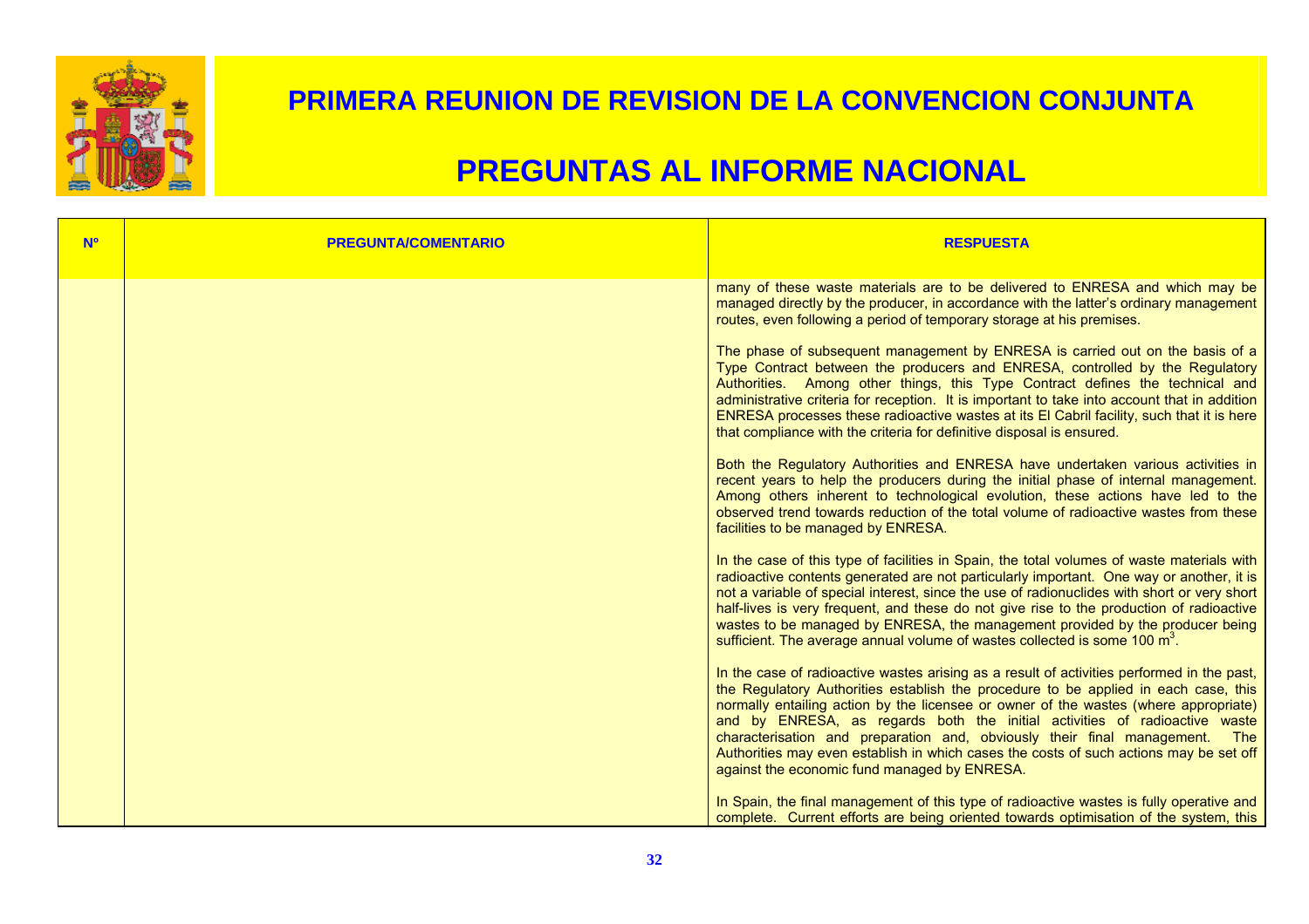# PRIMERA REUNION DE REVISION DE LA CONVENCION CONJUNTA

# PREGUNTAS AL INFORME NACIONAL

| Nº | PREGUNTA/COMENTARIO | RESPUESTA |
|---|---|---|
| | | many of these waste materials are to be delivered to ENRESA and which may be managed directly by the producer, in accordance with the latter's ordinary management routes, even following a period of temporary storage at his premises.<br><br>The phase of subsequent management by ENRESA is carried out on the basis of a Type Contract between the producers and ENRESA, controlled by the Regulatory Authorities. Among other things, this Type Contract defines the technical and administrative criteria for reception. It is important to take into account that in addition ENRESA processes these radioactive wastes at its El Cabril facility, such that it is here that compliance with the criteria for definitive disposal is ensured.<br><br>Both the Regulatory Authorities and ENRESA have undertaken various activities in recent years to help the producers during the initial phase of internal management. Among others inherent to technological evolution, these actions have led to the observed trend towards reduction of the total volume of radioactive wastes from these facilities to be managed by ENRESA.<br><br>In the case of this type of facilities in Spain, the total volumes of waste materials with radioactive contents generated are not particularly important. One way or another, it is not a variable of special interest, since the use of radionuclides with short or very short half-lives is very frequent, and these do not give rise to the production of radioactive wastes to be managed by ENRESA, the management provided by the producer being sufficient. The average annual volume of wastes collected is some 100 $m^3$.<br><br>In the case of radioactive wastes arising as a result of activities performed in the past, the Regulatory Authorities establish the procedure to be applied in each case, this normally entailing action by the licensee or owner of the wastes (where appropriate) and by ENRESA, as regards both the initial activities of radioactive waste characterisation and preparation and, obviously their final management. The Authorities may even establish in which cases the costs of such actions may be set off against the economic fund managed by ENRESA.<br><br>In Spain, the final management of this type of radioactive wastes is fully operative and complete. Current efforts are being oriented towards optimisation of the system, this |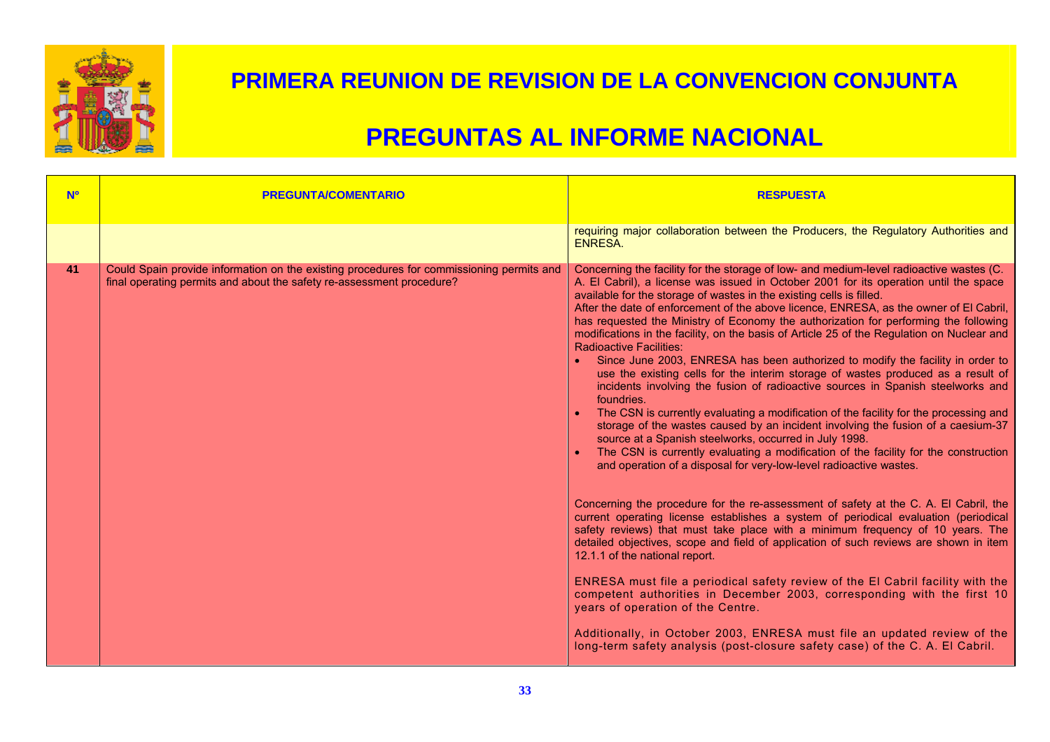# PRIMERA REUNION DE REVISION DE LA CONVENCION CONJUNTA

# PREGUNTAS AL INFORME NACIONAL

| Nº | PREGUNTA/COMENTARIO | RESPUESTA |
|---|---|---|
| | | requiring major collaboration between the Producers, the Regulatory Authorities and ENRESA. |
| 41 | Could Spain provide information on the existing procedures for commissioning permits and final operating permits and about the safety re-assessment procedure? | Concerning the facility for the storage of low- and medium-level radioactive wastes (C. A. El Cabril), a license was issued in October 2001 for its operation until the space available for the storage of wastes in the existing cells is filled.<br>After the date of enforcement of the above licence, ENRESA, as the owner of El Cabril, has requested the Ministry of Economy the authorization for performing the following modifications in the facility, on the basis of Article 25 of the Regulation on Nuclear and Radioactive Facilities:<br>• Since June 2003, ENRESA has been authorized to modify the facility in order to use the existing cells for the interim storage of wastes produced as a result of incidents involving the fusion of radioactive sources in Spanish steelworks and foundries.<br>• The CSN is currently evaluating a modification of the facility for the processing and storage of the wastes caused by an incident involving the fusion of a caesium-37 source at a Spanish steelworks, occurred in July 1998.<br>• The CSN is currently evaluating a modification of the facility for the construction and operation of a disposal for very-low-level radioactive wastes.<br><br>Concerning the procedure for the re-assessment of safety at the C. A. El Cabril, the current operating license establishes a system of periodical evaluation (periodical safety reviews) that must take place with a minimum frequency of 10 years. The detailed objectives, scope and field of application of such reviews are shown in item 12.1.1 of the national report.<br><br>ENRESA must file a periodical safety review of the El Cabril facility with the competent authorities in December 2003, corresponding with the first 10 years of operation of the Centre.<br><br>Additionally, in October 2003, ENRESA must file an updated review of the long-term safety analysis (post-closure safety case) of the C. A. El Cabril. |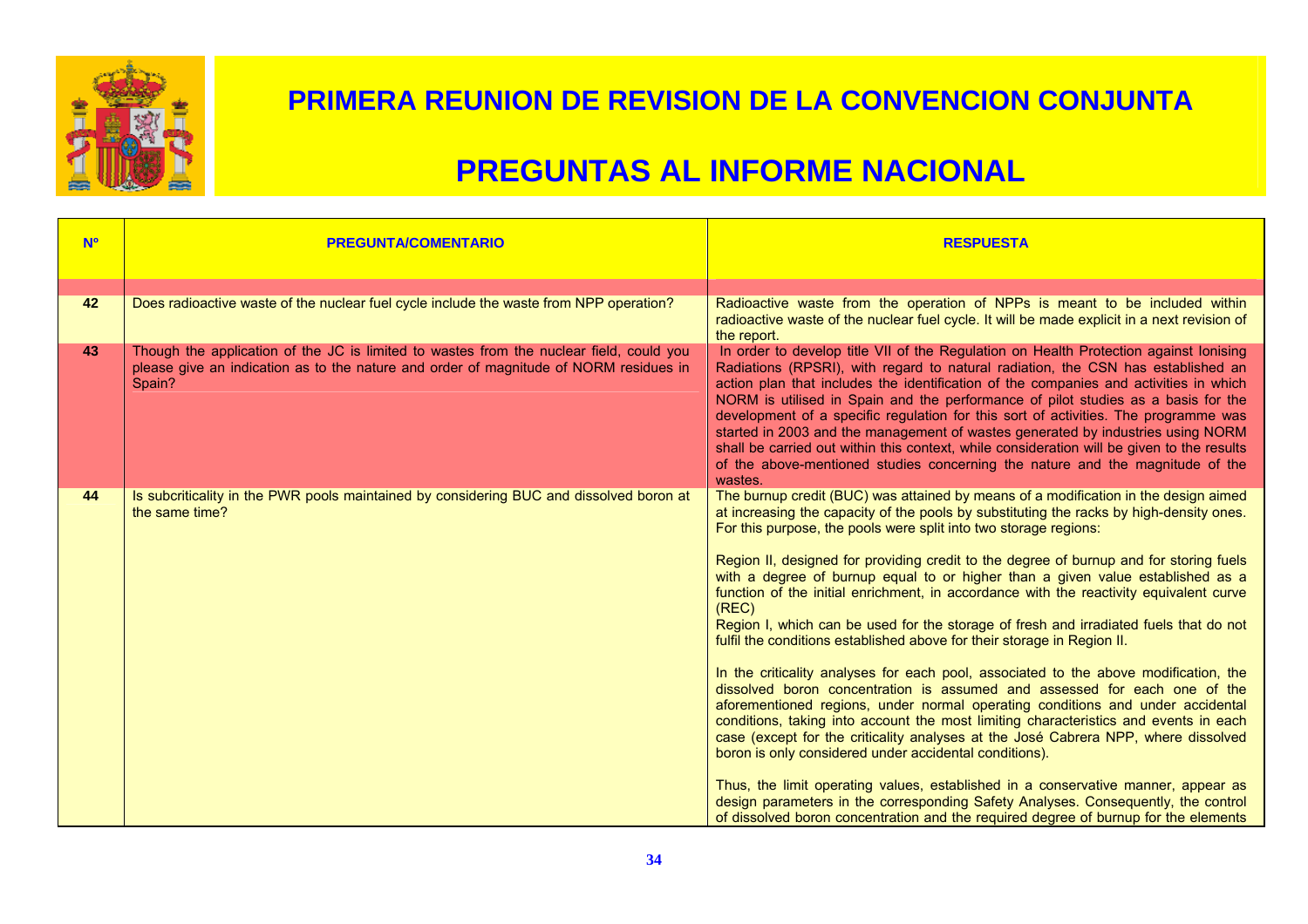# PRIMERA REUNION DE REVISION DE LA CONVENCION CONJUNTA

# PREGUNTAS AL INFORME NACIONAL

| Nº | PREGUNTA/COMENTARIO | RESPUESTA |
|---|---|---|
| 42 | Does radioactive waste of the nuclear fuel cycle include the waste from NPP operation? | Radioactive waste from the operation of NPPs is meant to be included within radioactive waste of the nuclear fuel cycle. It will be made explicit in a next revision of the report. |
| 43 | Though the application of the JC is limited to wastes from the nuclear field, could you please give an indication as to the nature and order of magnitude of NORM residues in Spain? | In order to develop title VII of the Regulation on Health Protection against Ionising Radiations (RPSRI), with regard to natural radiation, the CSN has established an action plan that includes the identification of the companies and activities in which NORM is utilised in Spain and the performance of pilot studies as a basis for the development of a specific regulation for this sort of activities. The programme was started in 2003 and the management of wastes generated by industries using NORM shall be carried out within this context, while consideration will be given to the results of the above-mentioned studies concerning the nature and the magnitude of the wastes. |
| 44 | Is subcriticality in the PWR pools maintained by considering BUC and dissolved boron at the same time? | The burnup credit (BUC) was attained by means of a modification in the design aimed at increasing the capacity of the pools by substituting the racks by high-density ones. For this purpose, the pools were split into two storage regions:<br><br>Region II, designed for providing credit to the degree of burnup and for storing fuels with a degree of burnup equal to or higher than a given value established as a function of the initial enrichment, in accordance with the reactivity equivalent curve (REC)<br>Region I, which can be used for the storage of fresh and irradiated fuels that do not fulfil the conditions established above for their storage in Region II.<br><br>In the criticality analyses for each pool, associated to the above modification, the dissolved boron concentration is assumed and assessed for each one of the aforementioned regions, under normal operating conditions and under accidental conditions, taking into account the most limiting characteristics and events in each case (except for the criticality analyses at the José Cabrera NPP, where dissolved boron is only considered under accidental conditions).<br><br>Thus, the limit operating values, established in a conservative manner, appear as design parameters in the corresponding Safety Analyses. Consequently, the control of dissolved boron concentration and the required degree of burnup for the elements |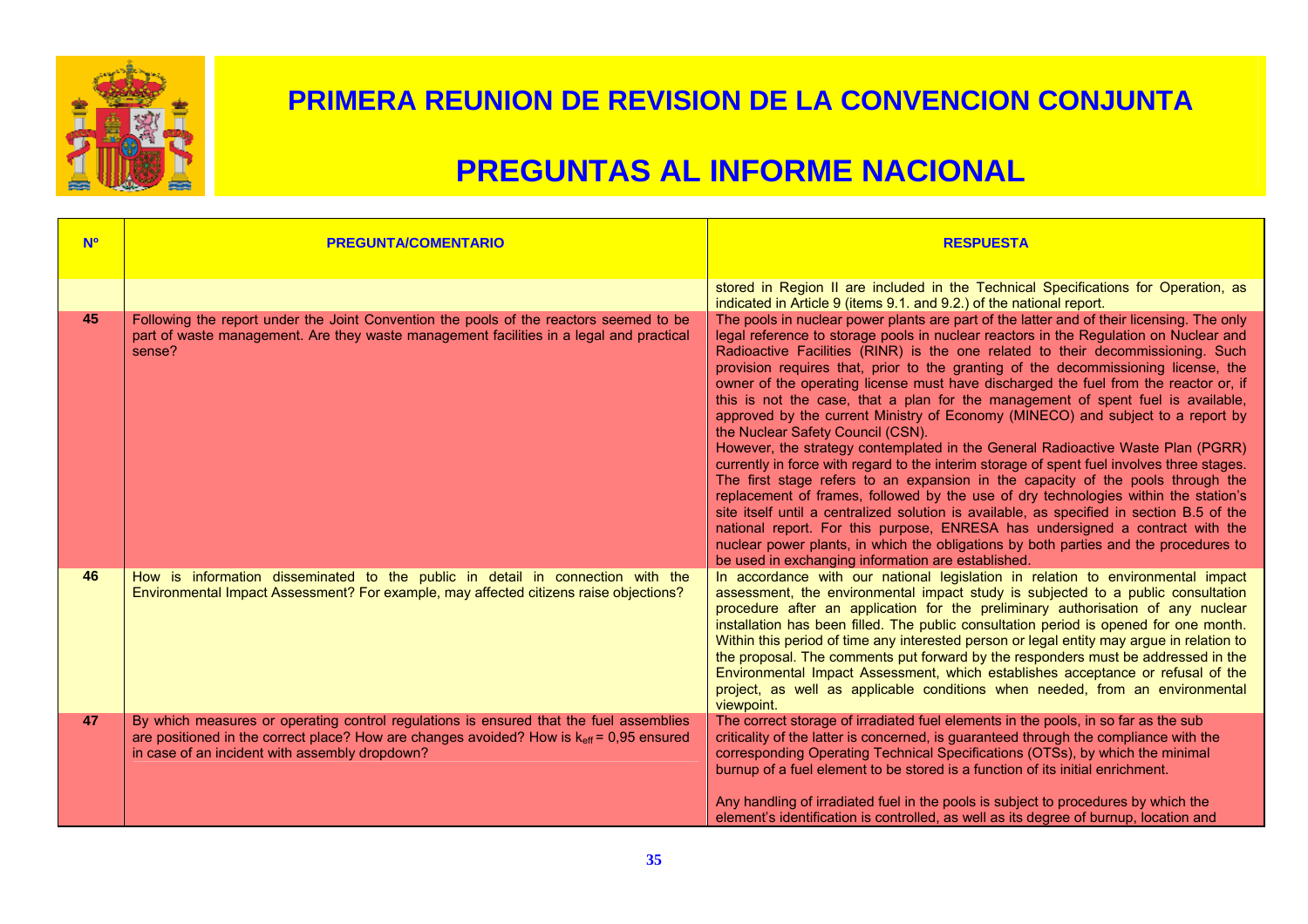# PRIMERA REUNION DE REVISION DE LA CONVENCION CONJUNTA

# PREGUNTAS AL INFORME NACIONAL

| Nº | PREGUNTA/COMENTARIO | RESPUESTA |
|---|---|---|
| | | stored in Region II are included in the Technical Specifications for Operation, as indicated in Article 9 (items 9.1. and 9.2.) of the national report. |
| 45 | Following the report under the Joint Convention the pools of the reactors seemed to be part of waste management. Are they waste management facilities in a legal and practical sense? | The pools in nuclear power plants are part of the latter and of their licensing. The only legal reference to storage pools in nuclear reactors in the Regulation on Nuclear and Radioactive Facilities (RINR) is the one related to their decommissioning. Such provision requires that, prior to the granting of the decommissioning license, the owner of the operating license must have discharged the fuel from the reactor or, if this is not the case, that a plan for the management of spent fuel is available, approved by the current Ministry of Economy (MINECO) and subject to a report by the Nuclear Safety Council (CSN).<br>However, the strategy contemplated in the General Radioactive Waste Plan (PGRR) currently in force with regard to the interim storage of spent fuel involves three stages. The first stage refers to an expansion in the capacity of the pools through the replacement of frames, followed by the use of dry technologies within the station's site itself until a centralized solution is available, as specified in section B.5 of the national report. For this purpose, ENRESA has undersigned a contract with the nuclear power plants, in which the obligations by both parties and the procedures to be used in exchanging information are established. |
| 46 | How is information disseminated to the public in detail in connection with the Environmental Impact Assessment? For example, may affected citizens raise objections? | In accordance with our national legislation in relation to environmental impact assessment, the environmental impact study is subjected to a public consultation procedure after an application for the preliminary authorisation of any nuclear installation has been filled. The public consultation period is opened for one month. Within this period of time any interested person or legal entity may argue in relation to the proposal. The comments put forward by the responders must be addressed in the Environmental Impact Assessment, which establishes acceptance or refusal of the project, as well as applicable conditions when needed, from an environmental viewpoint. |
| 47 | By which measures or operating control regulations is ensured that the fuel assemblies are positioned in the correct place? How are changes avoided? How is $k_{eff}$ = 0,95 ensured in case of an incident with assembly dropdown? | The correct storage of irradiated fuel elements in the pools, in so far as the sub criticality of the latter is concerned, is guaranteed through the compliance with the corresponding Operating Technical Specifications (OTSs), by which the minimal burnup of a fuel element to be stored is a function of its initial enrichment.<br><br>Any handling of irradiated fuel in the pools is subject to procedures by which the element's identification is controlled, as well as its degree of burnup, location and |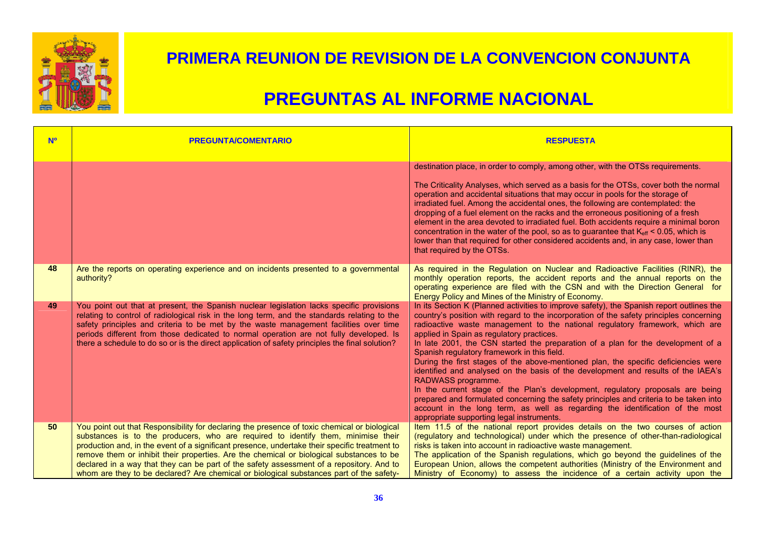# PRIMERA REUNION DE REVISION DE LA CONVENCION CONJUNTA

# PREGUNTAS AL INFORME NACIONAL

| Nº | PREGUNTA/COMENTARIO | RESPUESTA |
|---|---|---|
| | | destination place, in order to comply, among other, with the OTSs requirements.<br><br>The Criticality Analyses, which served as a basis for the OTSs, cover both the normal operation and accidental situations that may occur in pools for the storage of irradiated fuel. Among the accidental ones, the following are contemplated: the dropping of a fuel element on the racks and the erroneous positioning of a fresh element in the area devoted to irradiated fuel. Both accidents require a minimal boron concentration in the water of the pool, so as to guarantee that $K_{eff} < 0.05$, which is lower than that required for other considered accidents and, in any case, lower than that required by the OTSs. |
| 48 | Are the reports on operating experience and on incidents presented to a governmental authority? | As required in the Regulation on Nuclear and Radioactive Facilities (RINR), the monthly operation reports, the accident reports and the annual reports on the operating experience are filed with the CSN and with the Direction General for Energy Policy and Mines of the Ministry of Economy. |
| 49 | You point out that at present, the Spanish nuclear legislation lacks specific provisions relating to control of radiological risk in the long term, and the standards relating to the safety principles and criteria to be met by the waste management facilities over time periods different from those dedicated to normal operation are not fully developed. Is there a schedule to do so or is the direct application of safety principles the final solution? | In its Section K (Planned activities to improve safety), the Spanish report outlines the country's position with regard to the incorporation of the safety principles concerning radioactive waste management to the national regulatory framework, which are applied in Spain as regulatory practices.<br>In late 2001, the CSN started the preparation of a plan for the development of a Spanish regulatory framework in this field.<br>During the first stages of the above-mentioned plan, the specific deficiencies were identified and analysed on the basis of the development and results of the IAEA's RADWASS programme.<br>In the current stage of the Plan's development, regulatory proposals are being prepared and formulated concerning the safety principles and criteria to be taken into account in the long term, as well as regarding the identification of the most appropriate supporting legal instruments. |
| 50 | You point out that Responsibility for declaring the presence of toxic chemical or biological substances is to the producers, who are required to identify them, minimise their production and, in the event of a significant presence, undertake their specific treatment to remove them or inhibit their properties. Are the chemical or biological substances to be declared in a way that they can be part of the safety assessment of a repository. And to whom are they to be declared? Are chemical or biological substances part of the safety- | Item 11.5 of the national report provides details on the two courses of action (regulatory and technological) under which the presence of other-than-radiological risks is taken into account in radioactive waste management.<br>The application of the Spanish regulations, which go beyond the guidelines of the European Union, allows the competent authorities (Ministry of the Environment and Ministry of Economy) to assess the incidence of a certain activity upon the |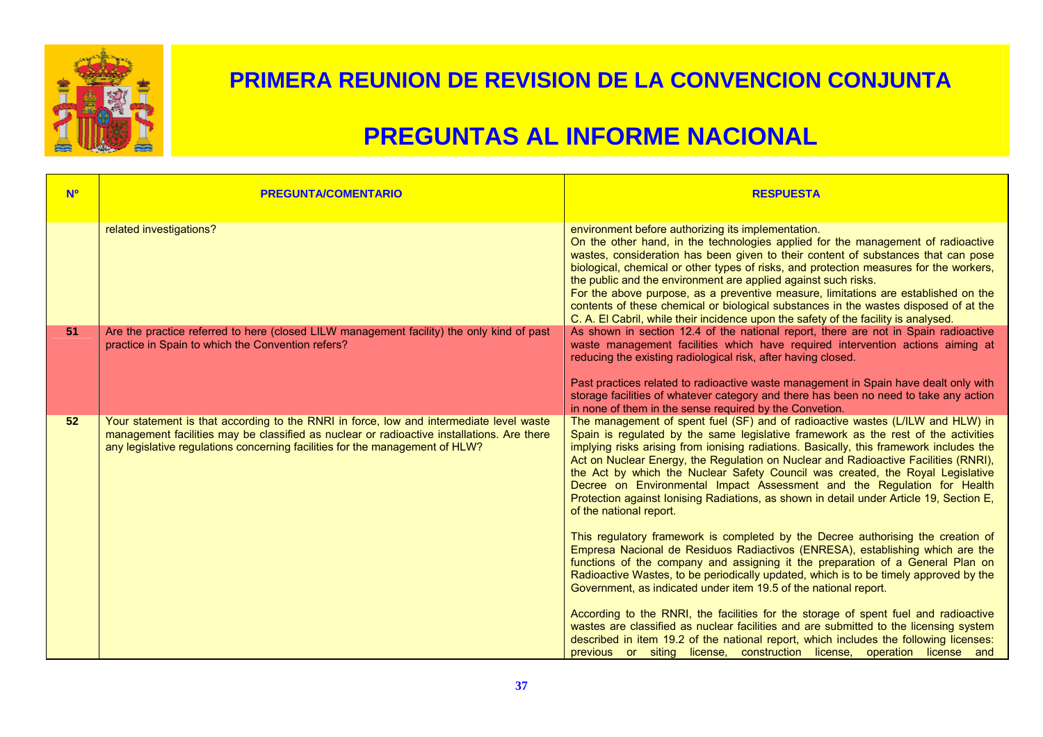# PRIMERA REUNION DE REVISION DE LA CONVENCION CONJUNTA

# PREGUNTAS AL INFORME NACIONAL

| Nº | PREGUNTA/COMENTARIO | RESPUESTA |
|---|---|---|
| | related investigations? | environment before authorizing its implementation.<br>On the other hand, in the technologies applied for the management of radioactive wastes, consideration has been given to their content of substances that can pose biological, chemical or other types of risks, and protection measures for the workers, the public and the environment are applied against such risks.<br>For the above purpose, as a preventive measure, limitations are established on the contents of these chemical or biological substances in the wastes disposed of at the C. A. El Cabril, while their incidence upon the safety of the facility is analysed. |
| 51 | Are the practice referred to here (closed LILW management facility) the only kind of past practice in Spain to which the Convention refers? | As shown in section 12.4 of the national report, there are not in Spain radioactive waste management facilities which have required intervention actions aiming at reducing the existing radiological risk, after having closed.<br><br>Past practices related to radioactive waste management in Spain have dealt only with storage facilities of whatever category and there has been no need to take any action in none of them in the sense required by the Convetion. |
| 52 | Your statement is that according to the RNRI in force, low and intermediate level waste management facilities may be classified as nuclear or radioactive installations. Are there any legislative regulations concerning facilities for the management of HLW? | The management of spent fuel (SF) and of radioactive wastes (L/ILW and HLW) in Spain is regulated by the same legislative framework as the rest of the activities implying risks arising from ionising radiations. Basically, this framework includes the Act on Nuclear Energy, the Regulation on Nuclear and Radioactive Facilities (RNRI), the Act by which the Nuclear Safety Council was created, the Royal Legislative Decree on Environmental Impact Assessment and the Regulation for Health Protection against Ionising Radiations, as shown in detail under Article 19, Section E, of the national report.<br><br>This regulatory framework is completed by the Decree authorising the creation of Empresa Nacional de Residuos Radiactivos (ENRESA), establishing which are the functions of the company and assigning it the preparation of a General Plan on Radioactive Wastes, to be periodically updated, which is to be timely approved by the Government, as indicated under item 19.5 of the national report.<br><br>According to the RNRI, the facilities for the storage of spent fuel and radioactive wastes are classified as nuclear facilities and are submitted to the licensing system described in item 19.2 of the national report, which includes the following licenses: previous or siting license, construction license, operation license and |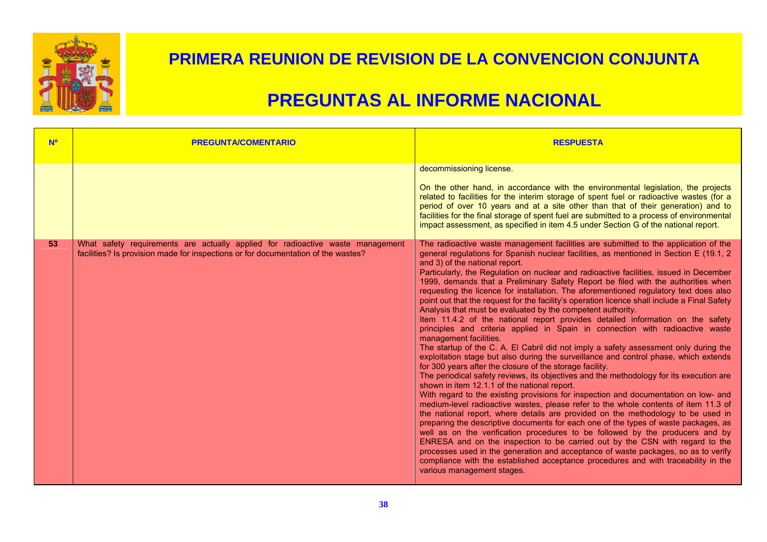# PRIMERA REUNION DE REVISION DE LA CONVENCION CONJUNTA

# PREGUNTAS AL INFORME NACIONAL

| Nº | PREGUNTA/COMENTARIO | RESPUESTA |
|---|---|---|
| | | decommissioning license.<br><br>On the other hand, in accordance with the environmental legislation, the projects related to facilities for the interim storage of spent fuel or radioactive wastes (for a period of over 10 years and at a site other than that of their generation) and to facilities for the final storage of spent fuel are submitted to a process of environmental impact assessment, as specified in item 4.5 under Section G of the national report. |
| 53 | What safety requirements are actually applied for radioactive waste management facilities? Is provision made for inspections or for documentation of the wastes? | The radioactive waste management facilities are submitted to the application of the general regulations for Spanish nuclear facilities, as mentioned in Section E (19.1, 2 and 3) of the national report.<br>Particularly, the Regulation on nuclear and radioactive facilities, issued in December 1999, demands that a Preliminary Safety Report be filed with the authorities when requesting the licence for installation. The aforementioned regulatory text does also point out that the request for the facility's operation licence shall include a Final Safety Analysis that must be evaluated by the competent authority.<br>Item 11.4.2 of the national report provides detailed information on the safety principles and criteria applied in Spain in connection with radioactive waste management facilities.<br>The startup of the C. A. El Cabril did not imply a safety assessment only during the exploitation stage but also during the surveillance and control phase, which extends for 300 years after the closure of the storage facility.<br>The periodical safety reviews, its objectives and the methodology for its execution are shown in item 12.1.1 of the national report.<br>With regard to the existing provisions for inspection and documentation on low- and medium-level radioactive wastes, please refer to the whole contents of item 11.3 of the national report, where details are provided on the methodology to be used in preparing the descriptive documents for each one of the types of waste packages, as well as on the verification procedures to be followed by the producers and by ENRESA and on the inspection to be carried out by the CSN with regard to the processes used in the generation and acceptance of waste packages, so as to verify compliance with the established acceptance procedures and with traceability in the various management stages. |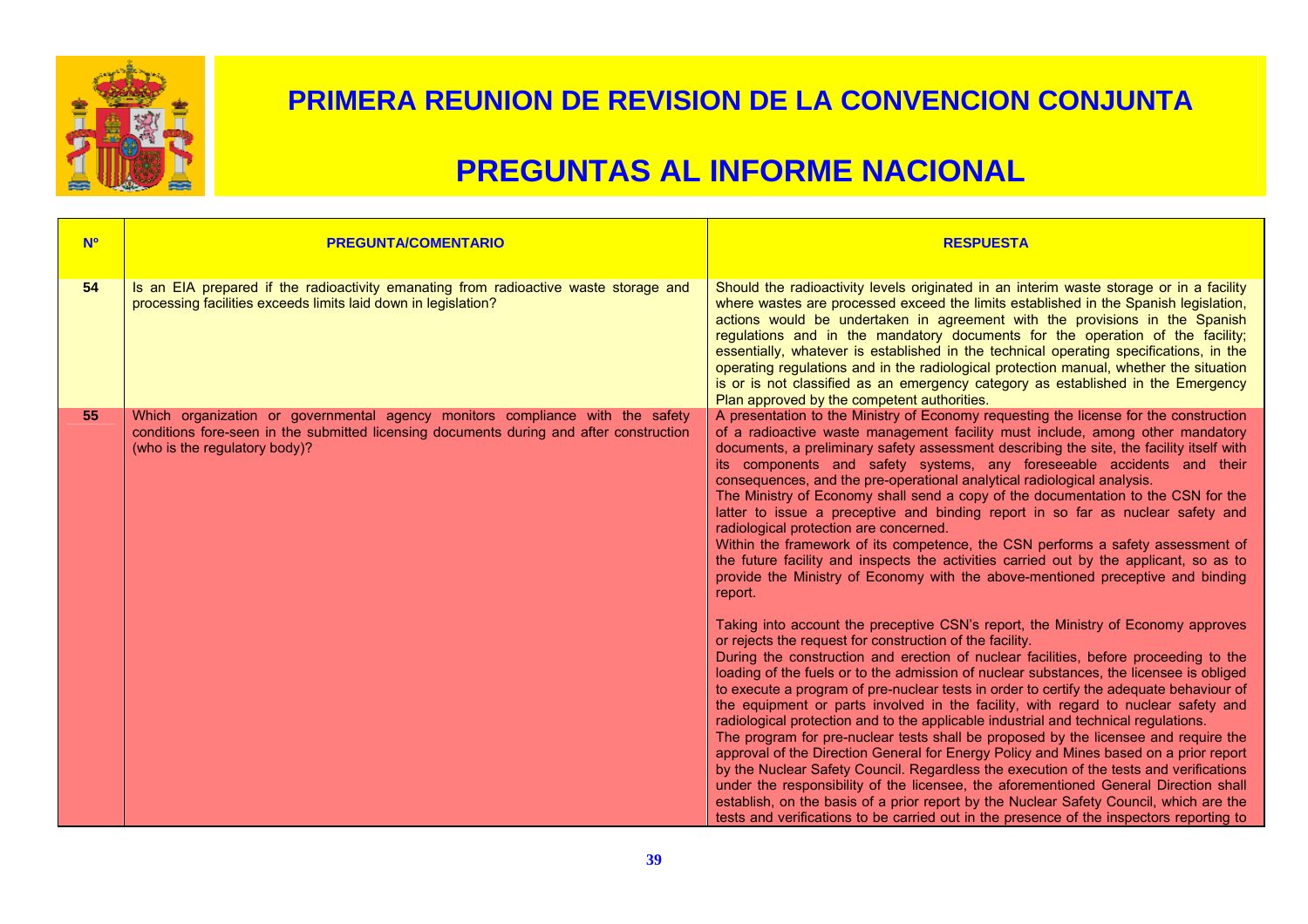# PRIMERA REUNION DE REVISION DE LA CONVENCION CONJUNTA

# PREGUNTAS AL INFORME NACIONAL

| Nº | PREGUNTA/COMENTARIO | RESPUESTA |
|---|---|---|
| 54 | Is an EIA prepared if the radioactivity emanating from radioactive waste storage and processing facilities exceeds limits laid down in legislation? | Should the radioactivity levels originated in an interim waste storage or in a facility where wastes are processed exceed the limits established in the Spanish legislation, actions would be undertaken in agreement with the provisions in the Spanish regulations and in the mandatory documents for the operation of the facility; essentially, whatever is established in the technical operating specifications, in the operating regulations and in the radiological protection manual, whether the situation is or is not classified as an emergency category as established in the Emergency Plan approved by the competent authorities. |
| 55 | Which organization or governmental agency monitors compliance with the safety conditions fore-seen in the submitted licensing documents during and after construction (who is the regulatory body)? | A presentation to the Ministry of Economy requesting the license for the construction of a radioactive waste management facility must include, among other mandatory documents, a preliminary safety assessment describing the site, the facility itself with its components and safety systems, any foreseeable accidents and their consequences, and the pre-operational analytical radiological analysis.<br>The Ministry of Economy shall send a copy of the documentation to the CSN for the latter to issue a preceptive and binding report in so far as nuclear safety and radiological protection are concerned.<br>Within the framework of its competence, the CSN performs a safety assessment of the future facility and inspects the activities carried out by the applicant, so as to provide the Ministry of Economy with the above-mentioned preceptive and binding report.<br><br>Taking into account the preceptive CSN's report, the Ministry of Economy approves or rejects the request for construction of the facility.<br>During the construction and erection of nuclear facilities, before proceeding to the loading of the fuels or to the admission of nuclear substances, the licensee is obliged to execute a program of pre-nuclear tests in order to certify the adequate behaviour of the equipment or parts involved in the facility, with regard to nuclear safety and radiological protection and to the applicable industrial and technical regulations.<br>The program for pre-nuclear tests shall be proposed by the licensee and require the approval of the Direction General for Energy Policy and Mines based on a prior report by the Nuclear Safety Council. Regardless the execution of the tests and verifications under the responsibility of the licensee, the aforementioned General Direction shall establish, on the basis of a prior report by the Nuclear Safety Council, which are the tests and verifications to be carried out in the presence of the inspectors reporting to |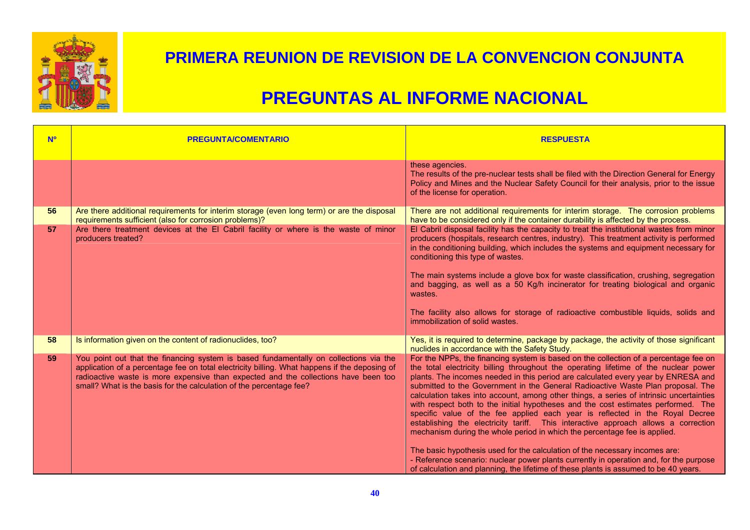# PRIMERA REUNION DE REVISION DE LA CONVENCION CONJUNTA

# PREGUNTAS AL INFORME NACIONAL

| Nº | PREGUNTA/COMENTARIO | RESPUESTA |
|---|---|---|
| | | these agencies.<br>The results of the pre-nuclear tests shall be filed with the Direction General for Energy Policy and Mines and the Nuclear Safety Council for their analysis, prior to the issue of the license for operation. |
| 56 | Are there additional requirements for interim storage (even long term) or are the disposal requirements sufficient (also for corrosion problems)? | There are not additional requirements for interim storage. The corrosion problems have to be considered only if the container durability is affected by the process. |
| 57 | Are there treatment devices at the El Cabril facility or where is the waste of minor producers treated? | El Cabril disposal facility has the capacity to treat the institutional wastes from minor producers (hospitals, research centres, industry). This treatment activity is performed in the conditioning building, which includes the systems and equipment necessary for conditioning this type of wastes.<br><br>The main systems include a glove box for waste classification, crushing, segregation and bagging, as well as a 50 Kg/h incinerator for treating biological and organic wastes.<br><br>The facility also allows for storage of radioactive combustible liquids, solids and immobilization of solid wastes. |
| 58 | Is information given on the content of radionuclides, too? | Yes, it is required to determine, package by package, the activity of those significant nuclides in accordance with the Safety Study. |
| 59 | You point out that the financing system is based fundamentally on collections via the application of a percentage fee on total electricity billing. What happens if the deposing of radioactive waste is more expensive than expected and the collections have been too small? What is the basis for the calculation of the percentage fee? | For the NPPs, the financing system is based on the collection of a percentage fee on the total electricity billing throughout the operating lifetime of the nuclear power plants. The incomes needed in this period are calculated every year by ENRESA and submitted to the Government in the General Radioactive Waste Plan proposal. The calculation takes into account, among other things, a series of intrinsic uncertainties with respect both to the initial hypotheses and the cost estimates performed. The specific value of the fee applied each year is reflected in the Royal Decree establishing the electricity tariff. This interactive approach allows a correction mechanism during the whole period in which the percentage fee is applied.<br><br>The basic hypothesis used for the calculation of the necessary incomes are:<br>- Reference scenario: nuclear power plants currently in operation and, for the purpose of calculation and planning, the lifetime of these plants is assumed to be 40 years. |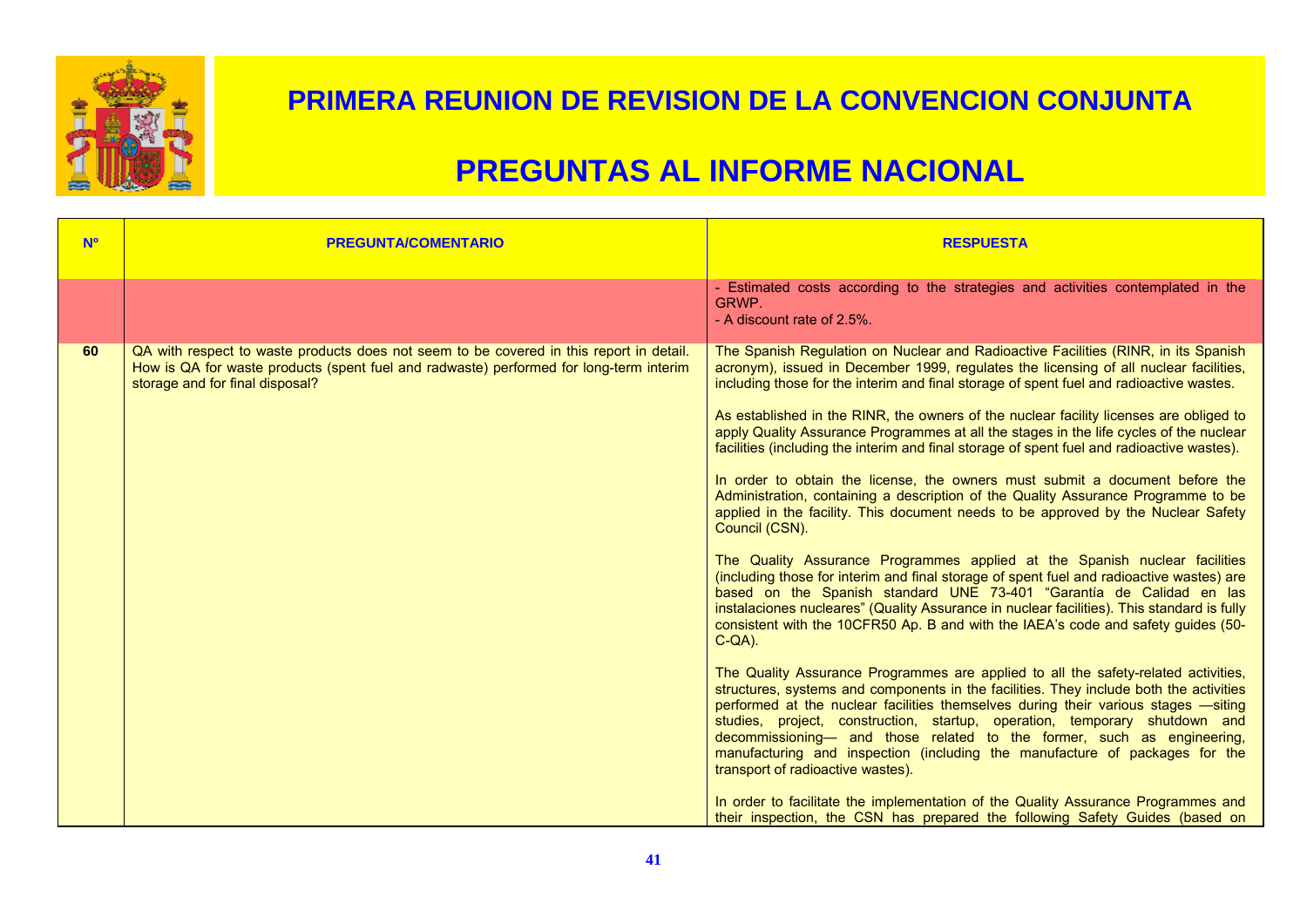# PRIMERA REUNION DE REVISION DE LA CONVENCION CONJUNTA

# PREGUNTAS AL INFORME NACIONAL

| Nº | PREGUNTA/COMENTARIO | RESPUESTA |
| --- | --- | --- |
| | | - Estimated costs according to the strategies and activities contemplated in the GRWP.<br>- A discount rate of 2.5%. |
| **60** | QA with respect to waste products does not seem to be covered in this report in detail. How is QA for waste products (spent fuel and radwaste) performed for long-term interim storage and for final disposal? | The Spanish Regulation on Nuclear and Radioactive Facilities (RINR, in its Spanish acronym), issued in December 1999, regulates the licensing of all nuclear facilities, including those for the interim and final storage of spent fuel and radioactive wastes.<br><br>As established in the RINR, the owners of the nuclear facility licenses are obliged to apply Quality Assurance Programmes at all the stages in the life cycles of the nuclear facilities (including the interim and final storage of spent fuel and radioactive wastes).<br><br>In order to obtain the license, the owners must submit a document before the Administration, containing a description of the Quality Assurance Programme to be applied in the facility. This document needs to be approved by the Nuclear Safety Council (CSN).<br><br>The Quality Assurance Programmes applied at the Spanish nuclear facilities (including those for interim and final storage of spent fuel and radioactive wastes) are based on the Spanish standard UNE 73-401 "Garantía de Calidad en las instalaciones nucleares" (Quality Assurance in nuclear facilities). This standard is fully consistent with the 10CFR50 Ap. B and with the IAEA's code and safety guides (50-C-QA).<br><br>The Quality Assurance Programmes are applied to all the safety-related activities, structures, systems and components in the facilities. They include both the activities performed at the nuclear facilities themselves during their various stages —siting studies, project, construction, startup, operation, temporary shutdown and decommissioning— and those related to the former, such as engineering, manufacturing and inspection (including the manufacture of packages for the transport of radioactive wastes).<br><br>In order to facilitate the implementation of the Quality Assurance Programmes and their inspection, the CSN has prepared the following Safety Guides (based on |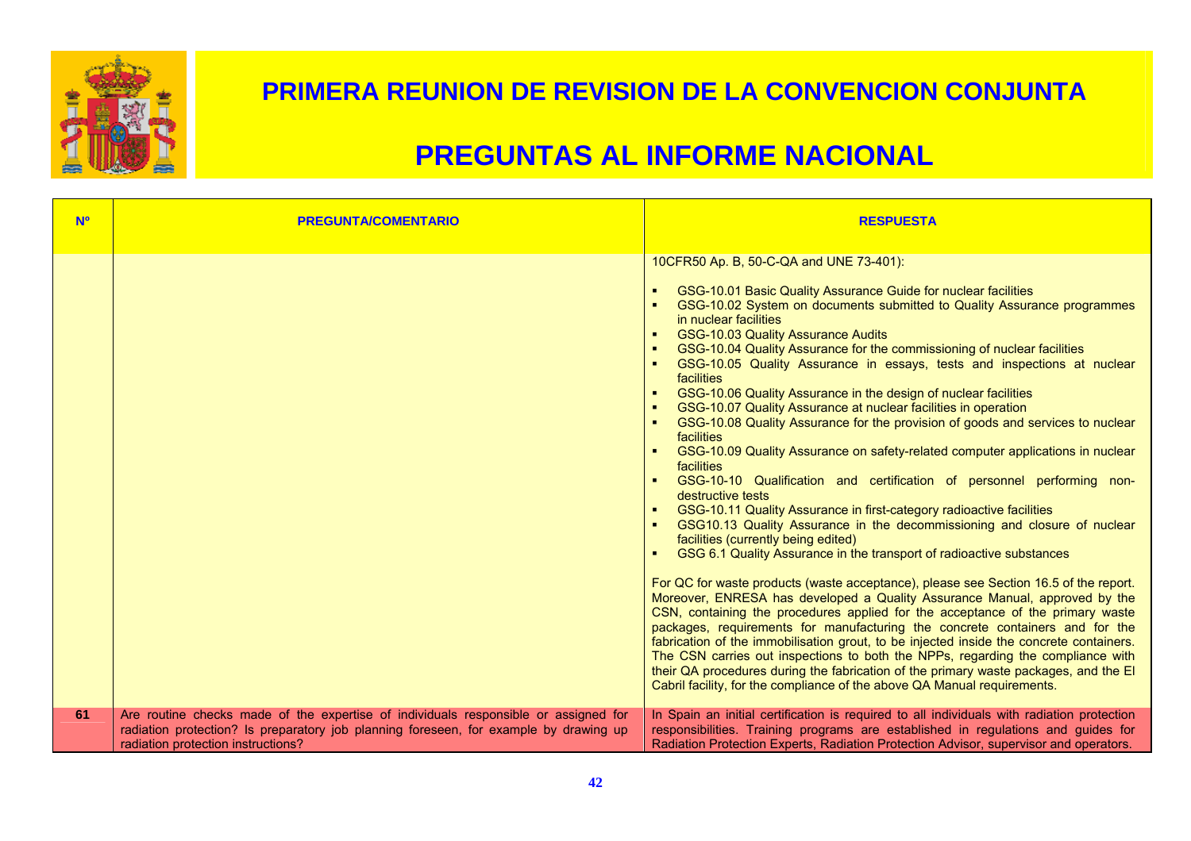# PRIMERA REUNION DE REVISION DE LA CONVENCION CONJUNTA

# PREGUNTAS AL INFORME NACIONAL

| Nº | PREGUNTA/COMENTARIO | RESPUESTA |
|---|---|---|
| | | 10CFR50 Ap. B, 50-C-QA and UNE 73-401):<br><br>▪ GSG-10.01 Basic Quality Assurance Guide for nuclear facilities<br>▪ GSG-10.02 System on documents submitted to Quality Assurance programmes in nuclear facilities<br>▪ GSG-10.03 Quality Assurance Audits<br>▪ GSG-10.04 Quality Assurance for the commissioning of nuclear facilities<br>▪ GSG-10.05 Quality Assurance in essays, tests and inspections at nuclear facilities<br>▪ GSG-10.06 Quality Assurance in the design of nuclear facilities<br>▪ GSG-10.07 Quality Assurance at nuclear facilities in operation<br>▪ GSG-10.08 Quality Assurance for the provision of goods and services to nuclear facilities<br>▪ GSG-10.09 Quality Assurance on safety-related computer applications in nuclear facilities<br>▪ GSG-10-10 Qualification and certification of personnel performing non-destructive tests<br>▪ GSG-10.11 Quality Assurance in first-category radioactive facilities<br>▪ GSG10.13 Quality Assurance in the decommissioning and closure of nuclear facilities (currently being edited)<br>▪ GSG 6.1 Quality Assurance in the transport of radioactive substances<br><br>For QC for waste products (waste acceptance), please see Section 16.5 of the report. Moreover, ENRESA has developed a Quality Assurance Manual, approved by the CSN, containing the procedures applied for the acceptance of the primary waste packages, requirements for manufacturing the concrete containers and for the fabrication of the immobilisation grout, to be injected inside the concrete containers. The CSN carries out inspections to both the NPPs, regarding the compliance with their QA procedures during the fabrication of the primary waste packages, and the El Cabril facility, for the compliance of the above QA Manual requirements. |
| 61 | Are routine checks made of the expertise of individuals responsible or assigned for radiation protection? Is preparatory job planning foreseen, for example by drawing up radiation protection instructions? | In Spain an initial certification is required to all individuals with radiation protection responsibilities. Training programs are established in regulations and guides for Radiation Protection Experts, Radiation Protection Advisor, supervisor and operators. |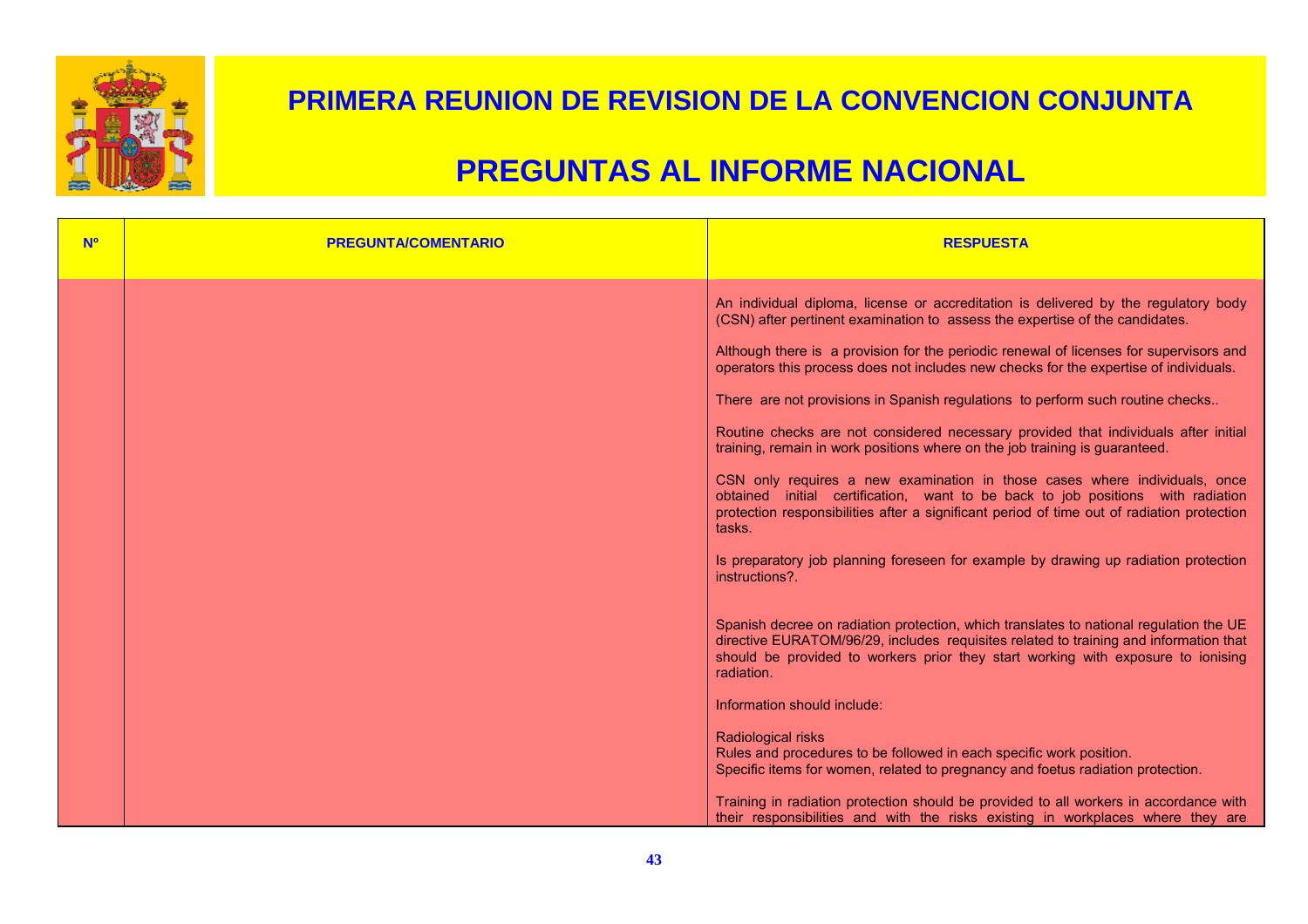# PRIMERA REUNION DE REVISION DE LA CONVENCION CONJUNTA

# PREGUNTAS AL INFORME NACIONAL

| Nº | PREGUNTA/COMENTARIO | RESPUESTA |
|---|---|---|
| | | An individual diploma, license or accreditation is delivered by the regulatory body (CSN) after pertinent examination to assess the expertise of the candidates.<br><br>Although there is a provision for the periodic renewal of licenses for supervisors and operators this process does not includes new checks for the expertise of individuals.<br><br>There are not provisions in Spanish regulations to perform such routine checks..<br><br>Routine checks are not considered necessary provided that individuals after initial training, remain in work positions where on the job training is guaranteed.<br><br>CSN only requires a new examination in those cases where individuals, once obtained initial certification, want to be back to job positions with radiation protection responsibilities after a significant period of time out of radiation protection tasks.<br><br>Is preparatory job planning foreseen for example by drawing up radiation protection instructions?.<br><br>Spanish decree on radiation protection, which translates to national regulation the UE directive EURATOM/96/29, includes requisites related to training and information that should be provided to workers prior they start working with exposure to ionising radiation.<br><br>Information should include:<br><br>Radiological risks<br>Rules and procedures to be followed in each specific work position.<br>Specific items for women, related to pregnancy and foetus radiation protection.<br><br>Training in radiation protection should be provided to all workers in accordance with their responsibilities and with the risks existing in workplaces where they are |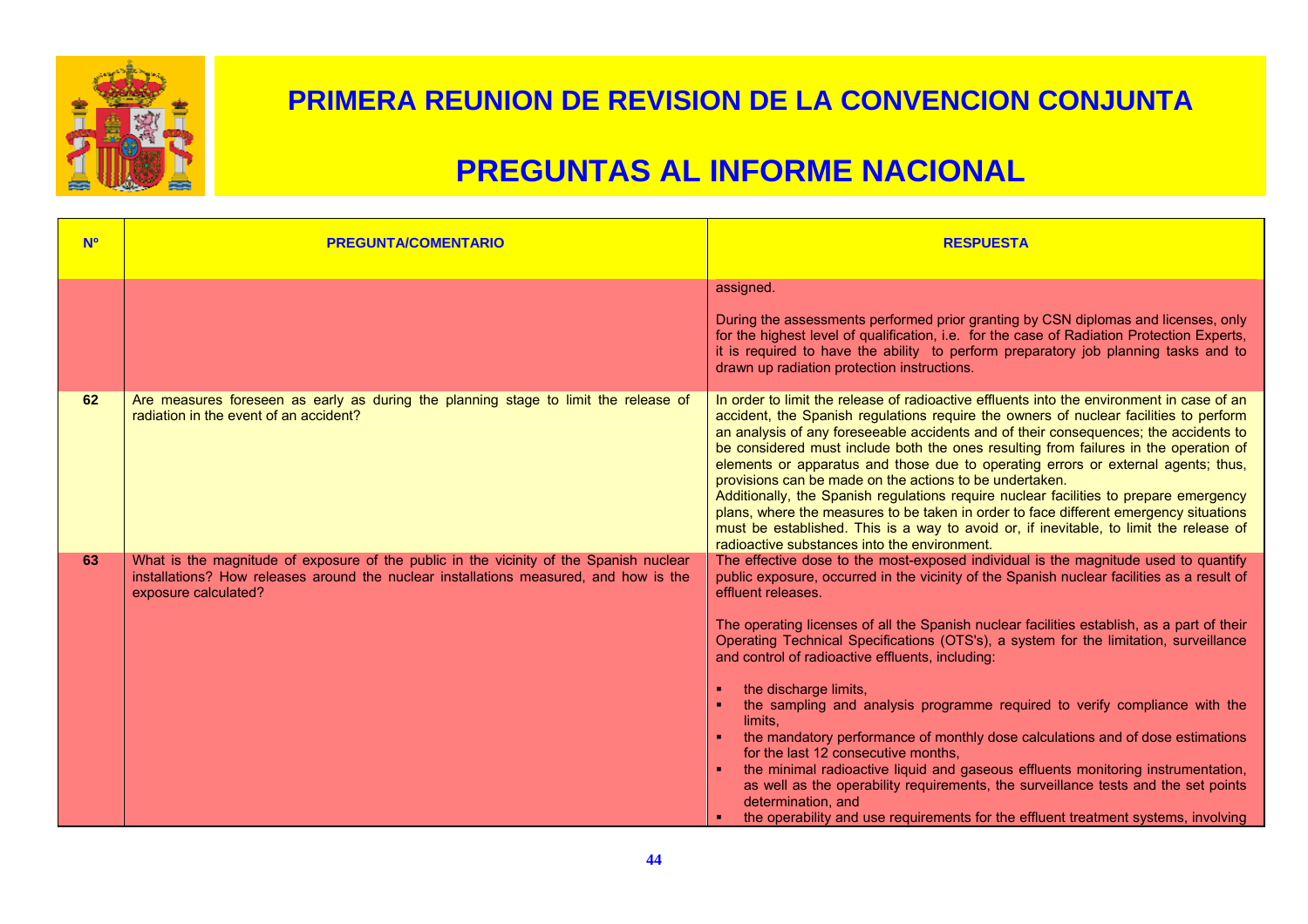# PRIMERA REUNION DE REVISION DE LA CONVENCION CONJUNTA

# PREGUNTAS AL INFORME NACIONAL

| Nº | PREGUNTA/COMENTARIO | RESPUESTA |
|---|---|---|
| | | assigned.<br><br>During the assessments performed prior granting by CSN diplomas and licenses, only for the highest level of qualification, i.e. for the case of Radiation Protection Experts, it is required to have the ability to perform preparatory job planning tasks and to drawn up radiation protection instructions. |
| 62 | Are measures foreseen as early as during the planning stage to limit the release of radiation in the event of an accident? | In order to limit the release of radioactive effluents into the environment in case of an accident, the Spanish regulations require the owners of nuclear facilities to perform an analysis of any foreseeable accidents and of their consequences; the accidents to be considered must include both the ones resulting from failures in the operation of elements or apparatus and those due to operating errors or external agents; thus, provisions can be made on the actions to be undertaken.<br>Additionally, the Spanish regulations require nuclear facilities to prepare emergency plans, where the measures to be taken in order to face different emergency situations must be established. This is a way to avoid or, if inevitable, to limit the release of radioactive substances into the environment. |
| 63 | What is the magnitude of exposure of the public in the vicinity of the Spanish nuclear installations? How releases around the nuclear installations measured, and how is the exposure calculated? | The effective dose to the most-exposed individual is the magnitude used to quantify public exposure, occurred in the vicinity of the Spanish nuclear facilities as a result of effluent releases.<br><br>The operating licenses of all the Spanish nuclear facilities establish, as a part of their Operating Technical Specifications (OTS's), a system for the limitation, surveillance and control of radioactive effluents, including:<br><br>▪ the discharge limits,<br>▪ the sampling and analysis programme required to verify compliance with the limits,<br>▪ the mandatory performance of monthly dose calculations and of dose estimations for the last 12 consecutive months,<br>▪ the minimal radioactive liquid and gaseous effluents monitoring instrumentation, as well as the operability requirements, the surveillance tests and the set points determination, and<br>▪ the operability and use requirements for the effluent treatment systems, involving |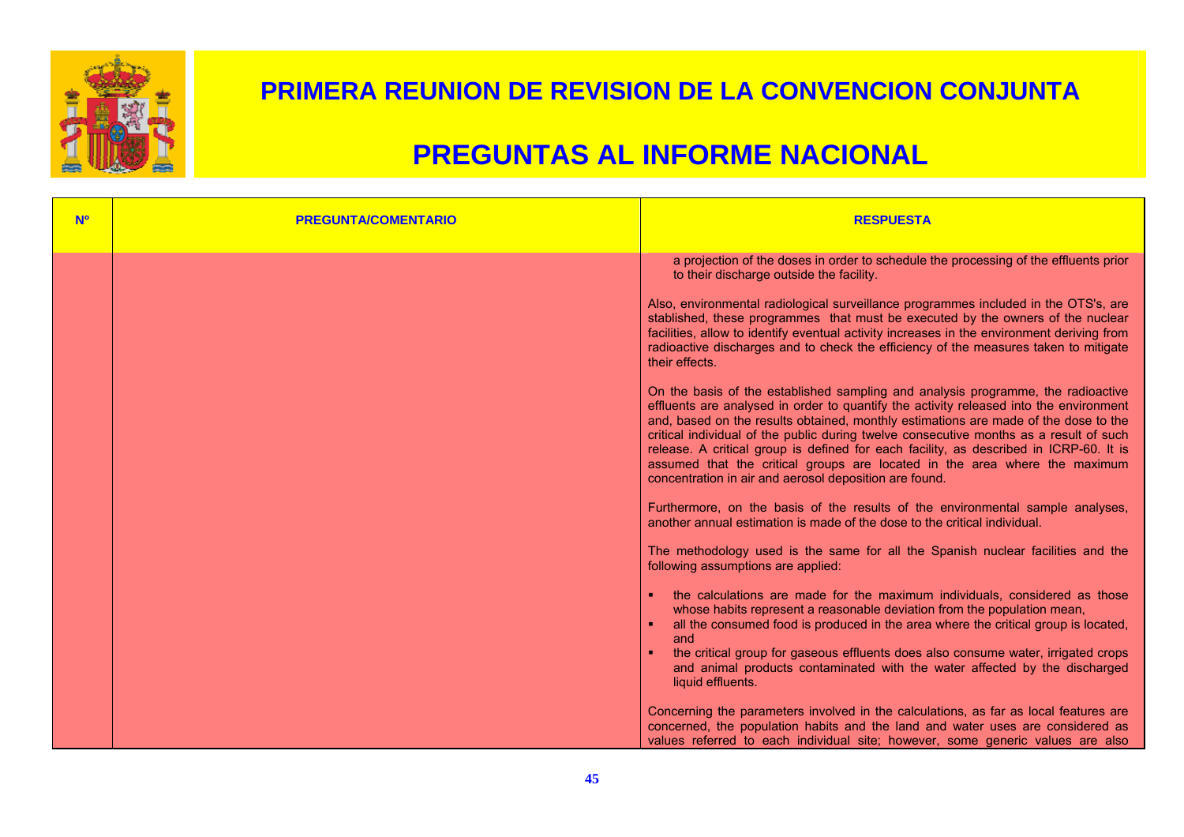| Nº | PREGUNTA/COMENTARIO | RESPUESTA |
|---|---|---|
| | | a projection of the doses in order to schedule the processing of the effluents prior to their discharge outside the facility.<br><br>Also, environmental radiological surveillance programmes included in the OTS's, are stablished, these programmes that must be executed by the owners of the nuclear facilities, allow to identify eventual activity increases in the environment deriving from radioactive discharges and to check the efficiency of the measures taken to mitigate their effects.<br><br>On the basis of the established sampling and analysis programme, the radioactive effluents are analysed in order to quantify the activity released into the environment and, based on the results obtained, monthly estimations are made of the dose to the critical individual of the public during twelve consecutive months as a result of such release. A critical group is defined for each facility, as described in ICRP-60. It is assumed that the critical groups are located in the area where the maximum concentration in air and aerosol deposition are found.<br><br>Furthermore, on the basis of the results of the environmental sample analyses, another annual estimation is made of the dose to the critical individual.<br><br>The methodology used is the same for all the Spanish nuclear facilities and the following assumptions are applied:<br><br>▪ the calculations are made for the maximum individuals, considered as those whose habits represent a reasonable deviation from the population mean,<br>▪ all the consumed food is produced in the area where the critical group is located, and<br>▪ the critical group for gaseous effluents does also consume water, irrigated crops and animal products contaminated with the water affected by the discharged liquid effluents.<br><br>Concerning the parameters involved in the calculations, as far as local features are concerned, the population habits and the land and water uses are considered as values referred to each individual site; however, some generic values are also |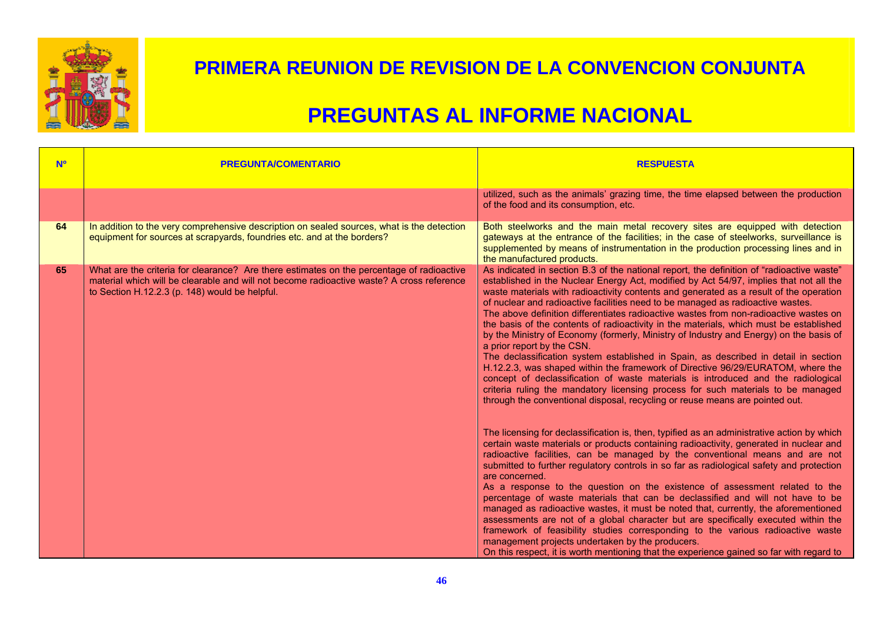# PRIMERA REUNION DE REVISION DE LA CONVENCION CONJUNTA

# PREGUNTAS AL INFORME NACIONAL

| Nº | PREGUNTA/COMENTARIO | RESPUESTA |
|---|---|---|
| | | utilized, such as the animals' grazing time, the time elapsed between the production of the food and its consumption, etc. |
| 64 | In addition to the very comprehensive description on sealed sources, what is the detection equipment for sources at scrapyards, foundries etc. and at the borders? | Both steelworks and the main metal recovery sites are equipped with detection gateways at the entrance of the facilities; in the case of steelworks, surveillance is supplemented by means of instrumentation in the production processing lines and in the manufactured products. |
| 65 | What are the criteria for clearance? Are there estimates on the percentage of radioactive material which will be clearable and will not become radioactive waste? A cross reference to Section H.12.2.3 (p. 148) would be helpful. | As indicated in section B.3 of the national report, the definition of "radioactive waste" established in the Nuclear Energy Act, modified by Act 54/97, implies that not all the waste materials with radioactivity contents and generated as a result of the operation of nuclear and radioactive facilities need to be managed as radioactive wastes.<br>The above definition differentiates radioactive wastes from non-radioactive wastes on the basis of the contents of radioactivity in the materials, which must be established by the Ministry of Economy (formerly, Ministry of Industry and Energy) on the basis of a prior report by the CSN.<br>The declassification system established in Spain, as described in detail in section H.12.2.3, was shaped within the framework of Directive 96/29/EURATOM, where the concept of declassification of waste materials is introduced and the radiological criteria ruling the mandatory licensing process for such materials to be managed through the conventional disposal, recycling or reuse means are pointed out.<br><br>The licensing for declassification is, then, typified as an administrative action by which certain waste materials or products containing radioactivity, generated in nuclear and radioactive facilities, can be managed by the conventional means and are not submitted to further regulatory controls in so far as radiological safety and protection are concerned.<br>As a response to the question on the existence of assessment related to the percentage of waste materials that can be declassified and will not have to be managed as radioactive wastes, it must be noted that, currently, the aforementioned assessments are not of a global character but are specifically executed within the framework of feasibility studies corresponding to the various radioactive waste management projects undertaken by the producers.<br>On this respect, it is worth mentioning that the experience gained so far with regard to |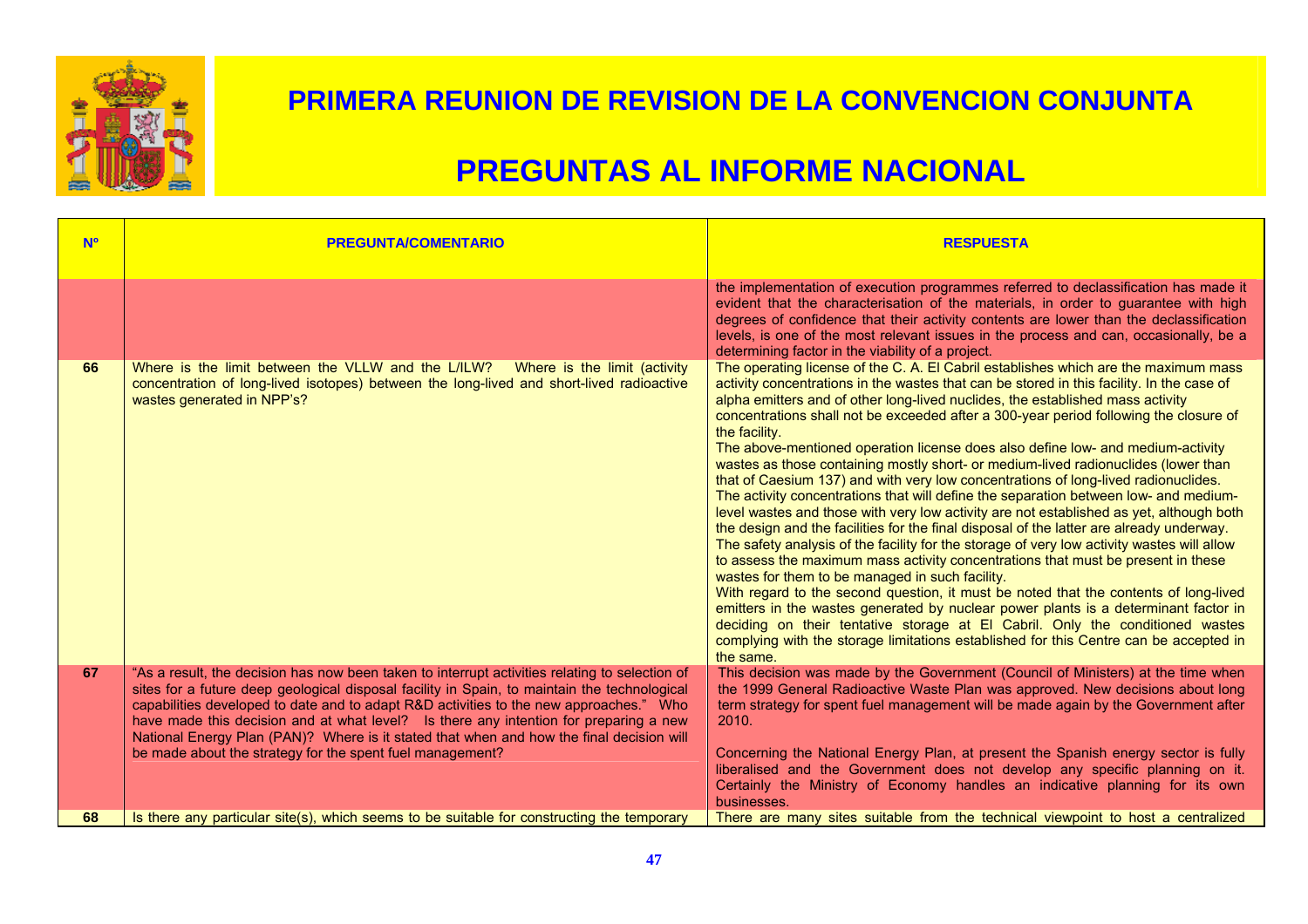# PRIMERA REUNION DE REVISION DE LA CONVENCION CONJUNTA

# PREGUNTAS AL INFORME NACIONAL

| Nº | PREGUNTA/COMENTARIO | RESPUESTA |
|---|---|---|
| | | the implementation of execution programmes referred to declassification has made it evident that the characterisation of the materials, in order to guarantee with high degrees of confidence that their activity contents are lower than the declassification levels, is one of the most relevant issues in the process and can, occasionally, be a determining factor in the viability of a project. |
| 66 | Where is the limit between the VLLW and the L/ILW? Where is the limit (activity concentration of long-lived isotopes) between the long-lived and short-lived radioactive wastes generated in NPP's? | The operating license of the C. A. El Cabril establishes which are the maximum mass activity concentrations in the wastes that can be stored in this facility. In the case of alpha emitters and of other long-lived nuclides, the established mass activity concentrations shall not be exceeded after a 300-year period following the closure of the facility.<br>The above-mentioned operation license does also define low- and medium-activity wastes as those containing mostly short- or medium-lived radionuclides (lower than that of Caesium 137) and with very low concentrations of long-lived radionuclides.<br>The activity concentrations that will define the separation between low- and medium-level wastes and those with very low activity are not established as yet, although both the design and the facilities for the final disposal of the latter are already underway. The safety analysis of the facility for the storage of very low activity wastes will allow to assess the maximum mass activity concentrations that must be present in these wastes for them to be managed in such facility.<br>With regard to the second question, it must be noted that the contents of long-lived emitters in the wastes generated by nuclear power plants is a determinant factor in deciding on their tentative storage at El Cabril. Only the conditioned wastes complying with the storage limitations established for this Centre can be accepted in the same. |
| 67 | "As a result, the decision has now been taken to interrupt activities relating to selection of sites for a future deep geological disposal facility in Spain, to maintain the technological capabilities developed to date and to adapt R&D activities to the new approaches." Who have made this decision and at what level? Is there any intention for preparing a new National Energy Plan (PAN)? Where is it stated that when and how the final decision will be made about the strategy for the spent fuel management? | This decision was made by the Government (Council of Ministers) at the time when the 1999 General Radioactive Waste Plan was approved. New decisions about long term strategy for spent fuel management will be made again by the Government after 2010.<br><br>Concerning the National Energy Plan, at present the Spanish energy sector is fully liberalised and the Government does not develop any specific planning on it. Certainly the Ministry of Economy handles an indicative planning for its own businesses. |
| 68 | Is there any particular site(s), which seems to be suitable for constructing the temporary | There are many sites suitable from the technical viewpoint to host a centralized |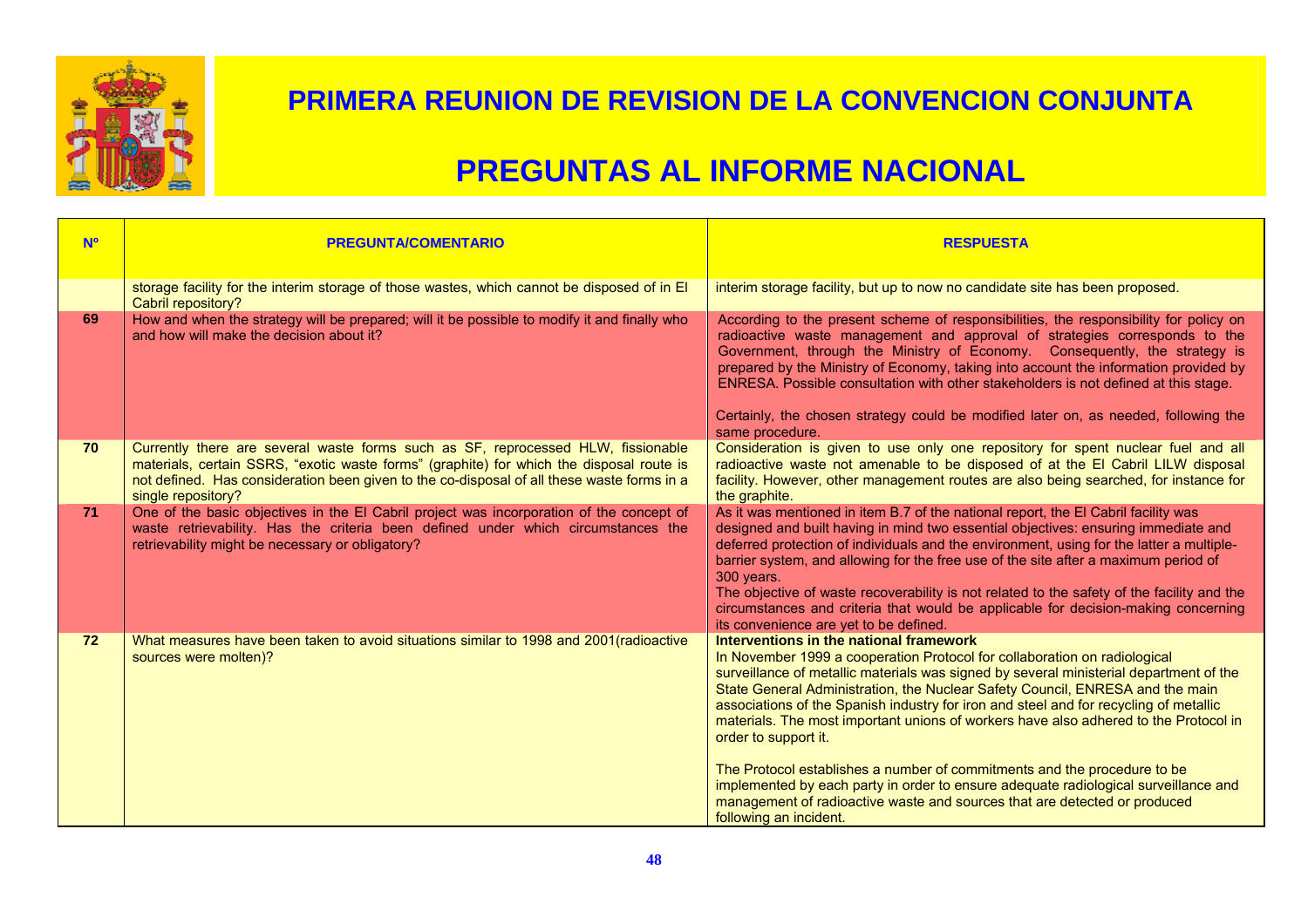# PRIMERA REUNION DE REVISION DE LA CONVENCION CONJUNTA

# PREGUNTAS AL INFORME NACIONAL

| Nº | PREGUNTA/COMENTARIO | RESPUESTA |
|---|---|---|
| | storage facility for the interim storage of those wastes, which cannot be disposed of in El Cabril repository? | interim storage facility, but up to now no candidate site has been proposed. |
| 69 | How and when the strategy will be prepared; will it be possible to modify it and finally who and how will make the decision about it? | According to the present scheme of responsibilities, the responsibility for policy on radioactive waste management and approval of strategies corresponds to the Government, through the Ministry of Economy. Consequently, the strategy is prepared by the Ministry of Economy, taking into account the information provided by ENRESA. Possible consultation with other stakeholders is not defined at this stage.<br><br>Certainly, the chosen strategy could be modified later on, as needed, following the same procedure. |
| 70 | Currently there are several waste forms such as SF, reprocessed HLW, fissionable materials, certain SSRS, "exotic waste forms" (graphite) for which the disposal route is not defined. Has consideration been given to the co-disposal of all these waste forms in a single repository? | Consideration is given to use only one repository for spent nuclear fuel and all radioactive waste not amenable to be disposed of at the El Cabril LILW disposal facility. However, other management routes are also being searched, for instance for the graphite. |
| 71 | One of the basic objectives in the El Cabril project was incorporation of the concept of waste retrievability. Has the criteria been defined under which circumstances the retrievability might be necessary or obligatory? | As it was mentioned in item B.7 of the national report, the El Cabril facility was designed and built having in mind two essential objectives: ensuring immediate and deferred protection of individuals and the environment, using for the latter a multiple-barrier system, and allowing for the free use of the site after a maximum period of 300 years.<br>The objective of waste recoverability is not related to the safety of the facility and the circumstances and criteria that would be applicable for decision-making concerning its convenience are yet to be defined. |
| 72 | What measures have been taken to avoid situations similar to 1998 and 2001(radioactive sources were molten)? | **Interventions in the national framework**<br>In November 1999 a cooperation Protocol for collaboration on radiological surveillance of metallic materials was signed by several ministerial department of the State General Administration, the Nuclear Safety Council, ENRESA and the main associations of the Spanish industry for iron and steel and for recycling of metallic materials. The most important unions of workers have also adhered to the Protocol in order to support it.<br><br>The Protocol establishes a number of commitments and the procedure to be implemented by each party in order to ensure adequate radiological surveillance and management of radioactive waste and sources that are detected or produced following an incident. |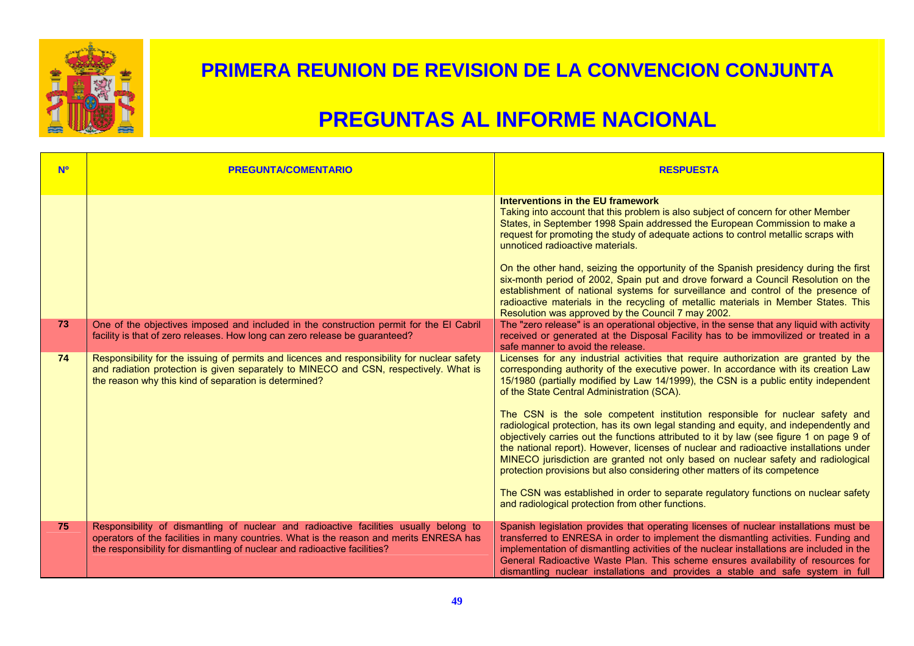# PRIMERA REUNION DE REVISION DE LA CONVENCION CONJUNTA

# PREGUNTAS AL INFORME NACIONAL

| Nº | PREGUNTA/COMENTARIO | RESPUESTA |
|---|---|---|
| | | **Interventions in the EU framework**<br>Taking into account that this problem is also subject of concern for other Member States, in September 1998 Spain addressed the European Commission to make a request for promoting the study of adequate actions to control metallic scraps with unnoticed radioactive materials.<br><br>On the other hand, seizing the opportunity of the Spanish presidency during the first six-month period of 2002, Spain put and drove forward a Council Resolution on the establishment of national systems for surveillance and control of the presence of radioactive materials in the recycling of metallic materials in Member States. This Resolution was approved by the Council 7 may 2002. |
| 73 | One of the objectives imposed and included in the construction permit for the El Cabril facility is that of zero releases. How long can zero release be guaranteed? | The "zero release" is an operational objective, in the sense that any liquid with activity received or generated at the Disposal Facility has to be immovilized or treated in a safe manner to avoid the release. |
| 74 | Responsibility for the issuing of permits and licences and responsibility for nuclear safety and radiation protection is given separately to MINECO and CSN, respectively. What is the reason why this kind of separation is determined? | Licenses for any industrial activities that require authorization are granted by the corresponding authority of the executive power. In accordance with its creation Law 15/1980 (partially modified by Law 14/1999), the CSN is a public entity independent of the State Central Administration (SCA).<br><br>The CSN is the sole competent institution responsible for nuclear safety and radiological protection, has its own legal standing and equity, and independently and objectively carries out the functions attributed to it by law (see figure 1 on page 9 of the national report). However, licenses of nuclear and radioactive installations under MINECO jurisdiction are granted not only based on nuclear safety and radiological protection provisions but also considering other matters of its competence<br><br>The CSN was established in order to separate regulatory functions on nuclear safety and radiological protection from other functions. |
| 75 | Responsibility of dismantling of nuclear and radioactive facilities usually belong to operators of the facilities in many countries. What is the reason and merits ENRESA has the responsibility for dismantling of nuclear and radioactive facilities? | Spanish legislation provides that operating licenses of nuclear installations must be transferred to ENRESA in order to implement the dismantling activities. Funding and implementation of dismantling activities of the nuclear installations are included in the General Radioactive Waste Plan. This scheme ensures availability of resources for dismantling nuclear installations and provides a stable and safe system in full |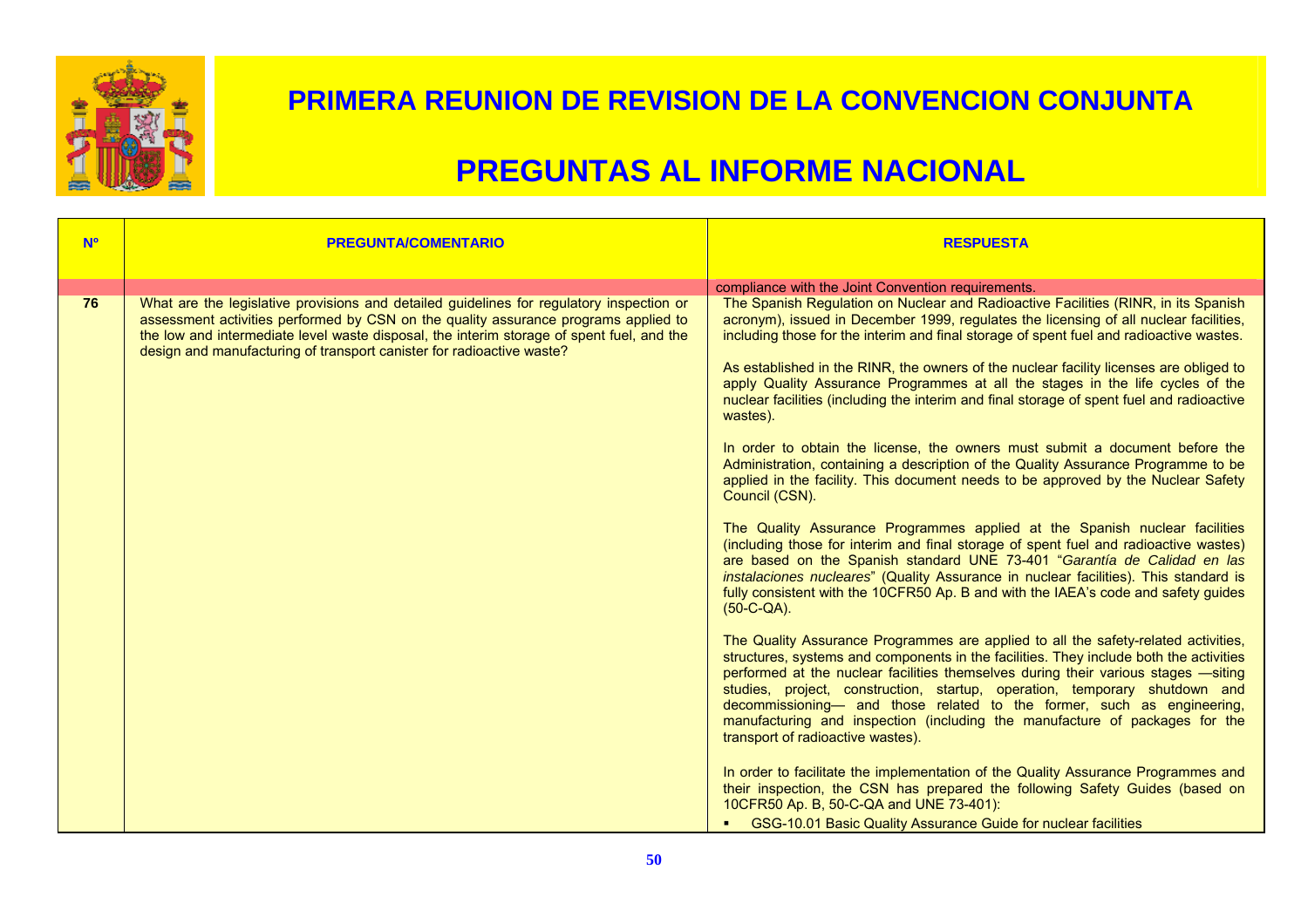# PRIMERA REUNION DE REVISION DE LA CONVENCION CONJUNTA

# PREGUNTAS AL INFORME NACIONAL

| Nº | PREGUNTA/COMENTARIO | RESPUESTA |
|---|---|---|
| | | compliance with the Joint Convention requirements. |
| 76 | What are the legislative provisions and detailed guidelines for regulatory inspection or assessment activities performed by CSN on the quality assurance programs applied to the low and intermediate level waste disposal, the interim storage of spent fuel, and the design and manufacturing of transport canister for radioactive waste? | The Spanish Regulation on Nuclear and Radioactive Facilities (RINR, in its Spanish acronym), issued in December 1999, regulates the licensing of all nuclear facilities, including those for the interim and final storage of spent fuel and radioactive wastes.<br><br>As established in the RINR, the owners of the nuclear facility licenses are obliged to apply Quality Assurance Programmes at all the stages in the life cycles of the nuclear facilities (including the interim and final storage of spent fuel and radioactive wastes).<br><br>In order to obtain the license, the owners must submit a document before the Administration, containing a description of the Quality Assurance Programme to be applied in the facility. This document needs to be approved by the Nuclear Safety Council (CSN).<br><br>The Quality Assurance Programmes applied at the Spanish nuclear facilities (including those for interim and final storage of spent fuel and radioactive wastes) are based on the Spanish standard UNE 73-401 "*Garantía de Calidad en las instalaciones nucleares*" (Quality Assurance in nuclear facilities). This standard is fully consistent with the 10CFR50 Ap. B and with the IAEA's code and safety guides (50-C-QA).<br><br>The Quality Assurance Programmes are applied to all the safety-related activities, structures, systems and components in the facilities. They include both the activities performed at the nuclear facilities themselves during their various stages —siting studies, project, construction, startup, operation, temporary shutdown and decommissioning— and those related to the former, such as engineering, manufacturing and inspection (including the manufacture of packages for the transport of radioactive wastes).<br><br>In order to facilitate the implementation of the Quality Assurance Programmes and their inspection, the CSN has prepared the following Safety Guides (based on 10CFR50 Ap. B, 50-C-QA and UNE 73-401):<br>▪ GSG-10.01 Basic Quality Assurance Guide for nuclear facilities |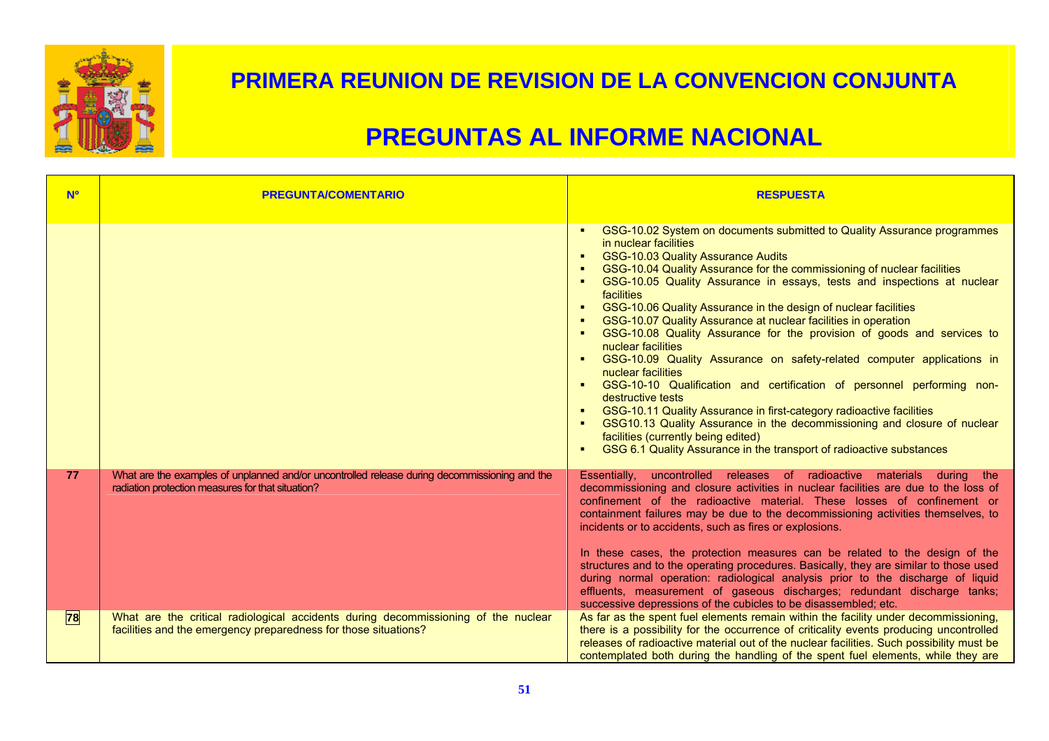# PRIMERA REUNION DE REVISION DE LA CONVENCION CONJUNTA

# PREGUNTAS AL INFORME NACIONAL

| Nº | PREGUNTA/COMENTARIO | RESPUESTA |
|---|---|---|
| | | ▪ GSG-10.02 System on documents submitted to Quality Assurance programmes in nuclear facilities<br>▪ GSG-10.03 Quality Assurance Audits<br>▪ GSG-10.04 Quality Assurance for the commissioning of nuclear facilities<br>▪ GSG-10.05 Quality Assurance in essays, tests and inspections at nuclear facilities<br>▪ GSG-10.06 Quality Assurance in the design of nuclear facilities<br>▪ GSG-10.07 Quality Assurance at nuclear facilities in operation<br>▪ GSG-10.08 Quality Assurance for the provision of goods and services to nuclear facilities<br>▪ GSG-10.09 Quality Assurance on safety-related computer applications in nuclear facilities<br>▪ GSG-10-10 Qualification and certification of personnel performing non-destructive tests<br>▪ GSG-10.11 Quality Assurance in first-category radioactive facilities<br>▪ GSG10.13 Quality Assurance in the decommissioning and closure of nuclear facilities (currently being edited)<br>▪ GSG 6.1 Quality Assurance in the transport of radioactive substances |
| 77 | What are the examples of unplanned and/or uncontrolled release during decommissioning and the radiation protection measures for that situation? | Essentially, uncontrolled releases of radioactive materials during the decommissioning and closure activities in nuclear facilities are due to the loss of confinement of the radioactive material. These losses of confinement or containment failures may be due to the decommissioning activities themselves, to incidents or to accidents, such as fires or explosions.<br><br>In these cases, the protection measures can be related to the design of the structures and to the operating procedures. Basically, they are similar to those used during normal operation: radiological analysis prior to the discharge of liquid effluents, measurement of gaseous discharges; redundant discharge tanks; successive depressions of the cubicles to be disassembled; etc. |
| 78 | What are the critical radiological accidents during decommissioning of the nuclear facilities and the emergency preparedness for those situations? | As far as the spent fuel elements remain within the facility under decommissioning, there is a possibility for the occurrence of criticality events producing uncontrolled releases of radioactive material out of the nuclear facilities. Such possibility must be contemplated both during the handling of the spent fuel elements, while they are |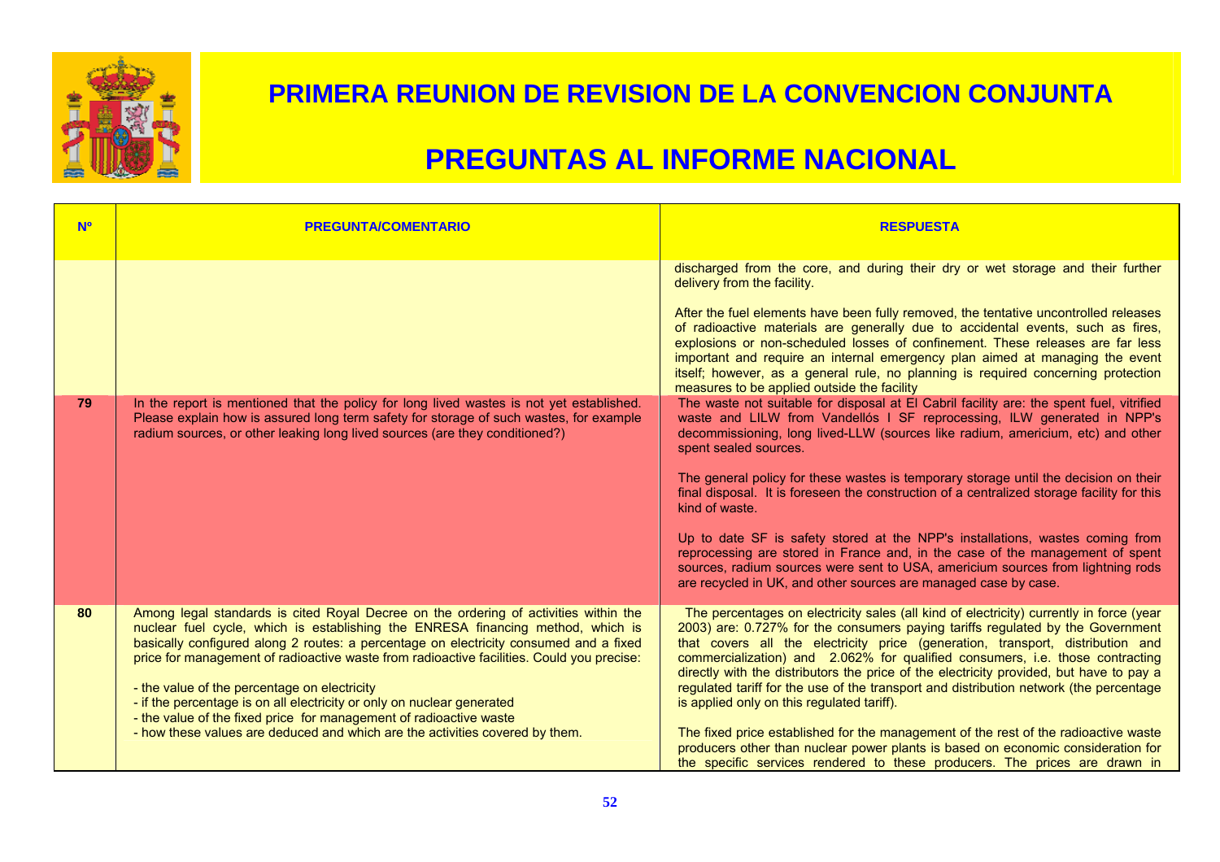# PRIMERA REUNION DE REVISION DE LA CONVENCION CONJUNTA

# PREGUNTAS AL INFORME NACIONAL

| Nº | PREGUNTA/COMENTARIO | RESPUESTA |
|---|---|---|
| | | discharged from the core, and during their dry or wet storage and their further delivery from the facility.<br><br>After the fuel elements have been fully removed, the tentative uncontrolled releases of radioactive materials are generally due to accidental events, such as fires, explosions or non-scheduled losses of confinement. These releases are far less important and require an internal emergency plan aimed at managing the event itself; however, as a general rule, no planning is required concerning protection measures to be applied outside the facility |
| 79 | In the report is mentioned that the policy for long lived wastes is not yet established. Please explain how is assured long term safety for storage of such wastes, for example radium sources, or other leaking long lived sources (are they conditioned?) | The waste not suitable for disposal at El Cabril facility are: the spent fuel, vitrified waste and LILW from Vandellós I SF reprocessing, ILW generated in NPP's decommissioning, long lived-LLW (sources like radium, americium, etc) and other spent sealed sources.<br><br>The general policy for these wastes is temporary storage until the decision on their final disposal. It is foreseen the construction of a centralized storage facility for this kind of waste.<br><br>Up to date SF is safety stored at the NPP's installations, wastes coming from reprocessing are stored in France and, in the case of the management of spent sources, radium sources were sent to USA, americium sources from lightning rods are recycled in UK, and other sources are managed case by case. |
| 80 | Among legal standards is cited Royal Decree on the ordering of activities within the nuclear fuel cycle, which is establishing the ENRESA financing method, which is basically configured along 2 routes: a percentage on electricity consumed and a fixed price for management of radioactive waste from radioactive facilities. Could you precise:<br><br>- the value of the percentage on electricity<br>- if the percentage is on all electricity or only on nuclear generated<br>- the value of the fixed price for management of radioactive waste<br>- how these values are deduced and which are the activities covered by them. | The percentages on electricity sales (all kind of electricity) currently in force (year 2003) are: 0.727% for the consumers paying tariffs regulated by the Government that covers all the electricity price (generation, transport, distribution and commercialization) and 2.062% for qualified consumers, i.e. those contracting directly with the distributors the price of the electricity provided, but have to pay a regulated tariff for the use of the transport and distribution network (the percentage is applied only on this regulated tariff).<br><br>The fixed price established for the management of the rest of the radioactive waste producers other than nuclear power plants is based on economic consideration for the specific services rendered to these producers. The prices are drawn in |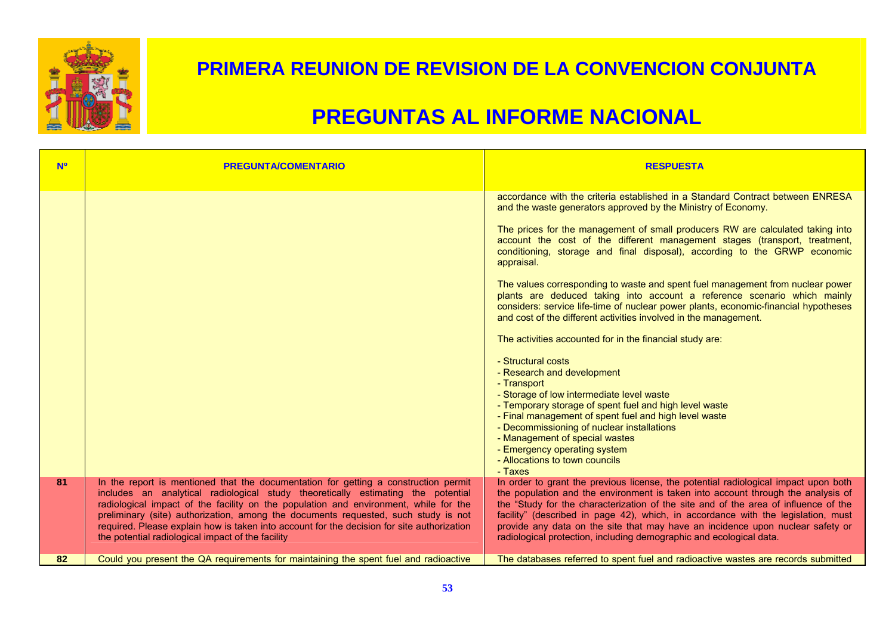# PRIMERA REUNION DE REVISION DE LA CONVENCION CONJUNTA

# PREGUNTAS AL INFORME NACIONAL

| Nº | PREGUNTA/COMENTARIO | RESPUESTA |
|---|---|---|
| | | accordance with the criteria established in a Standard Contract between ENRESA and the waste generators approved by the Ministry of Economy.<br><br>The prices for the management of small producers RW are calculated taking into account the cost of the different management stages (transport, treatment, conditioning, storage and final disposal), according to the GRWP economic appraisal.<br><br>The values corresponding to waste and spent fuel management from nuclear power plants are deduced taking into account a reference scenario which mainly considers: service life-time of nuclear power plants, economic-financial hypotheses and cost of the different activities involved in the management.<br><br>The activities accounted for in the financial study are:<br><br>- Structural costs<br>- Research and development<br>- Transport<br>- Storage of low intermediate level waste<br>- Temporary storage of spent fuel and high level waste<br>- Final management of spent fuel and high level waste<br>- Decommissioning of nuclear installations<br>- Management of special wastes<br>- Emergency operating system<br>- Allocations to town councils<br>- Taxes |
| 81 | In the report is mentioned that the documentation for getting a construction permit includes an analytical radiological study theoretically estimating the potential radiological impact of the facility on the population and environment, while for the preliminary (site) authorization, among the documents requested, such study is not required. Please explain how is taken into account for the decision for site authorization the potential radiological impact of the facility | In order to grant the previous license, the potential radiological impact upon both the population and the environment is taken into account through the analysis of the "Study for the characterization of the site and of the area of influence of the facility" (described in page 42), which, in accordance with the legislation, must provide any data on the site that may have an incidence upon nuclear safety or radiological protection, including demographic and ecological data. |
| 82 | Could you present the QA requirements for maintaining the spent fuel and radioactive | The databases referred to spent fuel and radioactive wastes are records submitted |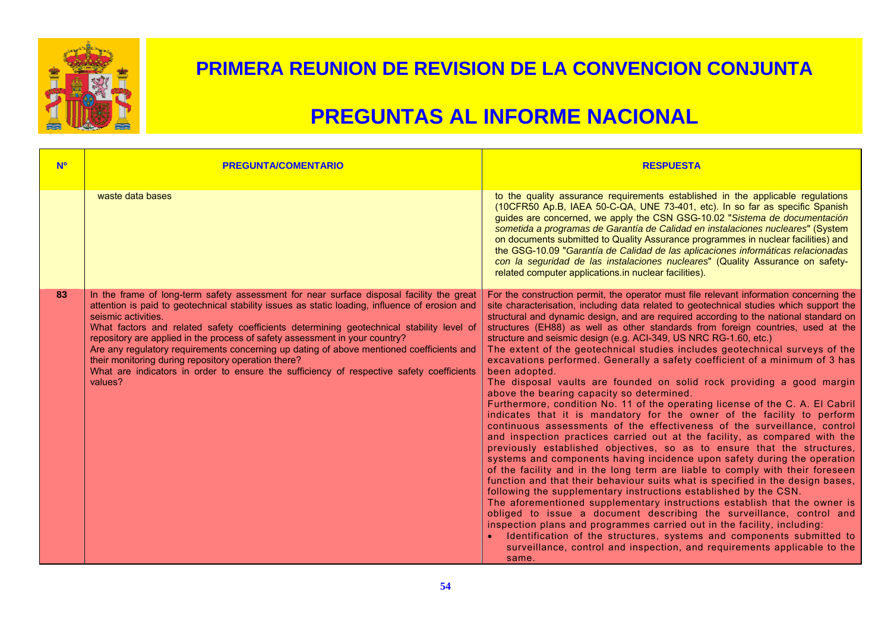# PRIMERA REUNION DE REVISION DE LA CONVENCION CONJUNTA

# PREGUNTAS AL INFORME NACIONAL

| Nº | PREGUNTA/COMENTARIO | RESPUESTA |
|---|---|---|
| | waste data bases | to the quality assurance requirements established in the applicable regulations (10CFR50 Ap.B, IAEA 50-C-QA, UNE 73-401, etc). In so far as specific Spanish guides are concerned, we apply the CSN GSG-10.02 "*Sistema de documentación sometida a programas de Garantía de Calidad en instalaciones nucleares*" (System on documents submitted to Quality Assurance programmes in nuclear facilities) and the GSG-10.09 "*Garantía de Calidad de las aplicaciones informáticas relacionadas con la seguridad de las instalaciones nucleares*" (Quality Assurance on safety-related computer applications.in nuclear facilities). |
| 83 | In the frame of long-term safety assessment for near surface disposal facility the great attention is paid to geotechnical stability issues as static loading, influence of erosion and seismic activities.<br>What factors and related safety coefficients determining geotechnical stability level of repository are applied in the process of safety assessment in your country?<br>Are any regulatory requirements concerning up dating of above mentioned coefficients and their monitoring during repository operation there?<br>What are indicators in order to ensure the sufficiency of respective safety coefficients values? | For the construction permit, the operator must file relevant information concerning the site characterisation, including data related to geotechnical studies which support the structural and dynamic design, and are required according to the national standard on structures (EH88) as well as other standards from foreign countries, used at the structure and seismic design (e.g. ACI-349, US NRC RG-1.60, etc.)<br>The extent of the geotechnical studies includes geotechnical surveys of the excavations performed. Generally a safety coefficient of a minimum of 3 has been adopted.<br>The disposal vaults are founded on solid rock providing a good margin above the bearing capacity so determined.<br>Furthermore, condition No. 11 of the operating license of the C. A. El Cabril indicates that it is mandatory for the owner of the facility to perform continuous assessments of the effectiveness of the surveillance, control and inspection practices carried out at the facility, as compared with the previously established objectives, so as to ensure that the structures, systems and components having incidence upon safety during the operation of the facility and in the long term are liable to comply with their foreseen function and that their behaviour suits what is specified in the design bases, following the supplementary instructions established by the CSN.<br>The aforementioned supplementary instructions establish that the owner is obliged to issue a document describing the surveillance, control and inspection plans and programmes carried out in the facility, including:<br>• Identification of the structures, systems and components submitted to surveillance, control and inspection, and requirements applicable to the same. |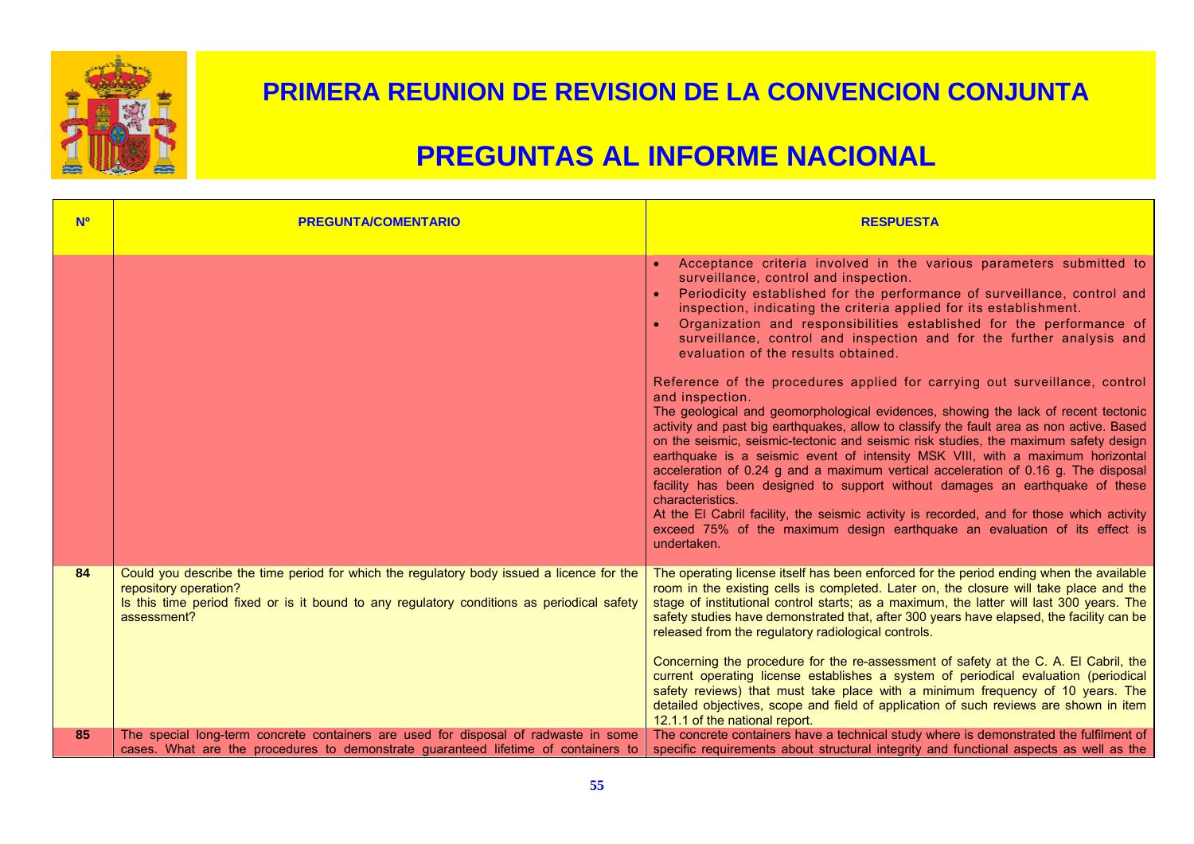# PRIMERA REUNION DE REVISION DE LA CONVENCION CONJUNTA

# PREGUNTAS AL INFORME NACIONAL

| Nº | PREGUNTA/COMENTARIO | RESPUESTA |
|---|---|---|
| | | • Acceptance criteria involved in the various parameters submitted to surveillance, control and inspection.<br>• Periodicity established for the performance of surveillance, control and inspection, indicating the criteria applied for its establishment.<br>• Organization and responsibilities established for the performance of surveillance, control and inspection and for the further analysis and evaluation of the results obtained.<br><br>Reference of the procedures applied for carrying out surveillance, control and inspection.<br>The geological and geomorphological evidences, showing the lack of recent tectonic activity and past big earthquakes, allow to classify the fault area as non active. Based on the seismic, seismic-tectonic and seismic risk studies, the maximum safety design earthquake is a seismic event of intensity MSK VIII, with a maximum horizontal acceleration of 0.24 g and a maximum vertical acceleration of 0.16 g. The disposal facility has been designed to support without damages an earthquake of these characteristics.<br>At the El Cabril facility, the seismic activity is recorded, and for those which activity exceed 75% of the maximum design earthquake an evaluation of its effect is undertaken. |
| 84 | Could you describe the time period for which the regulatory body issued a licence for the repository operation?<br>Is this time period fixed or is it bound to any regulatory conditions as periodical safety assessment? | The operating license itself has been enforced for the period ending when the available room in the existing cells is completed. Later on, the closure will take place and the stage of institutional control starts; as a maximum, the latter will last 300 years. The safety studies have demonstrated that, after 300 years have elapsed, the facility can be released from the regulatory radiological controls.<br><br>Concerning the procedure for the re-assessment of safety at the C. A. El Cabril, the current operating license establishes a system of periodical evaluation (periodical safety reviews) that must take place with a minimum frequency of 10 years. The detailed objectives, scope and field of application of such reviews are shown in item 12.1.1 of the national report. |
| 85 | The special long-term concrete containers are used for disposal of radwaste in some cases. What are the procedures to demonstrate guaranteed lifetime of containers to | The concrete containers have a technical study where is demonstrated the fulfilment of specific requirements about structural integrity and functional aspects as well as the |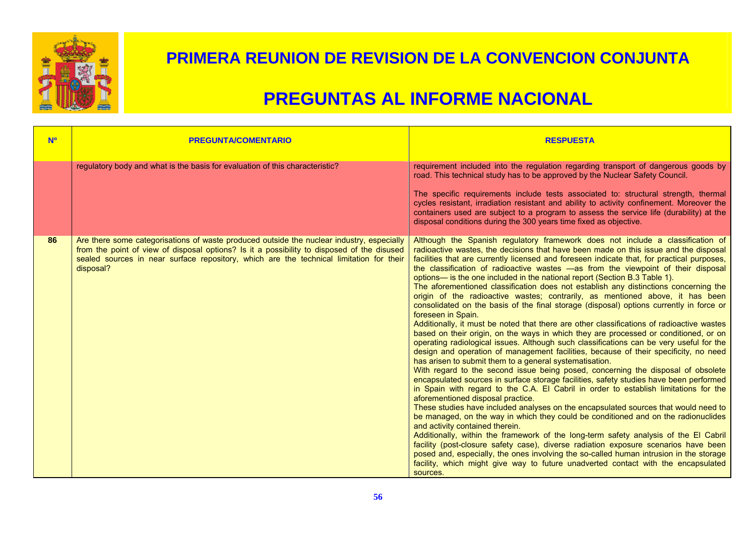# PRIMERA REUNION DE REVISION DE LA CONVENCION CONJUNTA

# PREGUNTAS AL INFORME NACIONAL

| Nº | PREGUNTA/COMENTARIO | RESPUESTA |
|---|---|---|
| | regulatory body and what is the basis for evaluation of this characteristic? | requirement included into the regulation regarding transport of dangerous goods by road. This technical study has to be approved by the Nuclear Safety Council.<br><br>The specific requirements include tests associated to: structural strength, thermal cycles resistant, irradiation resistant and ability to activity confinement. Moreover the containers used are subject to a program to assess the service life (durability) at the disposal conditions during the 300 years time fixed as objective. |
| 86 | Are there some categorisations of waste produced outside the nuclear industry, especially from the point of view of disposal options? Is it a possibility to disposed of the disused sealed sources in near surface repository, which are the technical limitation for their disposal? | Although the Spanish regulatory framework does not include a classification of radioactive wastes, the decisions that have been made on this issue and the disposal facilities that are currently licensed and foreseen indicate that, for practical purposes, the classification of radioactive wastes —as from the viewpoint of their disposal options— is the one included in the national report (Section B.3 Table 1).<br>The aforementioned classification does not establish any distinctions concerning the origin of the radioactive wastes; contrarily, as mentioned above, it has been consolidated on the basis of the final storage (disposal) options currently in force or foreseen in Spain.<br>Additionally, it must be noted that there are other classifications of radioactive wastes based on their origin, on the ways in which they are processed or conditioned, or on operating radiological issues. Although such classifications can be very useful for the design and operation of management facilities, because of their specificity, no need has arisen to submit them to a general systematisation.<br>With regard to the second issue being posed, concerning the disposal of obsolete encapsulated sources in surface storage facilities, safety studies have been performed in Spain with regard to the C.A. El Cabril in order to establish limitations for the aforementioned disposal practice.<br>These studies have included analyses on the encapsulated sources that would need to be managed, on the way in which they could be conditioned and on the radionuclides and activity contained therein.<br>Additionally, within the framework of the long-term safety analysis of the El Cabril facility (post-closure safety case), diverse radiation exposure scenarios have been posed and, especially, the ones involving the so-called human intrusion in the storage facility, which might give way to future unadverted contact with the encapsulated sources. |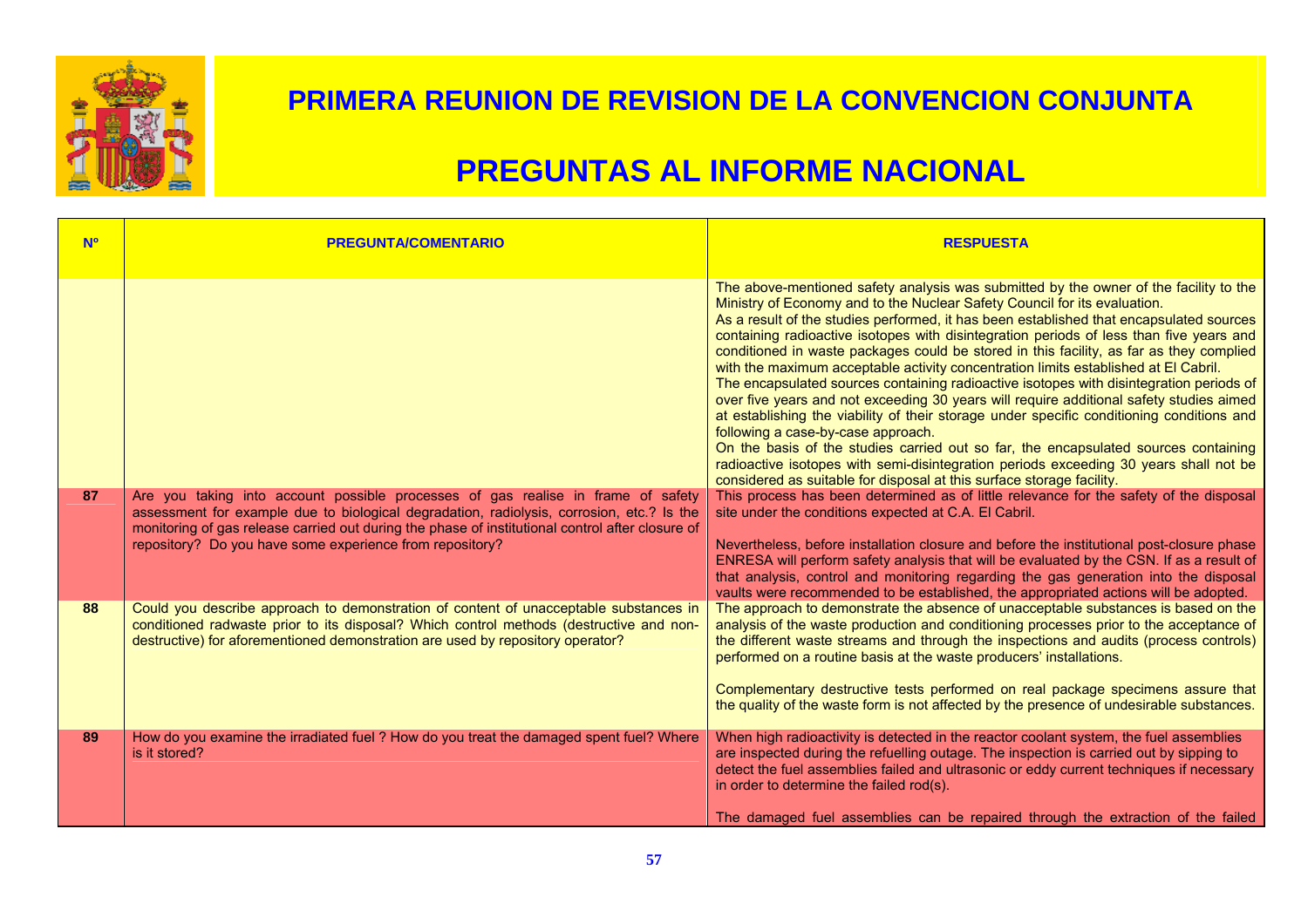# PRIMERA REUNION DE REVISION DE LA CONVENCION CONJUNTA

# PREGUNTAS AL INFORME NACIONAL

| Nº | PREGUNTA/COMENTARIO | RESPUESTA |
|---|---|---|
| | | The above-mentioned safety analysis was submitted by the owner of the facility to the Ministry of Economy and to the Nuclear Safety Council for its evaluation.<br>As a result of the studies performed, it has been established that encapsulated sources containing radioactive isotopes with disintegration periods of less than five years and conditioned in waste packages could be stored in this facility, as far as they complied with the maximum acceptable activity concentration limits established at El Cabril.<br>The encapsulated sources containing radioactive isotopes with disintegration periods of over five years and not exceeding 30 years will require additional safety studies aimed at establishing the viability of their storage under specific conditioning conditions and following a case-by-case approach.<br>On the basis of the studies carried out so far, the encapsulated sources containing radioactive isotopes with semi-disintegration periods exceeding 30 years shall not be considered as suitable for disposal at this surface storage facility. |
| 87 | Are you taking into account possible processes of gas realise in frame of safety assessment for example due to biological degradation, radiolysis, corrosion, etc.? Is the monitoring of gas release carried out during the phase of institutional control after closure of repository? Do you have some experience from repository? | This process has been determined as of little relevance for the safety of the disposal site under the conditions expected at C.A. El Cabril.<br><br>Nevertheless, before installation closure and before the institutional post-closure phase ENRESA will perform safety analysis that will be evaluated by the CSN. If as a result of that analysis, control and monitoring regarding the gas generation into the disposal vaults were recommended to be established, the appropriated actions will be adopted. |
| 88 | Could you describe approach to demonstration of content of unacceptable substances in conditioned radwaste prior to its disposal? Which control methods (destructive and non-destructive) for aforementioned demonstration are used by repository operator? | The approach to demonstrate the absence of unacceptable substances is based on the analysis of the waste production and conditioning processes prior to the acceptance of the different waste streams and through the inspections and audits (process controls) performed on a routine basis at the waste producers' installations.<br><br>Complementary destructive tests performed on real package specimens assure that the quality of the waste form is not affected by the presence of undesirable substances. |
| 89 | How do you examine the irradiated fuel ? How do you treat the damaged spent fuel? Where is it stored? | When high radioactivity is detected in the reactor coolant system, the fuel assemblies are inspected during the refuelling outage. The inspection is carried out by sipping to detect the fuel assemblies failed and ultrasonic or eddy current techniques if necessary in order to determine the failed rod(s).<br><br>The damaged fuel assemblies can be repaired through the extraction of the failed |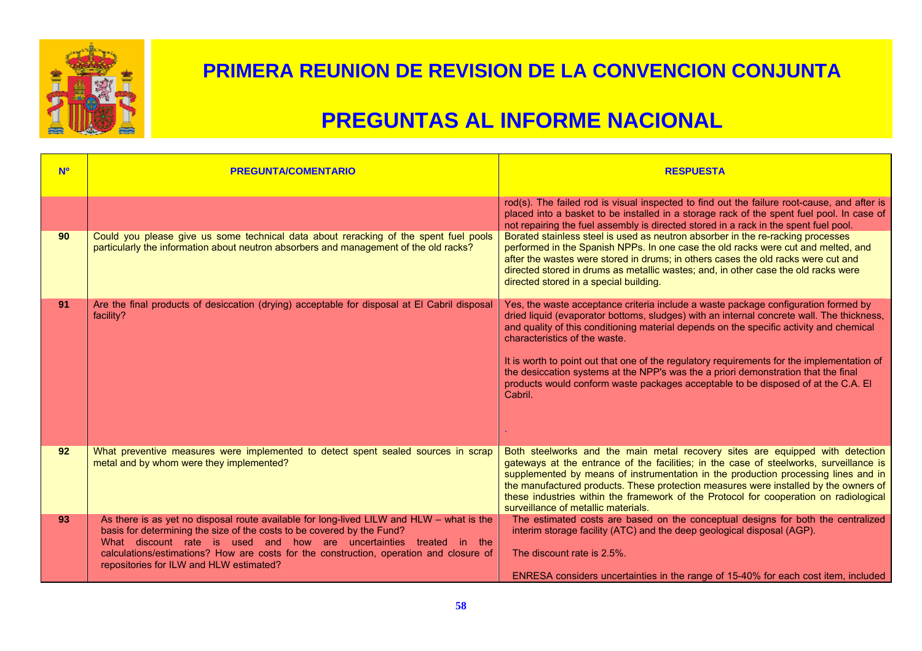# PRIMERA REUNION DE REVISION DE LA CONVENCION CONJUNTA

# PREGUNTAS AL INFORME NACIONAL

| Nº | PREGUNTA/COMENTARIO | RESPUESTA |
|---|---|---|
| | | rod(s). The failed rod is visual inspected to find out the failure root-cause, and after is placed into a basket to be installed in a storage rack of the spent fuel pool. In case of not repairing the fuel assembly is directed stored in a rack in the spent fuel pool. |
| 90 | Could you please give us some technical data about reracking of the spent fuel pools particularly the information about neutron absorbers and management of the old racks? | Borated stainless steel is used as neutron absorber in the re-racking processes performed in the Spanish NPPs. In one case the old racks were cut and melted, and after the wastes were stored in drums; in others cases the old racks were cut and directed stored in drums as metallic wastes; and, in other case the old racks were directed stored in a special building. |
| 91 | Are the final products of desiccation (drying) acceptable for disposal at El Cabril disposal facility? | Yes, the waste acceptance criteria include a waste package configuration formed by dried liquid (evaporator bottoms, sludges) with an internal concrete wall. The thickness, and quality of this conditioning material depends on the specific activity and chemical characteristics of the waste.<br><br>It is worth to point out that one of the regulatory requirements for the implementation of the desiccation systems at the NPP's was the a priori demonstration that the final products would conform waste packages acceptable to be disposed of at the C.A. El Cabril.<br><br>. |
| 92 | What preventive measures were implemented to detect spent sealed sources in scrap metal and by whom were they implemented? | Both steelworks and the main metal recovery sites are equipped with detection gateways at the entrance of the facilities; in the case of steelworks, surveillance is supplemented by means of instrumentation in the production processing lines and in the manufactured products. These protection measures were installed by the owners of these industries within the framework of the Protocol for cooperation on radiological surveillance of metallic materials. |
| 93 | As there is as yet no disposal route available for long-lived LILW and HLW – what is the basis for determining the size of the costs to be covered by the Fund?<br>What discount rate is used and how are uncertainties treated in the calculations/estimations? How are costs for the construction, operation and closure of repositories for ILW and HLW estimated? | The estimated costs are based on the conceptual designs for both the centralized interim storage facility (ATC) and the deep geological disposal (AGP).<br><br>The discount rate is 2.5%.<br><br>ENRESA considers uncertainties in the range of 15-40% for each cost item, included |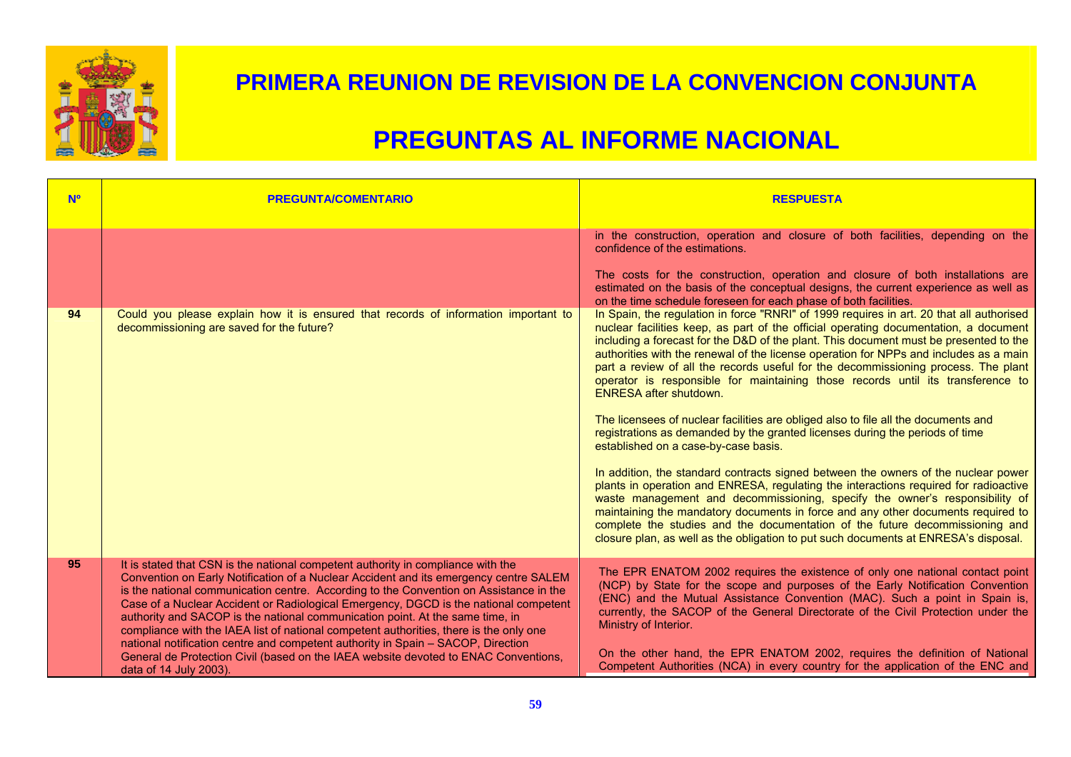# PRIMERA REUNION DE REVISION DE LA CONVENCION CONJUNTA

# PREGUNTAS AL INFORME NACIONAL

| Nº | PREGUNTA/COMENTARIO | RESPUESTA |
|---|---|---|
| | | in the construction, operation and closure of both facilities, depending on the confidence of the estimations.<br><br>The costs for the construction, operation and closure of both installations are estimated on the basis of the conceptual designs, the current experience as well as on the time schedule foreseen for each phase of both facilities. |
| 94 | Could you please explain how it is ensured that records of information important to decommissioning are saved for the future? | In Spain, the regulation in force "RNRI" of 1999 requires in art. 20 that all authorised nuclear facilities keep, as part of the official operating documentation, a document including a forecast for the D&D of the plant. This document must be presented to the authorities with the renewal of the license operation for NPPs and includes as a main part a review of all the records useful for the decommissioning process. The plant operator is responsible for maintaining those records until its transference to ENRESA after shutdown.<br><br>The licensees of nuclear facilities are obliged also to file all the documents and registrations as demanded by the granted licenses during the periods of time established on a case-by-case basis.<br><br>In addition, the standard contracts signed between the owners of the nuclear power plants in operation and ENRESA, regulating the interactions required for radioactive waste management and decommissioning, specify the owner's responsibility of maintaining the mandatory documents in force and any other documents required to complete the studies and the documentation of the future decommissioning and closure plan, as well as the obligation to put such documents at ENRESA's disposal. |
| 95 | It is stated that CSN is the national competent authority in compliance with the Convention on Early Notification of a Nuclear Accident and its emergency centre SALEM is the national communication centre. According to the Convention on Assistance in the Case of a Nuclear Accident or Radiological Emergency, DGCD is the national competent authority and SACOP is the national communication point. At the same time, in compliance with the IAEA list of national competent authorities, there is the only one national notification centre and competent authority in Spain – SACOP, Direction General de Protection Civil (based on the IAEA website devoted to ENAC Conventions, data of 14 July 2003). | The EPR ENATOM 2002 requires the existence of only one national contact point (NCP) by State for the scope and purposes of the Early Notification Convention (ENC) and the Mutual Assistance Convention (MAC). Such a point in Spain is, currently, the SACOP of the General Directorate of the Civil Protection under the Ministry of Interior.<br><br>On the other hand, the EPR ENATOM 2002, requires the definition of National Competent Authorities (NCA) in every country for the application of the ENC and |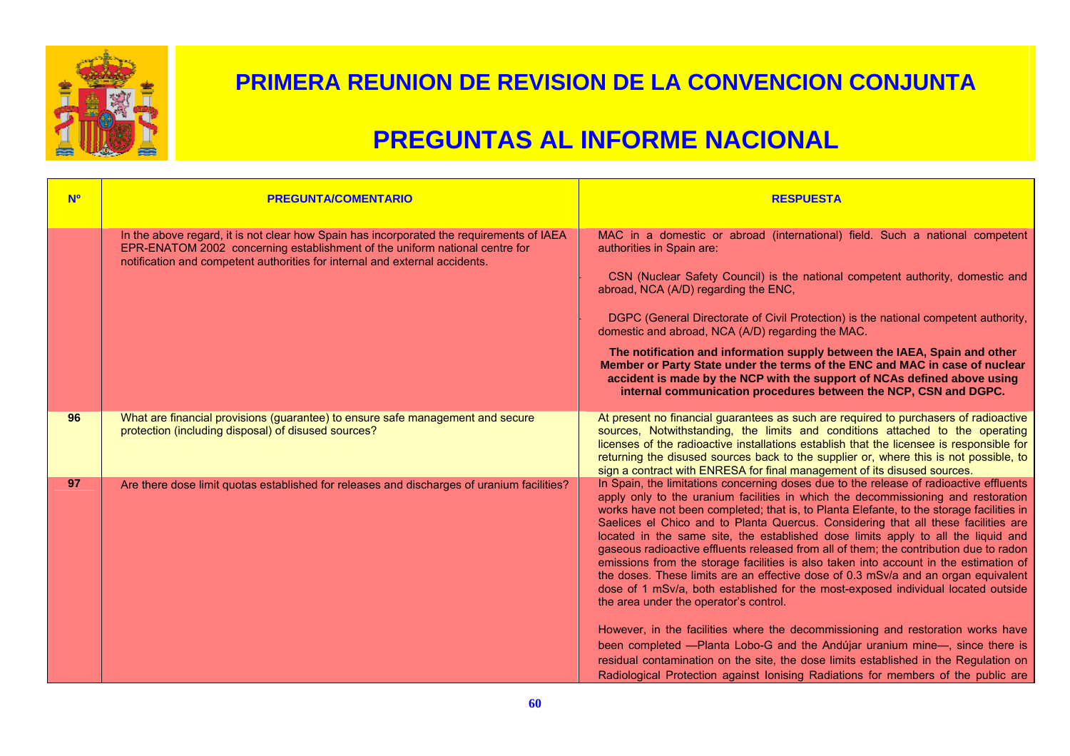# PRIMERA REUNION DE REVISION DE LA CONVENCION CONJUNTA

# PREGUNTAS AL INFORME NACIONAL

| Nº | PREGUNTA/COMENTARIO | RESPUESTA |
|---|---|---|
| | In the above regard, it is not clear how Spain has incorporated the requirements of IAEA EPR-ENATOM 2002 concerning establishment of the uniform national centre for notification and competent authorities for internal and external accidents. | MAC in a domestic or abroad (international) field. Such a national competent authorities in Spain are:<br><br>- CSN (Nuclear Safety Council) is the national competent authority, domestic and abroad, NCA (A/D) regarding the ENC,<br><br>- DGPC (General Directorate of Civil Protection) is the national competent authority, domestic and abroad, NCA (A/D) regarding the MAC.<br><br>**The notification and information supply between the IAEA, Spain and other Member or Party State under the terms of the ENC and MAC in case of nuclear accident is made by the NCP with the support of NCAs defined above using internal communication procedures between the NCP, CSN and DGPC.** |
| **96** | What are financial provisions (guarantee) to ensure safe management and secure protection (including disposal) of disused sources? | At present no financial guarantees as such are required to purchasers of radioactive sources, Notwithstanding, the limits and conditions attached to the operating licenses of the radioactive installations establish that the licensee is responsible for returning the disused sources back to the supplier or, where this is not possible, to sign a contract with ENRESA for final management of its disused sources. |
| **97** | Are there dose limit quotas established for releases and discharges of uranium facilities? | In Spain, the limitations concerning doses due to the release of radioactive effluents apply only to the uranium facilities in which the decommissioning and restoration works have not been completed; that is, to Planta Elefante, to the storage facilities in Saelices el Chico and to Planta Quercus. Considering that all these facilities are located in the same site, the established dose limits apply to all the liquid and gaseous radioactive effluents released from all of them; the contribution due to radon emissions from the storage facilities is also taken into account in the estimation of the doses. These limits are an effective dose of 0.3 mSv/a and an organ equivalent dose of 1 mSv/a, both established for the most-exposed individual located outside the area under the operator's control.<br><br>However, in the facilities where the decommissioning and restoration works have been completed —Planta Lobo-G and the Andújar uranium mine—, since there is residual contamination on the site, the dose limits established in the Regulation on Radiological Protection against Ionising Radiations for members of the public are |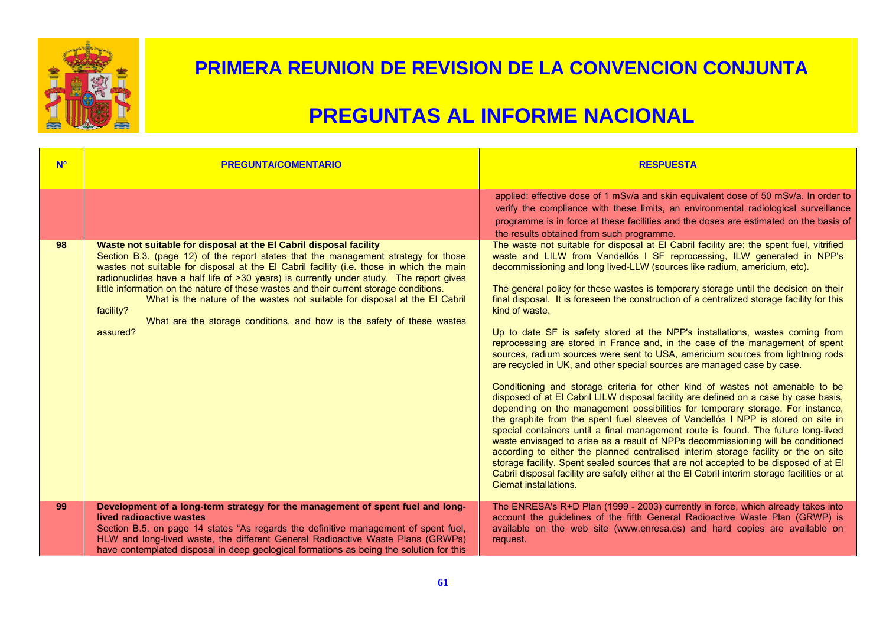# PRIMERA REUNION DE REVISION DE LA CONVENCION CONJUNTA

# PREGUNTAS AL INFORME NACIONAL

| Nº | PREGUNTA/COMENTARIO | RESPUESTA |
|---|---|---|
| | | applied: effective dose of 1 mSv/a and skin equivalent dose of 50 mSv/a. In order to verify the compliance with these limits, an environmental radiological surveillance programme is in force at these facilities and the doses are estimated on the basis of the results obtained from such programme. |
| 98 | **Waste not suitable for disposal at the El Cabril disposal facility**<br>Section B.3. (page 12) of the report states that the management strategy for those wastes not suitable for disposal at the El Cabril facility (i.e. those in which the main radionuclides have a half life of >30 years) is currently under study. The report gives little information on the nature of these wastes and their current storage conditions.<br>What is the nature of the wastes not suitable for disposal at the El Cabril facility?<br>What are the storage conditions, and how is the safety of these wastes assured? | The waste not suitable for disposal at El Cabril facility are: the spent fuel, vitrified waste and LILW from Vandellós I SF reprocessing, ILW generated in NPP's decommissioning and long lived-LLW (sources like radium, americium, etc).<br><br>The general policy for these wastes is temporary storage until the decision on their final disposal. It is foreseen the construction of a centralized storage facility for this kind of waste.<br><br>Up to date SF is safety stored at the NPP's installations, wastes coming from reprocessing are stored in France and, in the case of the management of spent sources, radium sources were sent to USA, americium sources from lightning rods are recycled in UK, and other special sources are managed case by case.<br><br>Conditioning and storage criteria for other kind of wastes not amenable to be disposed of at El Cabril LILW disposal facility are defined on a case by case basis, depending on the management possibilities for temporary storage. For instance, the graphite from the spent fuel sleeves of Vandellós I NPP is stored on site in special containers until a final management route is found. The future long-lived waste envisaged to arise as a result of NPPs decommissioning will be conditioned according to either the planned centralised interim storage facility or the on site storage facility. Spent sealed sources that are not accepted to be disposed of at El Cabril disposal facility are safely either at the El Cabril interim storage facilities or at Ciemat installations. |
| 99 | **Development of a long-term strategy for the management of spent fuel and long-lived radioactive wastes**<br>Section B.5. on page 14 states "As regards the definitive management of spent fuel, HLW and long-lived waste, the different General Radioactive Waste Plans (GRWPs) have contemplated disposal in deep geological formations as being the solution for this | The ENRESA's R+D Plan (1999 - 2003) currently in force, which already takes into account the guidelines of the fifth General Radioactive Waste Plan (GRWP) is available on the web site (www.enresa.es) and hard copies are available on request. |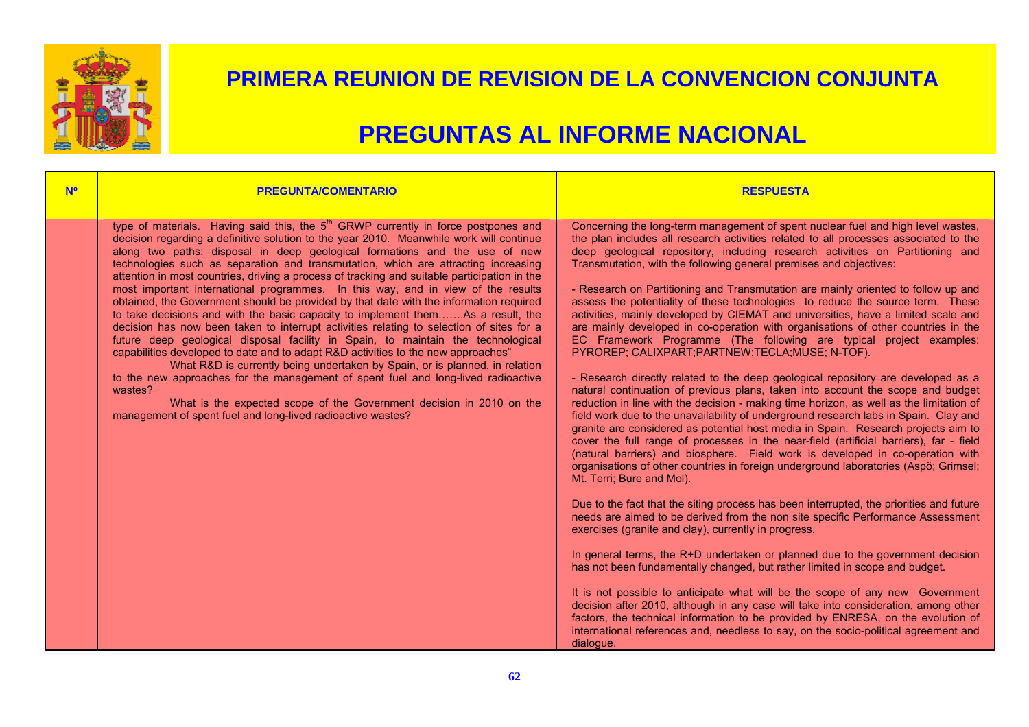# PRIMERA REUNION DE REVISION DE LA CONVENCION CONJUNTA

# PREGUNTAS AL INFORME NACIONAL

| Nº | PREGUNTA/COMENTARIO | RESPUESTA |
|---|---|---|
| | type of materials. Having said this, the 5th GRWP currently in force postpones and decision regarding a definitive solution to the year 2010. Meanwhile work will continue along two paths: disposal in deep geological formations and the use of new technologies such as separation and transmutation, which are attracting increasing attention in most countries, driving a process of tracking and suitable participation in the most important international programmes. In this way, and in view of the results obtained, the Government should be provided by that date with the information required to take decisions and with the basic capacity to implement them…….As a result, the decision has now been taken to interrupt activities relating to selection of sites for a future deep geological disposal facility in Spain, to maintain the technological capabilities developed to date and to adapt R&D activities to the new approaches"<br><br>What R&D is currently being undertaken by Spain, or is planned, in relation to the new approaches for the management of spent fuel and long-lived radioactive wastes?<br><br>What is the expected scope of the Government decision in 2010 on the management of spent fuel and long-lived radioactive wastes? | Concerning the long-term management of spent nuclear fuel and high level wastes, the plan includes all research activities related to all processes associated to the deep geological repository, including research activities on Partitioning and Transmutation, with the following general premises and objectives:<br><br>- Research on Partitioning and Transmutation are mainly oriented to follow up and assess the potentiality of these technologies to reduce the source term. These activities, mainly developed by CIEMAT and universities, have a limited scale and are mainly developed in co-operation with organisations of other countries in the EC Framework Programme (The following are typical project examples: PYROREP; CALIXPART;PARTNEW;TECLA;MUSE; N-TOF).<br><br>- Research directly related to the deep geological repository are developed as a natural continuation of previous plans, taken into account the scope and budget reduction in line with the decision - making time horizon, as well as the limitation of field work due to the unavailability of underground research labs in Spain. Clay and granite are considered as potential host media in Spain. Research projects aim to cover the full range of processes in the near-field (artificial barriers), far - field (natural barriers) and biosphere. Field work is developed in co-operation with organisations of other countries in foreign underground laboratories (Aspö; Grimsel; Mt. Terri; Bure and Mol).<br><br>Due to the fact that the siting process has been interrupted, the priorities and future needs are aimed to be derived from the non site specific Performance Assessment exercises (granite and clay), currently in progress.<br><br>In general terms, the R+D undertaken or planned due to the government decision has not been fundamentally changed, but rather limited in scope and budget.<br><br>It is not possible to anticipate what will be the scope of any new Government decision after 2010, although in any case will take into consideration, among other factors, the technical information to be provided by ENRESA, on the evolution of international references and, needless to say, on the socio-political agreement and dialogue. |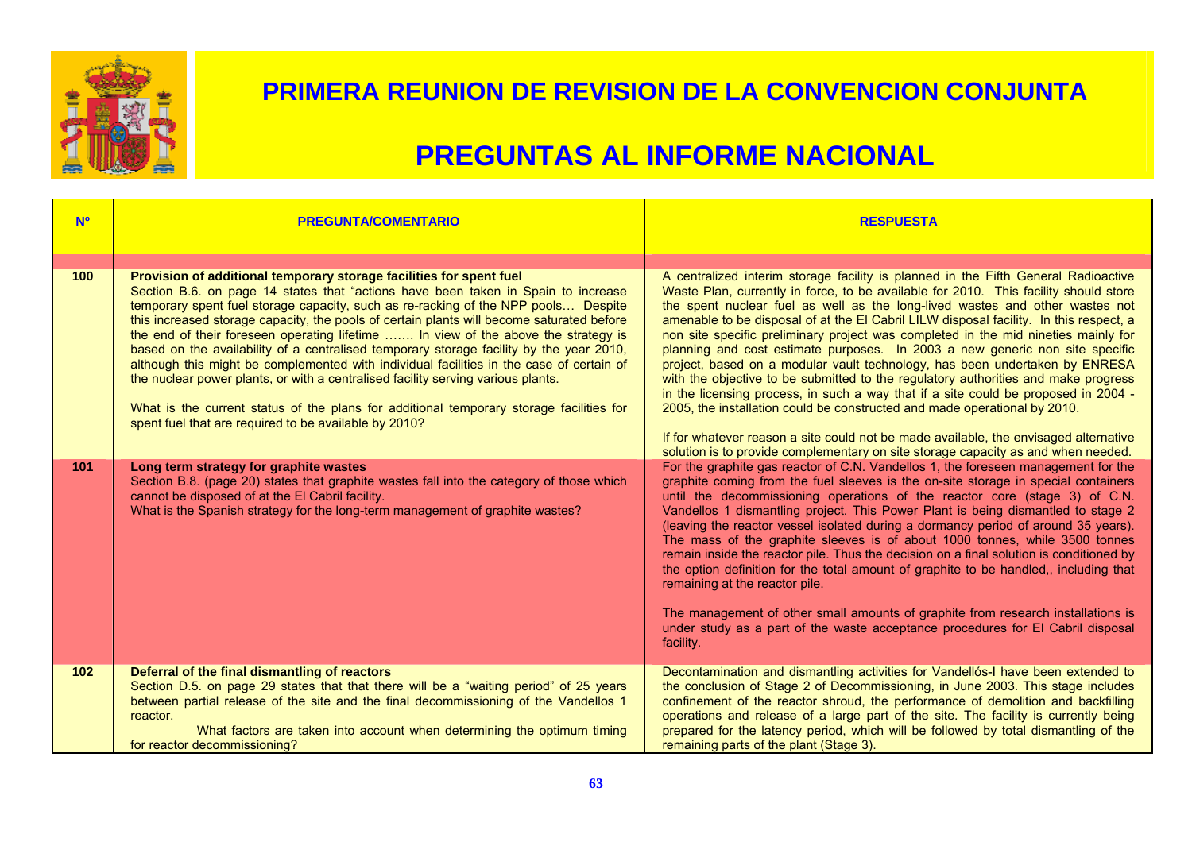# PRIMERA REUNION DE REVISION DE LA CONVENCION CONJUNTA

# PREGUNTAS AL INFORME NACIONAL

| Nº | PREGUNTA/COMENTARIO | RESPUESTA |
|---|---|---|
| 100 | **Provision of additional temporary storage facilities for spent fuel**<br>Section B.6. on page 14 states that "actions have been taken in Spain to increase temporary spent fuel storage capacity, such as re-racking of the NPP pools… Despite this increased storage capacity, the pools of certain plants will become saturated before the end of their foreseen operating lifetime ……. In view of the above the strategy is based on the availability of a centralised temporary storage facility by the year 2010, although this might be complemented with individual facilities in the case of certain of the nuclear power plants, or with a centralised facility serving various plants.<br><br>What is the current status of the plans for additional temporary storage facilities for spent fuel that are required to be available by 2010? | A centralized interim storage facility is planned in the Fifth General Radioactive Waste Plan, currently in force, to be available for 2010. This facility should store the spent nuclear fuel as well as the long-lived wastes and other wastes not amenable to be disposal of at the El Cabril LILW disposal facility. In this respect, a non site specific preliminary project was completed in the mid nineties mainly for planning and cost estimate purposes. In 2003 a new generic non site specific project, based on a modular vault technology, has been undertaken by ENRESA with the objective to be submitted to the regulatory authorities and make progress in the licensing process, in such a way that if a site could be proposed in 2004 - 2005, the installation could be constructed and made operational by 2010.<br><br>If for whatever reason a site could not be made available, the envisaged alternative solution is to provide complementary on site storage capacity as and when needed. |
| 101 | **Long term strategy for graphite wastes**<br>Section B.8. (page 20) states that graphite wastes fall into the category of those which cannot be disposed of at the El Cabril facility.<br>What is the Spanish strategy for the long-term management of graphite wastes? | For the graphite gas reactor of C.N. Vandellos 1, the foreseen management for the graphite coming from the fuel sleeves is the on-site storage in special containers until the decommissioning operations of the reactor core (stage 3) of C.N. Vandellos 1 dismantling project. This Power Plant is being dismantled to stage 2 (leaving the reactor vessel isolated during a dormancy period of around 35 years). The mass of the graphite sleeves is of about 1000 tonnes, while 3500 tonnes remain inside the reactor pile. Thus the decision on a final solution is conditioned by the option definition for the total amount of graphite to be handled,, including that remaining at the reactor pile.<br><br>The management of other small amounts of graphite from research installations is under study as a part of the waste acceptance procedures for El Cabril disposal facility. |
| 102 | **Deferral of the final dismantling of reactors**<br>Section D.5. on page 29 states that that there will be a "waiting period" of 25 years between partial release of the site and the final decommissioning of the Vandellos 1 reactor.<br>What factors are taken into account when determining the optimum timing for reactor decommissioning? | Decontamination and dismantling activities for Vandellós-I have been extended to the conclusion of Stage 2 of Decommissioning, in June 2003. This stage includes confinement of the reactor shroud, the performance of demolition and backfilling operations and release of a large part of the site. The facility is currently being prepared for the latency period, which will be followed by total dismantling of the remaining parts of the plant (Stage 3). |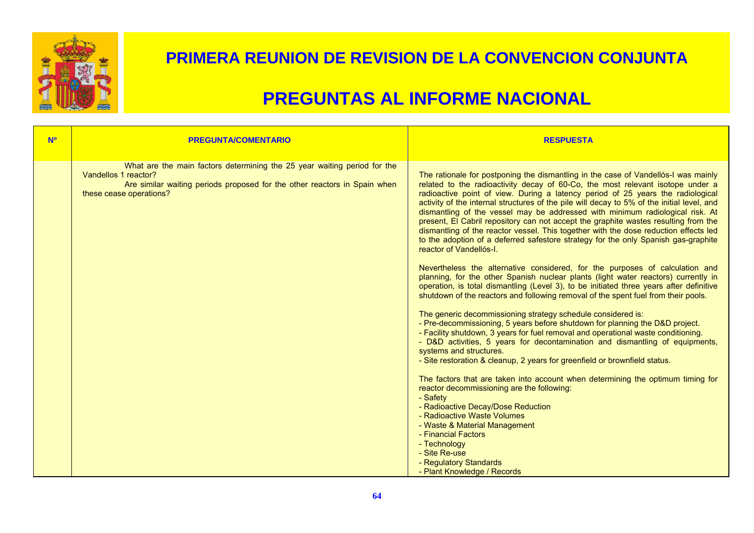# PRIMERA REUNION DE REVISION DE LA CONVENCION CONJUNTA

# PREGUNTAS AL INFORME NACIONAL

| Nº | PREGUNTA/COMENTARIO | RESPUESTA |
|---|---|---|
| | What are the main factors determining the 25 year waiting period for the Vandellos 1 reactor?<br>Are similar waiting periods proposed for the other reactors in Spain when these cease operations? | The rationale for postponing the dismantling in the case of Vandellós-I was mainly related to the radioactivity decay of 60-Co, the most relevant isotope under a radioactive point of view. During a latency period of 25 years the radiological activity of the internal structures of the pile will decay to 5% of the initial level, and dismantling of the vessel may be addressed with minimum radiological risk. At present, El Cabril repository can not accept the graphite wastes resulting from the dismantling of the reactor vessel. This together with the dose reduction effects led to the adoption of a deferred safestore strategy for the only Spanish gas-graphite reactor of Vandellós-I.<br><br>Nevertheless the alternative considered, for the purposes of calculation and planning, for the other Spanish nuclear plants (light water reactors) currently in operation, is total dismantling (Level 3), to be initiated three years after definitive shutdown of the reactors and following removal of the spent fuel from their pools.<br><br>The generic decommissioning strategy schedule considered is:<br>- Pre-decommissioning, 5 years before shutdown for planning the D&D project.<br>- Facility shutdown, 3 years for fuel removal and operational waste conditioning.<br>- D&D activities, 5 years for decontamination and dismantling of equipments, systems and structures.<br>- Site restoration & cleanup, 2 years for greenfield or brownfield status.<br><br>The factors that are taken into account when determining the optimum timing for reactor decommissioning are the following:<br>- Safety<br>- Radioactive Decay/Dose Reduction<br>- Radioactive Waste Volumes<br>- Waste & Material Management<br>- Financial Factors<br>- Technology<br>- Site Re-use<br>- Regulatory Standards<br>- Plant Knowledge / Records |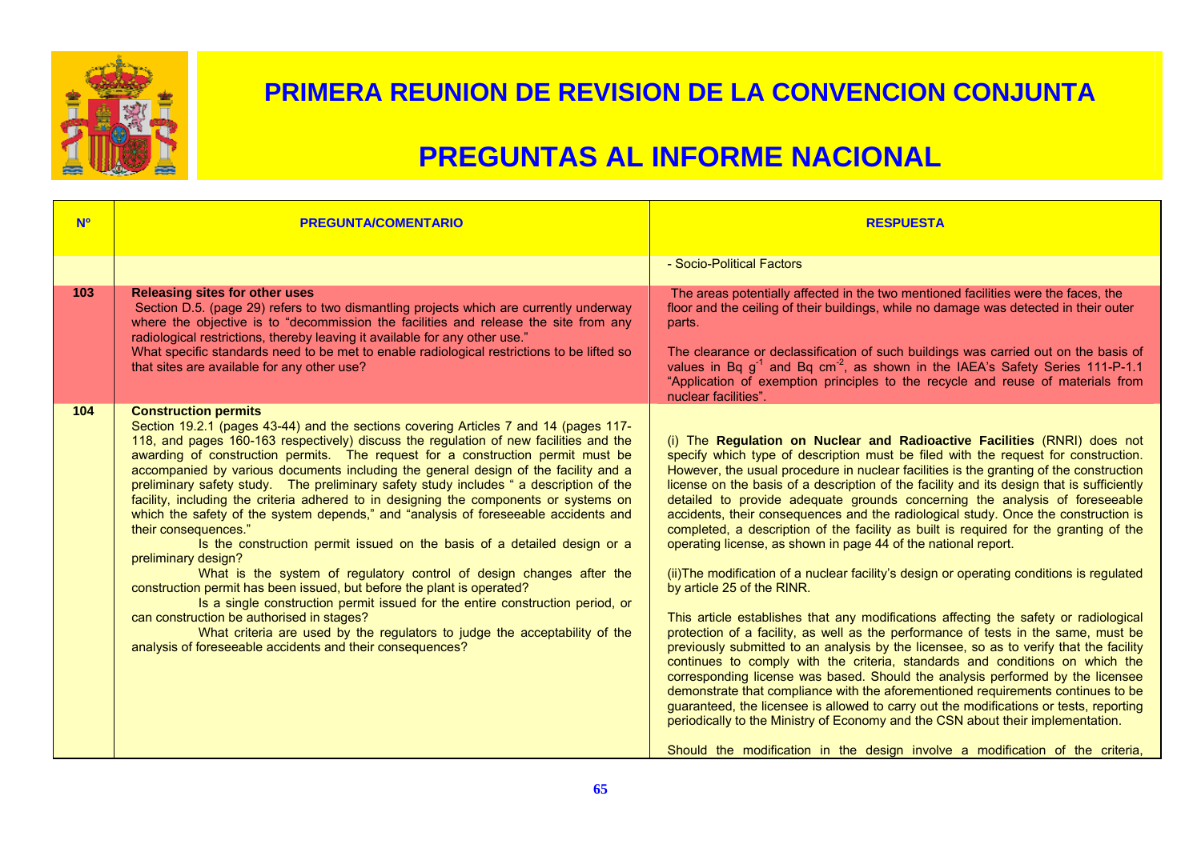# PRIMERA REUNION DE REVISION DE LA CONVENCION CONJUNTA

# PREGUNTAS AL INFORME NACIONAL

| Nº | PREGUNTA/COMENTARIO | RESPUESTA |
|---|---|---|
| | | - Socio-Political Factors |
| 103 | **Releasing sites for other uses**<br>Section D.5. (page 29) refers to two dismantling projects which are currently underway where the objective is to "decommission the facilities and release the site from any radiological restrictions, thereby leaving it available for any other use."<br>What specific standards need to be met to enable radiological restrictions to be lifted so that sites are available for any other use? | The areas potentially affected in the two mentioned facilities were the faces, the floor and the ceiling of their buildings, while no damage was detected in their outer parts.<br><br>The clearance or declassification of such buildings was carried out on the basis of values in Bq $g^{-1}$ and Bq $cm^{-2}$, as shown in the IAEA's Safety Series 111-P-1.1 "Application of exemption principles to the recycle and reuse of materials from nuclear facilities". |
| 104 | **Construction permits**<br>Section 19.2.1 (pages 43-44) and the sections covering Articles 7 and 14 (pages 117-118, and pages 160-163 respectively) discuss the regulation of new facilities and the awarding of construction permits. The request for a construction permit must be accompanied by various documents including the general design of the facility and a preliminary safety study. The preliminary safety study includes " a description of the facility, including the criteria adhered to in designing the components or systems on which the safety of the system depends," and "analysis of foreseeable accidents and their consequences."<br>Is the construction permit issued on the basis of a detailed design or a preliminary design?<br>What is the system of regulatory control of design changes after the construction permit has been issued, but before the plant is operated?<br>Is a single construction permit issued for the entire construction period, or can construction be authorised in stages?<br>What criteria are used by the regulators to judge the acceptability of the analysis of foreseeable accidents and their consequences? | (i) The **Regulation on Nuclear and Radioactive Facilities** (RNRI) does not specify which type of description must be filed with the request for construction. However, the usual procedure in nuclear facilities is the granting of the construction license on the basis of a description of the facility and its design that is sufficiently detailed to provide adequate grounds concerning the analysis of foreseeable accidents, their consequences and the radiological study. Once the construction is completed, a description of the facility as built is required for the granting of the operating license, as shown in page 44 of the national report.<br><br>(ii)The modification of a nuclear facility's design or operating conditions is regulated by article 25 of the RINR.<br><br>This article establishes that any modifications affecting the safety or radiological protection of a facility, as well as the performance of tests in the same, must be previously submitted to an analysis by the licensee, so as to verify that the facility continues to comply with the criteria, standards and conditions on which the corresponding license was based. Should the analysis performed by the licensee demonstrate that compliance with the aforementioned requirements continues to be guaranteed, the licensee is allowed to carry out the modifications or tests, reporting periodically to the Ministry of Economy and the CSN about their implementation.<br><br>Should the modification in the design involve a modification of the criteria, |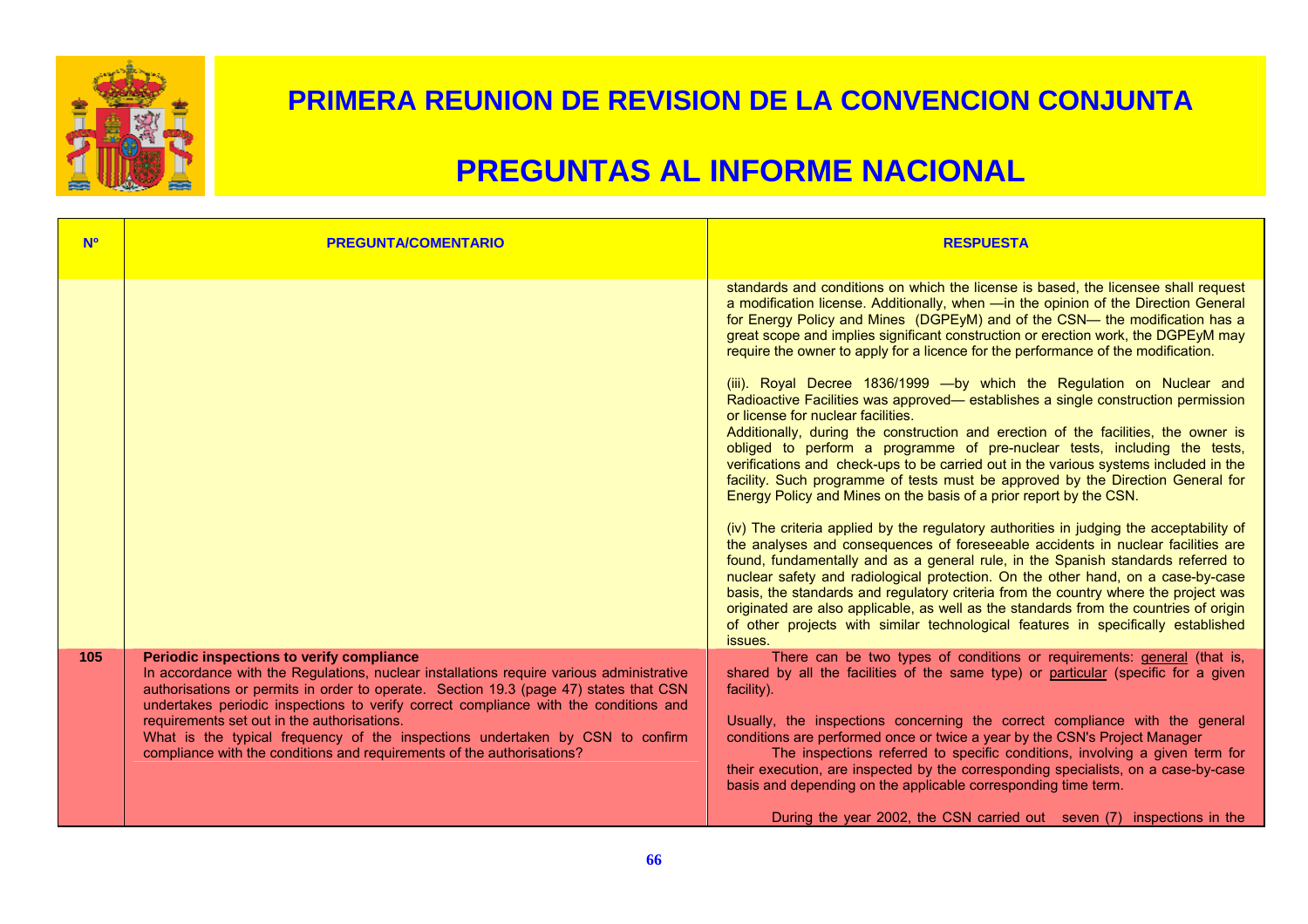# PRIMERA REUNION DE REVISION DE LA CONVENCION CONJUNTA

# PREGUNTAS AL INFORME NACIONAL

| Nº | PREGUNTA/COMENTARIO | RESPUESTA |
|---|---|---|
| | | standards and conditions on which the license is based, the licensee shall request a modification license. Additionally, when —in the opinion of the Direction General for Energy Policy and Mines (DGPEyM) and of the CSN— the modification has a great scope and implies significant construction or erection work, the DGPEyM may require the owner to apply for a licence for the performance of the modification.<br><br>(iii). Royal Decree 1836/1999 —by which the Regulation on Nuclear and Radioactive Facilities was approved— establishes a single construction permission or license for nuclear facilities.<br>Additionally, during the construction and erection of the facilities, the owner is obliged to perform a programme of pre-nuclear tests, including the tests, verifications and check-ups to be carried out in the various systems included in the facility. Such programme of tests must be approved by the Direction General for Energy Policy and Mines on the basis of a prior report by the CSN.<br><br>(iv) The criteria applied by the regulatory authorities in judging the acceptability of the analyses and consequences of foreseeable accidents in nuclear facilities are found, fundamentally and as a general rule, in the Spanish standards referred to nuclear safety and radiological protection. On the other hand, on a case-by-case basis, the standards and regulatory criteria from the country where the project was originated are also applicable, as well as the standards from the countries of origin of other projects with similar technological features in specifically established issues. |
| 105 | **Periodic inspections to verify compliance**<br>In accordance with the Regulations, nuclear installations require various administrative authorisations or permits in order to operate. Section 19.3 (page 47) states that CSN undertakes periodic inspections to verify correct compliance with the conditions and requirements set out in the authorisations.<br>What is the typical frequency of the inspections undertaken by CSN to confirm compliance with the conditions and requirements of the authorisations? | There can be two types of conditions or requirements: general (that is, shared by all the facilities of the same type) or particular (specific for a given facility).<br><br>Usually, the inspections concerning the correct compliance with the general conditions are performed once or twice a year by the CSN's Project Manager<br>The inspections referred to specific conditions, involving a given term for their execution, are inspected by the corresponding specialists, on a case-by-case basis and depending on the applicable corresponding time term.<br><br>During the year 2002, the CSN carried out seven (7) inspections in the |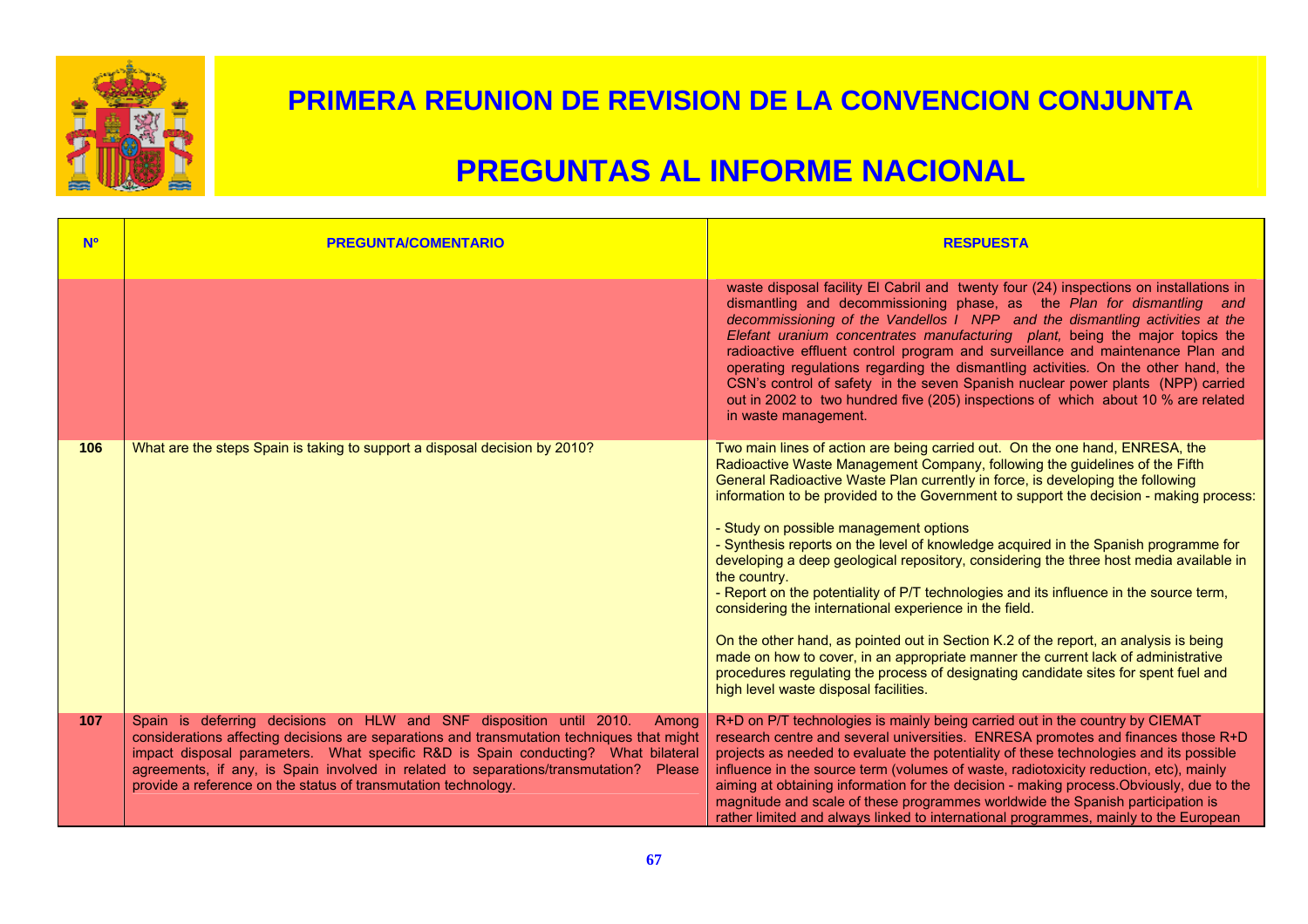# PRIMERA REUNION DE REVISION DE LA CONVENCION CONJUNTA

# PREGUNTAS AL INFORME NACIONAL

| Nº | PREGUNTA/COMENTARIO | RESPUESTA |
|---|---|---|
| | | waste disposal facility El Cabril and twenty four (24) inspections on installations in dismantling and decommissioning phase, as the *Plan for dismantling and decommissioning of the Vandellos I NPP and the dismantling activities at the Elefant uranium concentrates manufacturing plant,* being the major topics the radioactive effluent control program and surveillance and maintenance Plan and operating regulations regarding the dismantling activities. On the other hand, the CSN's control of safety in the seven Spanish nuclear power plants (NPP) carried out in 2002 to two hundred five (205) inspections of which about 10 % are related in waste management. |
| **106** | What are the steps Spain is taking to support a disposal decision by 2010? | Two main lines of action are being carried out. On the one hand, ENRESA, the Radioactive Waste Management Company, following the guidelines of the Fifth General Radioactive Waste Plan currently in force, is developing the following information to be provided to the Government to support the decision - making process:<br><br>- Study on possible management options<br>- Synthesis reports on the level of knowledge acquired in the Spanish programme for developing a deep geological repository, considering the three host media available in the country.<br>- Report on the potentiality of P/T technologies and its influence in the source term, considering the international experience in the field.<br><br>On the other hand, as pointed out in Section K.2 of the report, an analysis is being made on how to cover, in an appropriate manner the current lack of administrative procedures regulating the process of designating candidate sites for spent fuel and high level waste disposal facilities. |
| **107** | Spain is deferring decisions on HLW and SNF disposition until 2010. Among considerations affecting decisions are separations and transmutation techniques that might impact disposal parameters. What specific R&D is Spain conducting? What bilateral agreements, if any, is Spain involved in related to separations/transmutation? Please provide a reference on the status of transmutation technology. | R+D on P/T technologies is mainly being carried out in the country by CIEMAT research centre and several universities. ENRESA promotes and finances those R+D projects as needed to evaluate the potentiality of these technologies and its possible influence in the source term (volumes of waste, radiotoxicity reduction, etc), mainly aiming at obtaining information for the decision - making process.Obviously, due to the magnitude and scale of these programmes worldwide the Spanish participation is rather limited and always linked to international programmes, mainly to the European |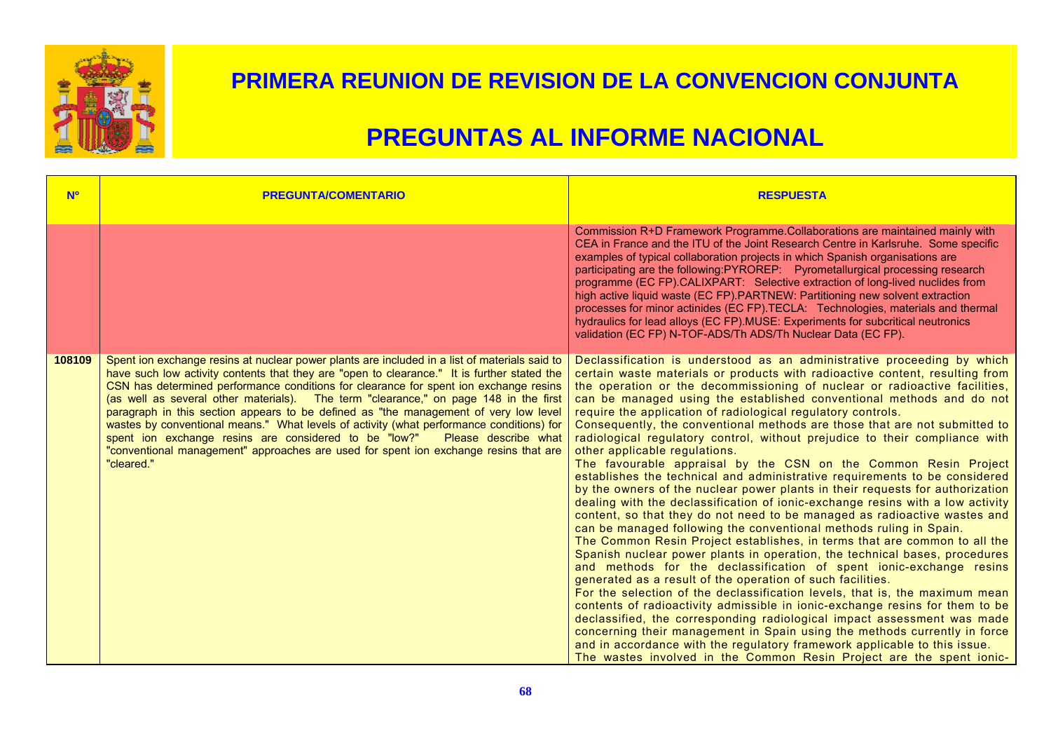# PRIMERA REUNION DE REVISION DE LA CONVENCION CONJUNTA

# PREGUNTAS AL INFORME NACIONAL

| Nº | PREGUNTA/COMENTARIO | RESPUESTA |
|---|---|---|
| | | Commission R+D Framework Programme.Collaborations are maintained mainly with CEA in France and the ITU of the Joint Research Centre in Karlsruhe. Some specific examples of typical collaboration projects in which Spanish organisations are participating are the following:PYROREP: Pyrometallurgical processing research programme (EC FP).CALIXPART: Selective extraction of long-lived nuclides from high active liquid waste (EC FP).PARTNEW: Partitioning new solvent extraction processes for minor actinides (EC FP).TECLA: Technologies, materials and thermal hydraulics for lead alloys (EC FP).MUSE: Experiments for subcritical neutronics validation (EC FP) N-TOF-ADS/Th ADS/Th Nuclear Data (EC FP). |
| 108109 | Spent ion exchange resins at nuclear power plants are included in a list of materials said to have such low activity contents that they are "open to clearance." It is further stated the CSN has determined performance conditions for clearance for spent ion exchange resins (as well as several other materials). The term "clearance," on page 148 in the first paragraph in this section appears to be defined as "the management of very low level wastes by conventional means." What levels of activity (what performance conditions) for spent ion exchange resins are considered to be "low?" Please describe what "conventional management" approaches are used for spent ion exchange resins that are "cleared." | Declassification is understood as an administrative proceeding by which certain waste materials or products with radioactive content, resulting from the operation or the decommissioning of nuclear or radioactive facilities, can be managed using the established conventional methods and do not require the application of radiological regulatory controls.<br>Consequently, the conventional methods are those that are not submitted to radiological regulatory control, without prejudice to their compliance with other applicable regulations.<br>The favourable appraisal by the CSN on the Common Resin Project establishes the technical and administrative requirements to be considered by the owners of the nuclear power plants in their requests for authorization dealing with the declassification of ionic-exchange resins with a low activity content, so that they do not need to be managed as radioactive wastes and can be managed following the conventional methods ruling in Spain.<br>The Common Resin Project establishes, in terms that are common to all the Spanish nuclear power plants in operation, the technical bases, procedures and methods for the declassification of spent ionic-exchange resins generated as a result of the operation of such facilities.<br>For the selection of the declassification levels, that is, the maximum mean contents of radioactivity admissible in ionic-exchange resins for them to be declassified, the corresponding radiological impact assessment was made concerning their management in Spain using the methods currently in force and in accordance with the regulatory framework applicable to this issue.<br>The wastes involved in the Common Resin Project are the spent ionic- |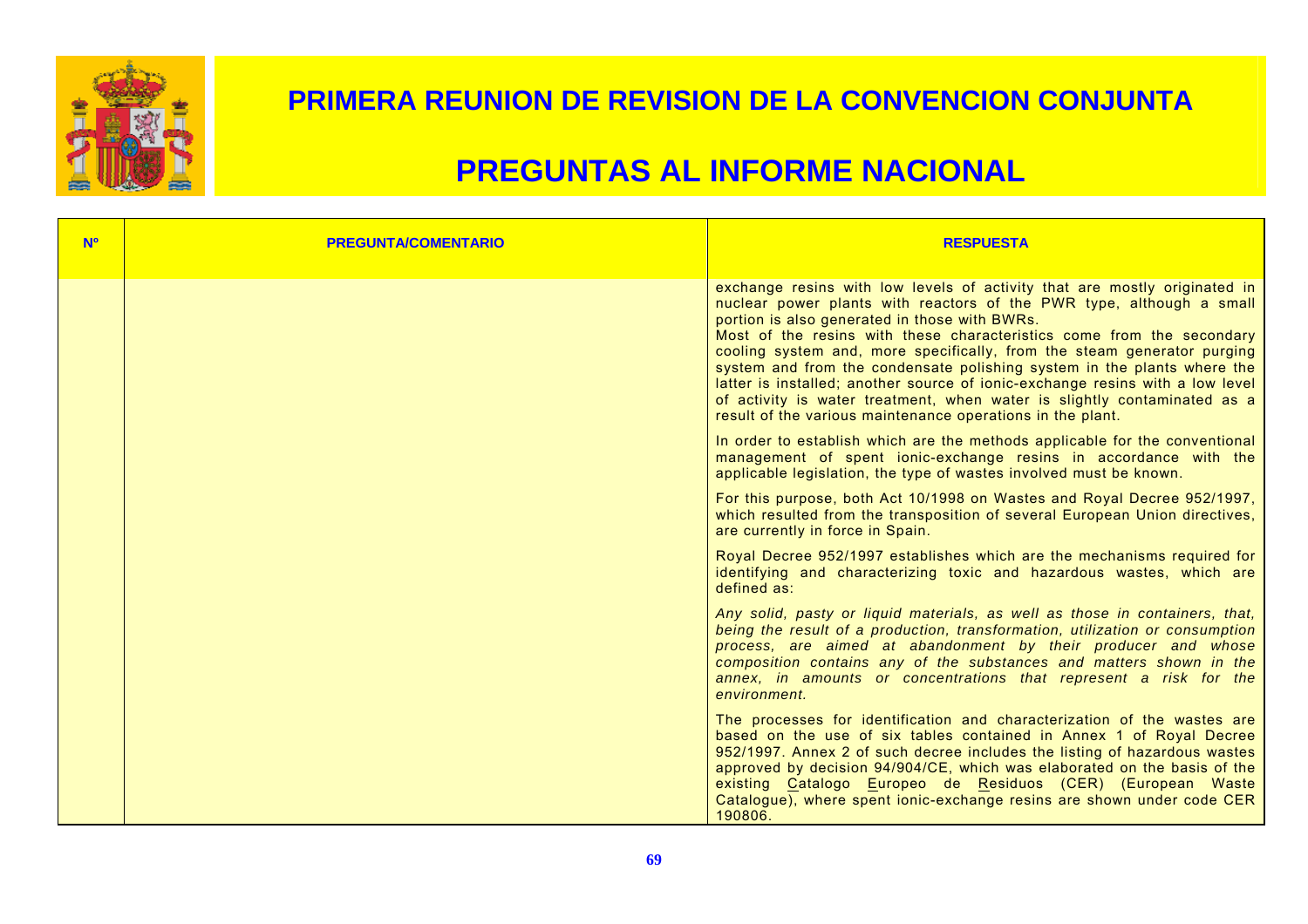# PRIMERA REUNION DE REVISION DE LA CONVENCION CONJUNTA

# PREGUNTAS AL INFORME NACIONAL

| Nº | PREGUNTA/COMENTARIO | RESPUESTA |
|---|---|---|
| | | exchange resins with low levels of activity that are mostly originated in nuclear power plants with reactors of the PWR type, although a small portion is also generated in those with BWRs.<br>Most of the resins with these characteristics come from the secondary cooling system and, more specifically, from the steam generator purging system and from the condensate polishing system in the plants where the latter is installed; another source of ionic-exchange resins with a low level of activity is water treatment, when water is slightly contaminated as a result of the various maintenance operations in the plant.<br><br>In order to establish which are the methods applicable for the conventional management of spent ionic-exchange resins in accordance with the applicable legislation, the type of wastes involved must be known.<br><br>For this purpose, both Act 10/1998 on Wastes and Royal Decree 952/1997, which resulted from the transposition of several European Union directives, are currently in force in Spain.<br><br>Royal Decree 952/1997 establishes which are the mechanisms required for identifying and characterizing toxic and hazardous wastes, which are defined as:<br><br>*Any solid, pasty or liquid materials, as well as those in containers, that, being the result of a production, transformation, utilization or consumption process, are aimed at abandonment by their producer and whose composition contains any of the substances and matters shown in the annex, in amounts or concentrations that represent a risk for the environment.*<br><br>The processes for identification and characterization of the wastes are based on the use of six tables contained in Annex 1 of Royal Decree 952/1997. Annex 2 of such decree includes the listing of hazardous wastes approved by decision 94/904/CE, which was elaborated on the basis of the existing Catalogo Europeo de Residuos (CER) (European Waste Catalogue), where spent ionic-exchange resins are shown under code CER 190806. |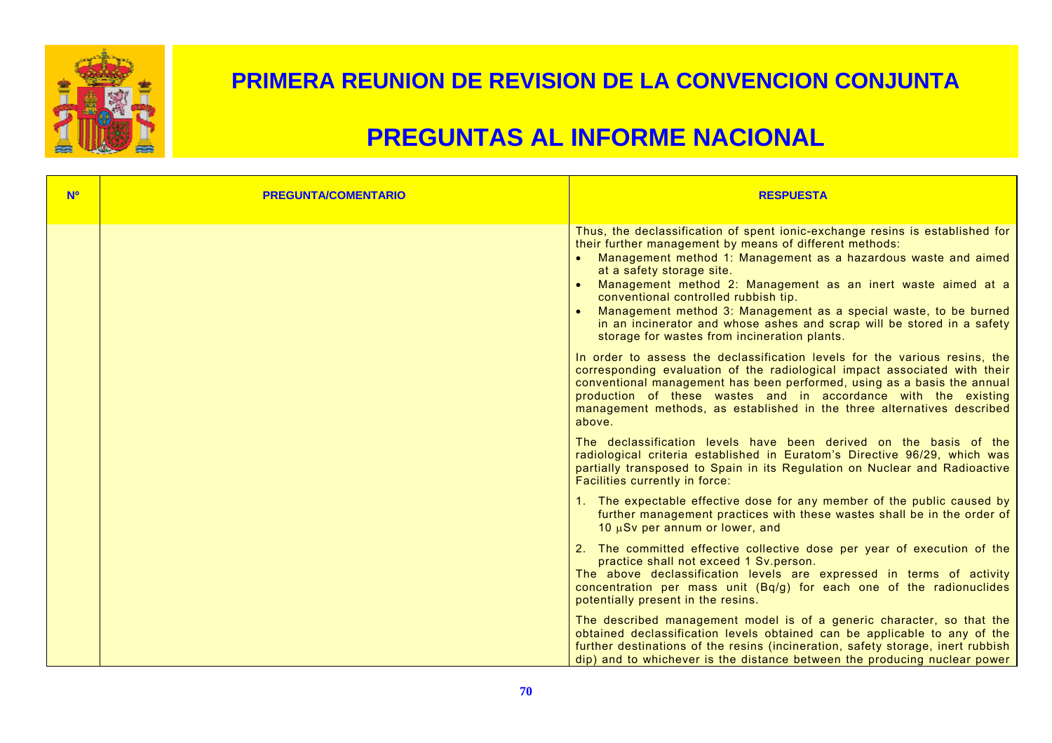# PRIMERA REUNION DE REVISION DE LA CONVENCION CONJUNTA

# PREGUNTAS AL INFORME NACIONAL

| Nº | PREGUNTA/COMENTARIO | RESPUESTA |
|---|---|---|
| | | Thus, the declassification of spent ionic-exchange resins is established for their further management by means of different methods:<br>• Management method 1: Management as a hazardous waste and aimed at a safety storage site.<br>• Management method 2: Management as an inert waste aimed at a conventional controlled rubbish tip.<br>• Management method 3: Management as a special waste, to be burned in an incinerator and whose ashes and scrap will be stored in a safety storage for wastes from incineration plants.<br><br>In order to assess the declassification levels for the various resins, the corresponding evaluation of the radiological impact associated with their conventional management has been performed, using as a basis the annual production of these wastes and in accordance with the existing management methods, as established in the three alternatives described above.<br><br>The declassification levels have been derived on the basis of the radiological criteria established in Euratom's Directive 96/29, which was partially transposed to Spain in its Regulation on Nuclear and Radioactive Facilities currently in force:<br><br>1. The expectable effective dose for any member of the public caused by further management practices with these wastes shall be in the order of 10 μSv per annum or lower, and<br><br>2. The committed effective collective dose per year of execution of the practice shall not exceed 1 Sv.person.<br>The above declassification levels are expressed in terms of activity concentration per mass unit (Bq/g) for each one of the radionuclides potentially present in the resins.<br><br>The described management model is of a generic character, so that the obtained declassification levels obtained can be applicable to any of the further destinations of the resins (incineration, safety storage, inert rubbish dip) and to whichever is the distance between the producing nuclear power |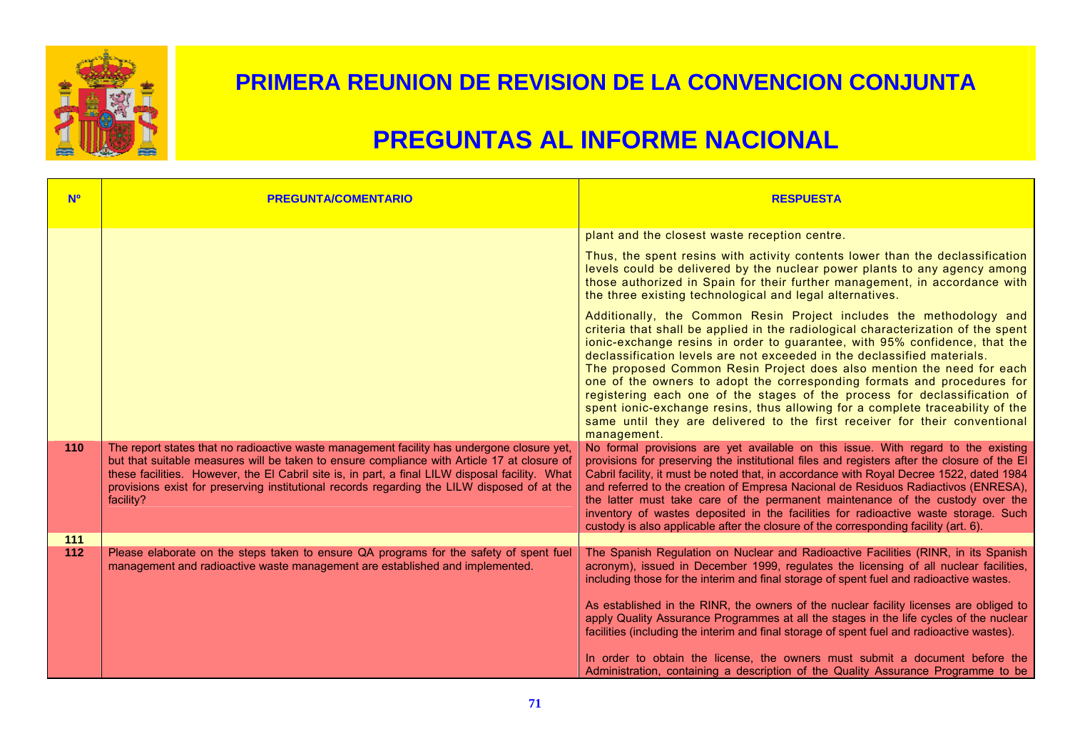# PRIMERA REUNION DE REVISION DE LA CONVENCION CONJUNTA

# PREGUNTAS AL INFORME NACIONAL

| Nº | PREGUNTA/COMENTARIO | RESPUESTA |
|---|---|---|
| | | plant and the closest waste reception centre.<br><br>Thus, the spent resins with activity contents lower than the declassification levels could be delivered by the nuclear power plants to any agency among those authorized in Spain for their further management, in accordance with the three existing technological and legal alternatives.<br><br>Additionally, the Common Resin Project includes the methodology and criteria that shall be applied in the radiological characterization of the spent ionic-exchange resins in order to guarantee, with 95% confidence, that the declassification levels are not exceeded in the declassified materials.<br>The proposed Common Resin Project does also mention the need for each one of the owners to adopt the corresponding formats and procedures for registering each one of the stages of the process for declassification of spent ionic-exchange resins, thus allowing for a complete traceability of the same until they are delivered to the first receiver for their conventional management. |
| **110** | The report states that no radioactive waste management facility has undergone closure yet, but that suitable measures will be taken to ensure compliance with Article 17 at closure of these facilities. However, the El Cabril site is, in part, a final LILW disposal facility. What provisions exist for preserving institutional records regarding the LILW disposed of at the facility? | No formal provisions are yet available on this issue. With regard to the existing provisions for preserving the institutional files and registers after the closure of the El Cabril facility, it must be noted that, in accordance with Royal Decree 1522, dated 1984 and referred to the creation of Empresa Nacional de Residuos Radiactivos (ENRESA), the latter must take care of the permanent maintenance of the custody over the inventory of wastes deposited in the facilities for radioactive waste storage. Such custody is also applicable after the closure of the corresponding facility (art. 6). |
| **111** | | |
| **112** | Please elaborate on the steps taken to ensure QA programs for the safety of spent fuel management and radioactive waste management are established and implemented. | The Spanish Regulation on Nuclear and Radioactive Facilities (RINR, in its Spanish acronym), issued in December 1999, regulates the licensing of all nuclear facilities, including those for the interim and final storage of spent fuel and radioactive wastes.<br><br>As established in the RINR, the owners of the nuclear facility licenses are obliged to apply Quality Assurance Programmes at all the stages in the life cycles of the nuclear facilities (including the interim and final storage of spent fuel and radioactive wastes).<br><br>In order to obtain the license, the owners must submit a document before the Administration, containing a description of the Quality Assurance Programme to be |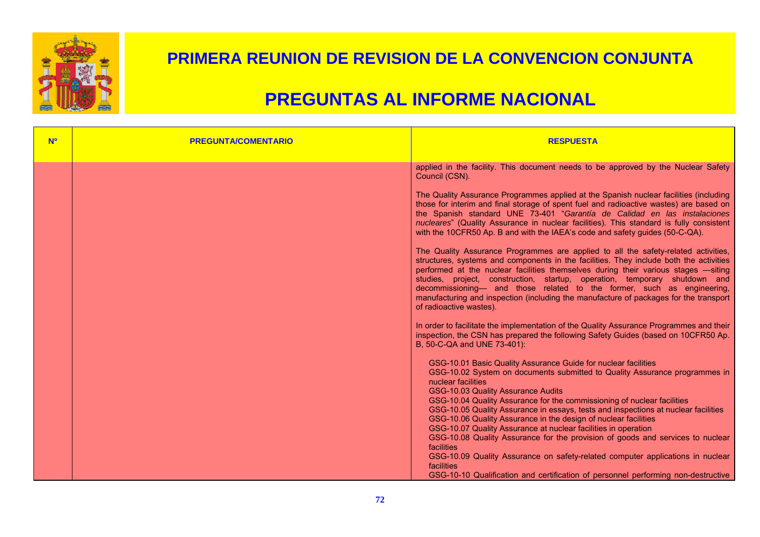# PRIMERA REUNION DE REVISION DE LA CONVENCION CONJUNTA

# PREGUNTAS AL INFORME NACIONAL

| Nº | PREGUNTA/COMENTARIO | RESPUESTA |
|---|---|---|
| | | applied in the facility. This document needs to be approved by the Nuclear Safety Council (CSN).<br><br>The Quality Assurance Programmes applied at the Spanish nuclear facilities (including those for interim and final storage of spent fuel and radioactive wastes) are based on the Spanish standard UNE 73-401 "*Garantía de Calidad en las instalaciones nucleares*" (Quality Assurance in nuclear facilities). This standard is fully consistent with the 10CFR50 Ap. B and with the IAEA's code and safety guides (50-C-QA).<br><br>The Quality Assurance Programmes are applied to all the safety-related activities, structures, systems and components in the facilities. They include both the activities performed at the nuclear facilities themselves during their various stages —siting studies, project, construction, startup, operation, temporary shutdown and decommissioning— and those related to the former, such as engineering, manufacturing and inspection (including the manufacture of packages for the transport of radioactive wastes).<br><br>In order to facilitate the implementation of the Quality Assurance Programmes and their inspection, the CSN has prepared the following Safety Guides (based on 10CFR50 Ap. B, 50-C-QA and UNE 73-401):<br><br>GSG-10.01 Basic Quality Assurance Guide for nuclear facilities<br>GSG-10.02 System on documents submitted to Quality Assurance programmes in nuclear facilities<br>GSG-10.03 Quality Assurance Audits<br>GSG-10.04 Quality Assurance for the commissioning of nuclear facilities<br>GSG-10.05 Quality Assurance in essays, tests and inspections at nuclear facilities<br>GSG-10.06 Quality Assurance in the design of nuclear facilities<br>GSG-10.07 Quality Assurance at nuclear facilities in operation<br>GSG-10.08 Quality Assurance for the provision of goods and services to nuclear facilities<br>GSG-10.09 Quality Assurance on safety-related computer applications in nuclear facilities<br>GSG-10-10 Qualification and certification of personnel performing non-destructive |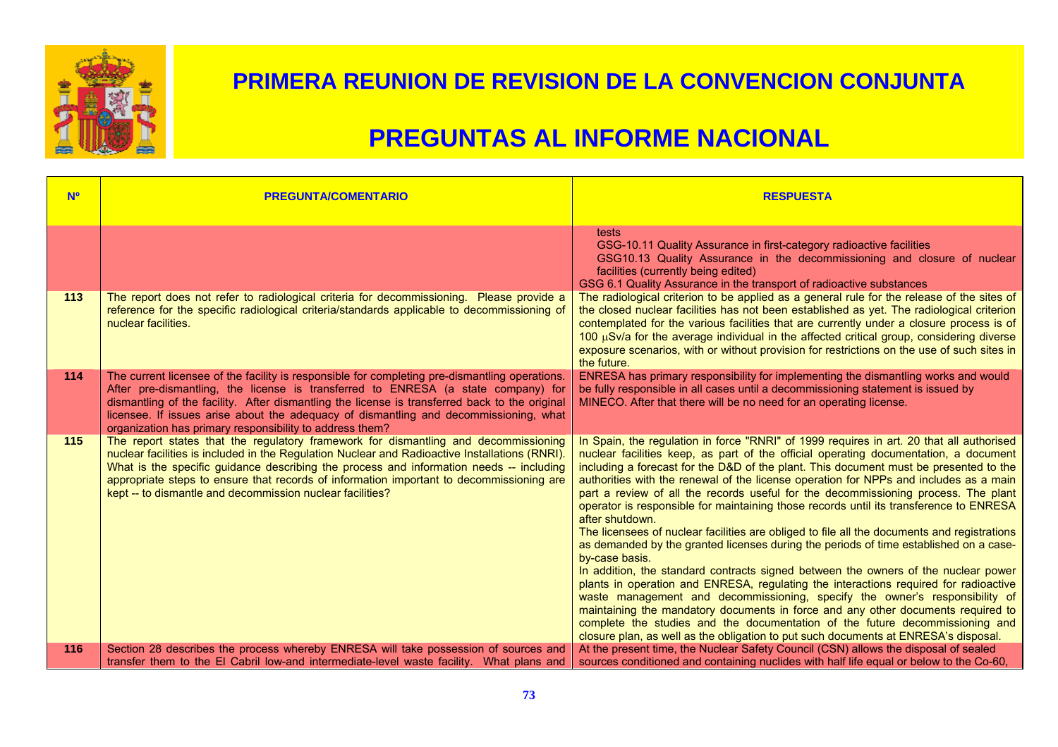# PRIMERA REUNION DE REVISION DE LA CONVENCION CONJUNTA

# PREGUNTAS AL INFORME NACIONAL

| Nº | PREGUNTA/COMENTARIO | RESPUESTA |
|---|---|---|
| | | tests<br>GSG-10.11 Quality Assurance in first-category radioactive facilities<br>GSG10.13 Quality Assurance in the decommissioning and closure of nuclear facilities (currently being edited)<br>GSG 6.1 Quality Assurance in the transport of radioactive substances |
| 113 | The report does not refer to radiological criteria for decommissioning. Please provide a reference for the specific radiological criteria/standards applicable to decommissioning of nuclear facilities. | The radiological criterion to be applied as a general rule for the release of the sites of the closed nuclear facilities has not been established as yet. The radiological criterion contemplated for the various facilities that are currently under a closure process is of 100 μSv/a for the average individual in the affected critical group, considering diverse exposure scenarios, with or without provision for restrictions on the use of such sites in the future. |
| 114 | The current licensee of the facility is responsible for completing pre-dismantling operations. After pre-dismantling, the license is transferred to ENRESA (a state company) for dismantling of the facility. After dismantling the license is transferred back to the original licensee. If issues arise about the adequacy of dismantling and decommissioning, what organization has primary responsibility to address them? | ENRESA has primary responsibility for implementing the dismantling works and would be fully responsible in all cases until a decommissioning statement is issued by MINECO. After that there will be no need for an operating license. |
| 115 | The report states that the regulatory framework for dismantling and decommissioning nuclear facilities is included in the Regulation Nuclear and Radioactive Installations (RNRI). What is the specific guidance describing the process and information needs -- including appropriate steps to ensure that records of information important to decommissioning are kept -- to dismantle and decommission nuclear facilities? | In Spain, the regulation in force "RNRI" of 1999 requires in art. 20 that all authorised nuclear facilities keep, as part of the official operating documentation, a document including a forecast for the D&D of the plant. This document must be presented to the authorities with the renewal of the license operation for NPPs and includes as a main part a review of all the records useful for the decommissioning process. The plant operator is responsible for maintaining those records until its transference to ENRESA after shutdown.<br>The licensees of nuclear facilities are obliged to file all the documents and registrations as demanded by the granted licenses during the periods of time established on a case-by-case basis.<br>In addition, the standard contracts signed between the owners of the nuclear power plants in operation and ENRESA, regulating the interactions required for radioactive waste management and decommissioning, specify the owner's responsibility of maintaining the mandatory documents in force and any other documents required to complete the studies and the documentation of the future decommissioning and closure plan, as well as the obligation to put such documents at ENRESA's disposal. |
| 116 | Section 28 describes the process whereby ENRESA will take possession of sources and transfer them to the El Cabril low-and intermediate-level waste facility. What plans and | At the present time, the Nuclear Safety Council (CSN) allows the disposal of sealed sources conditioned and containing nuclides with half life equal or below to the Co-60, |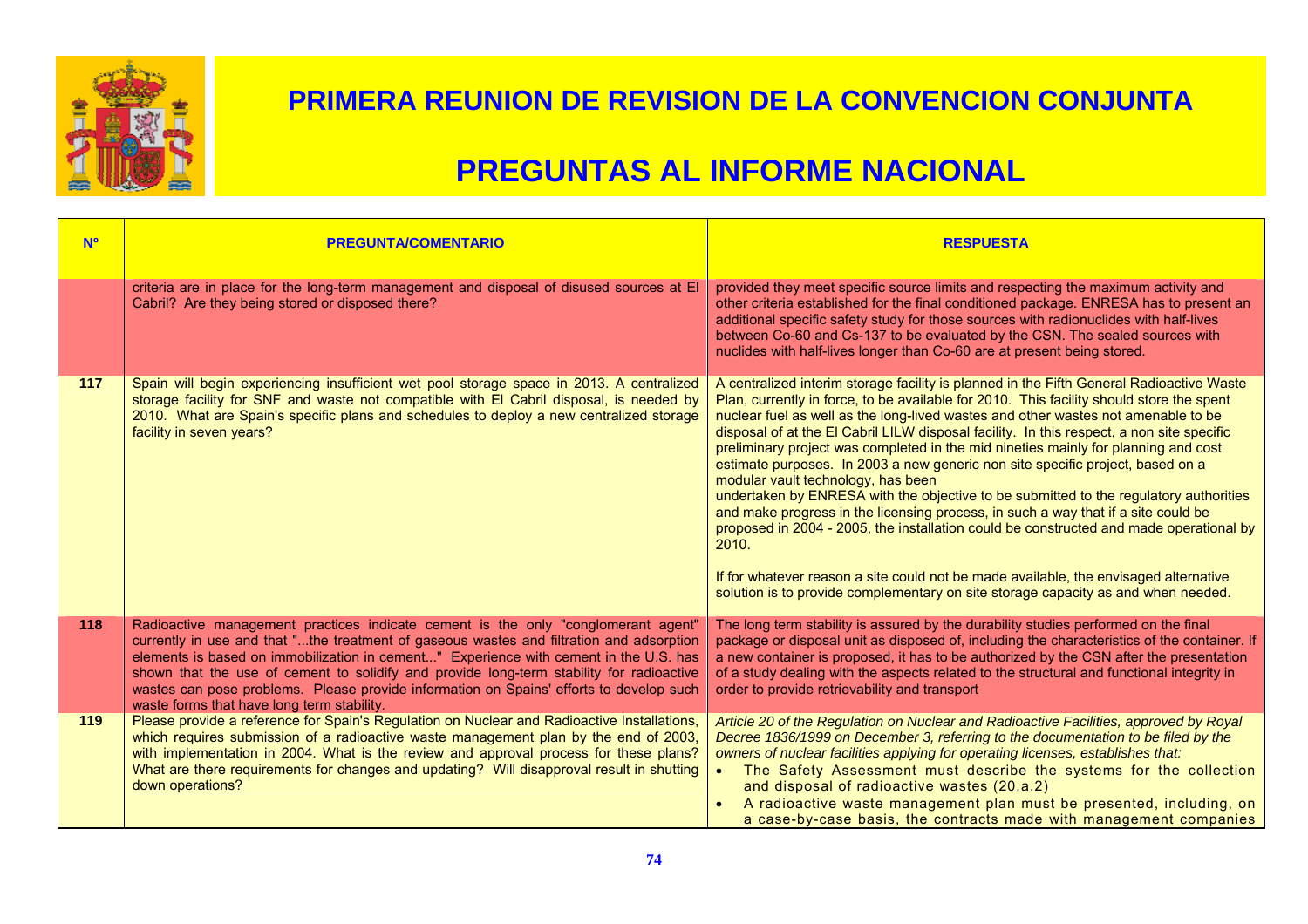# PRIMERA REUNION DE REVISION DE LA CONVENCION CONJUNTA

# PREGUNTAS AL INFORME NACIONAL

| Nº | PREGUNTA/COMENTARIO | RESPUESTA |
|---|---|---|
| | criteria are in place for the long-term management and disposal of disused sources at El Cabril? Are they being stored or disposed there? | provided they meet specific source limits and respecting the maximum activity and other criteria established for the final conditioned package. ENRESA has to present an additional specific safety study for those sources with radionuclides with half-lives between Co-60 and Cs-137 to be evaluated by the CSN. The sealed sources with nuclides with half-lives longer than Co-60 are at present being stored. |
| 117 | Spain will begin experiencing insufficient wet pool storage space in 2013. A centralized storage facility for SNF and waste not compatible with El Cabril disposal, is needed by 2010. What are Spain's specific plans and schedules to deploy a new centralized storage facility in seven years? | A centralized interim storage facility is planned in the Fifth General Radioactive Waste Plan, currently in force, to be available for 2010. This facility should store the spent nuclear fuel as well as the long-lived wastes and other wastes not amenable to be disposal of at the El Cabril LILW disposal facility. In this respect, a non site specific preliminary project was completed in the mid nineties mainly for planning and cost estimate purposes. In 2003 a new generic non site specific project, based on a modular vault technology, has been undertaken by ENRESA with the objective to be submitted to the regulatory authorities and make progress in the licensing process, in such a way that if a site could be proposed in 2004 - 2005, the installation could be constructed and made operational by 2010.<br><br>If for whatever reason a site could not be made available, the envisaged alternative solution is to provide complementary on site storage capacity as and when needed. |
| 118 | Radioactive management practices indicate cement is the only "conglomerant agent" currently in use and that "...the treatment of gaseous wastes and filtration and adsorption elements is based on immobilization in cement..." Experience with cement in the U.S. has shown that the use of cement to solidify and provide long-term stability for radioactive wastes can pose problems. Please provide information on Spains' efforts to develop such waste forms that have long term stability. | The long term stability is assured by the durability studies performed on the final package or disposal unit as disposed of, including the characteristics of the container. If a new container is proposed, it has to be authorized by the CSN after the presentation of a study dealing with the aspects related to the structural and functional integrity in order to provide retrievability and transport |
| 119 | Please provide a reference for Spain's Regulation on Nuclear and Radioactive Installations, which requires submission of a radioactive waste management plan by the end of 2003, with implementation in 2004. What is the review and approval process for these plans? What are there requirements for changes and updating? Will disapproval result in shutting down operations? | *Article 20 of the Regulation on Nuclear and Radioactive Facilities, approved by Royal Decree 1836/1999 on December 3, referring to the documentation to be filed by the owners of nuclear facilities applying for operating licenses, establishes that:*<br>• The Safety Assessment must describe the systems for the collection and disposal of radioactive wastes (20.a.2)<br>• A radioactive waste management plan must be presented, including, on a case-by-case basis, the contracts made with management companies |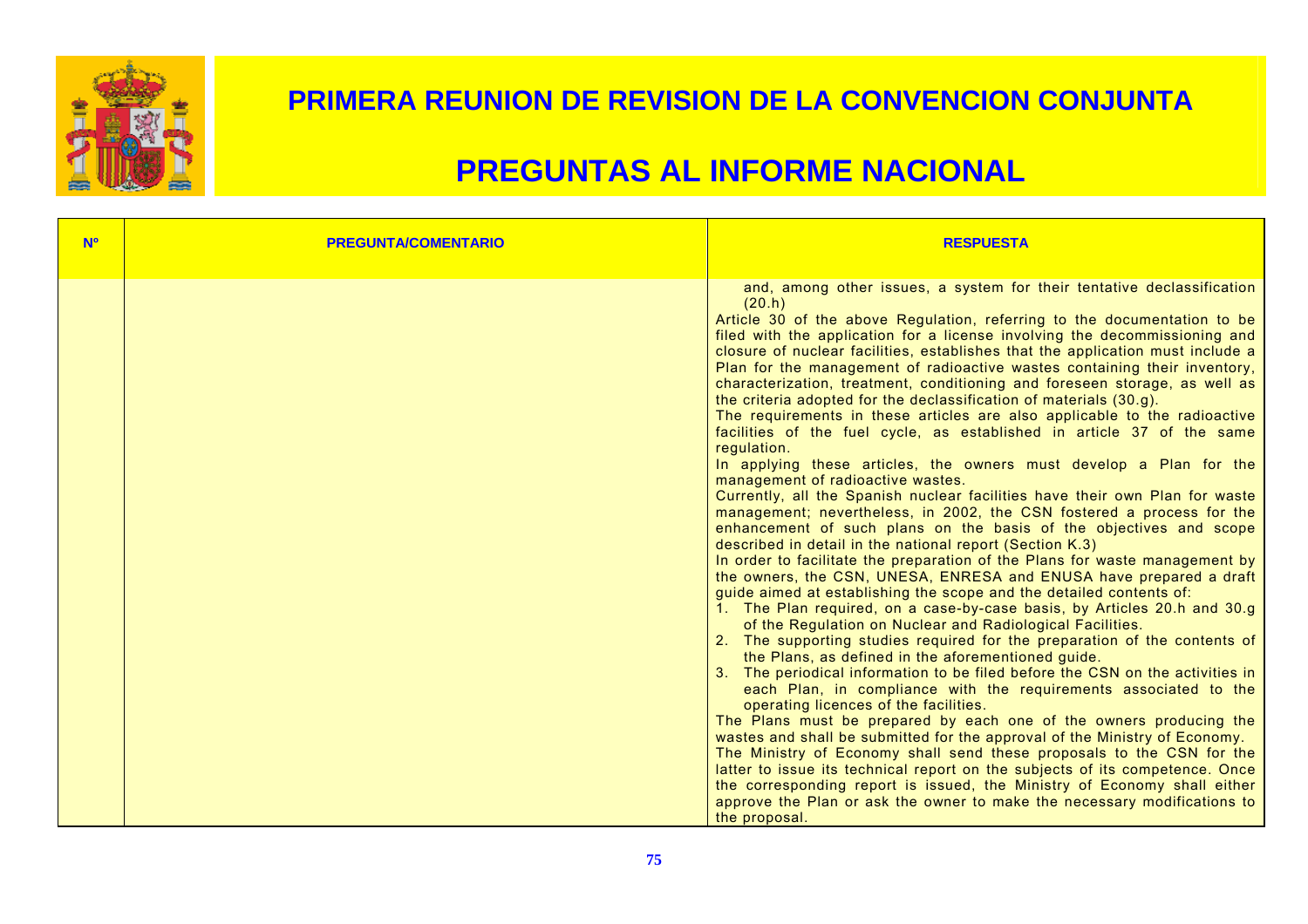# PRIMERA REUNION DE REVISION DE LA CONVENCION CONJUNTA

# PREGUNTAS AL INFORME NACIONAL

| Nº | PREGUNTA/COMENTARIO | RESPUESTA |
|---|---|---|
| | | and, among other issues, a system for their tentative declassification (20.h)<br>Article 30 of the above Regulation, referring to the documentation to be filed with the application for a license involving the decommissioning and closure of nuclear facilities, establishes that the application must include a Plan for the management of radioactive wastes containing their inventory, characterization, treatment, conditioning and foreseen storage, as well as the criteria adopted for the declassification of materials (30.g).<br>The requirements in these articles are also applicable to the radioactive facilities of the fuel cycle, as established in article 37 of the same regulation.<br>In applying these articles, the owners must develop a Plan for the management of radioactive wastes.<br>Currently, all the Spanish nuclear facilities have their own Plan for waste management; nevertheless, in 2002, the CSN fostered a process for the enhancement of such plans on the basis of the objectives and scope described in detail in the national report (Section K.3)<br>In order to facilitate the preparation of the Plans for waste management by the owners, the CSN, UNESA, ENRESA and ENUSA have prepared a draft guide aimed at establishing the scope and the detailed contents of:<br>1. The Plan required, on a case-by-case basis, by Articles 20.h and 30.g of the Regulation on Nuclear and Radiological Facilities.<br>2. The supporting studies required for the preparation of the contents of the Plans, as defined in the aforementioned guide.<br>3. The periodical information to be filed before the CSN on the activities in each Plan, in compliance with the requirements associated to the operating licences of the facilities.<br>The Plans must be prepared by each one of the owners producing the wastes and shall be submitted for the approval of the Ministry of Economy.<br>The Ministry of Economy shall send these proposals to the CSN for the latter to issue its technical report on the subjects of its competence. Once the corresponding report is issued, the Ministry of Economy shall either approve the Plan or ask the owner to make the necessary modifications to the proposal. |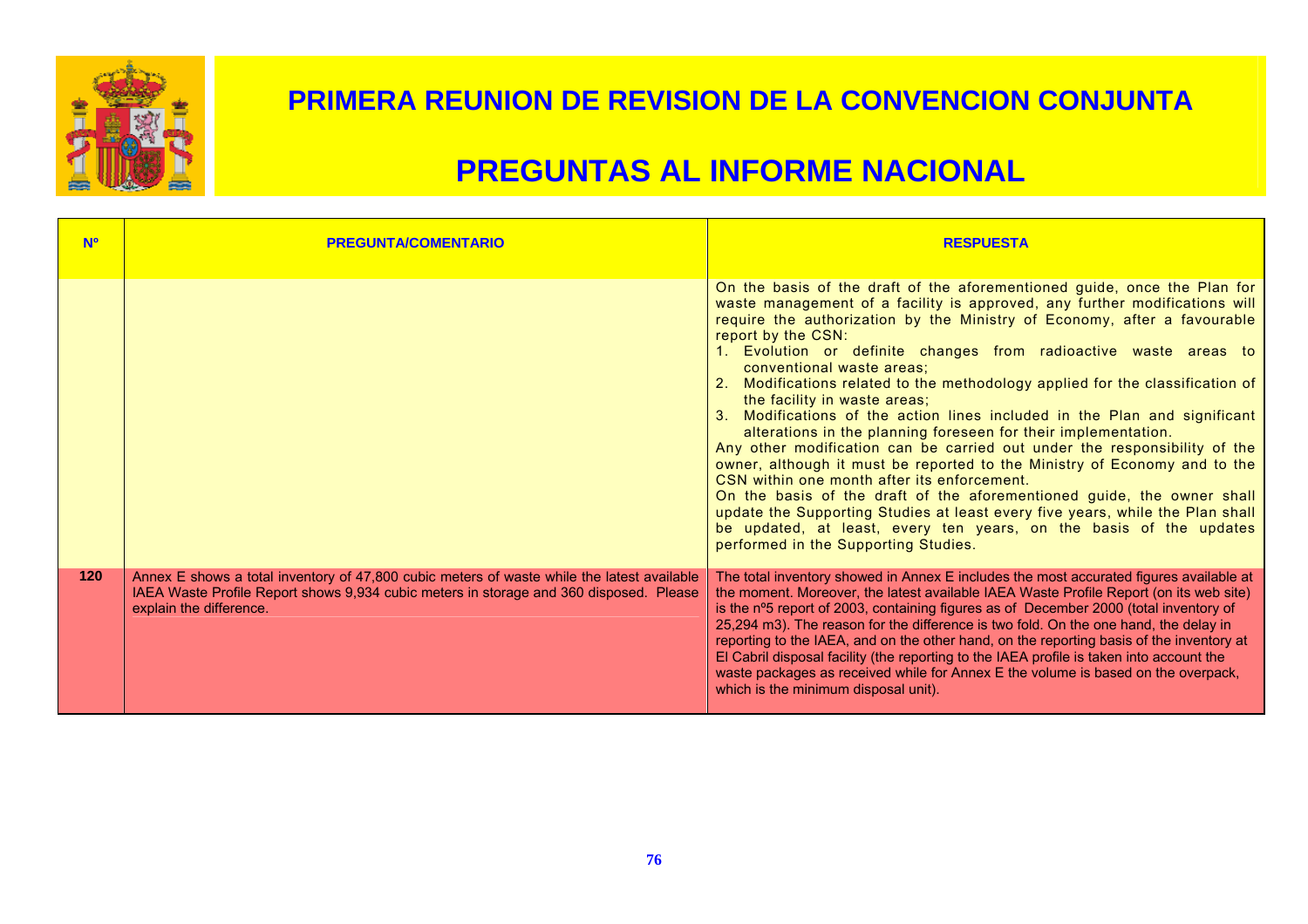# PRIMERA REUNION DE REVISION DE LA CONVENCION CONJUNTA

# PREGUNTAS AL INFORME NACIONAL

| Nº | PREGUNTA/COMENTARIO | RESPUESTA |
| --- | --- | --- |
| | | On the basis of the draft of the aforementioned guide, once the Plan for waste management of a facility is approved, any further modifications will require the authorization by the Ministry of Economy, after a favourable report by the CSN:<br>1. Evolution or definite changes from radioactive waste areas to conventional waste areas;<br>2. Modifications related to the methodology applied for the classification of the facility in waste areas;<br>3. Modifications of the action lines included in the Plan and significant alterations in the planning foreseen for their implementation.<br>Any other modification can be carried out under the responsibility of the owner, although it must be reported to the Ministry of Economy and to the CSN within one month after its enforcement.<br>On the basis of the draft of the aforementioned guide, the owner shall update the Supporting Studies at least every five years, while the Plan shall be updated, at least, every ten years, on the basis of the updates performed in the Supporting Studies. |
| 120 | Annex E shows a total inventory of 47,800 cubic meters of waste while the latest available IAEA Waste Profile Report shows 9,934 cubic meters in storage and 360 disposed. Please explain the difference. | The total inventory showed in Annex E includes the most accurated figures available at the moment. Moreover, the latest available IAEA Waste Profile Report (on its web site) is the nº5 report of 2003, containing figures as of December 2000 (total inventory of 25,294 m3). The reason for the difference is two fold. On the one hand, the delay in reporting to the IAEA, and on the other hand, on the reporting basis of the inventory at El Cabril disposal facility (the reporting to the IAEA profile is taken into account the waste packages as received while for Annex E the volume is based on the overpack, which is the minimum disposal unit). |